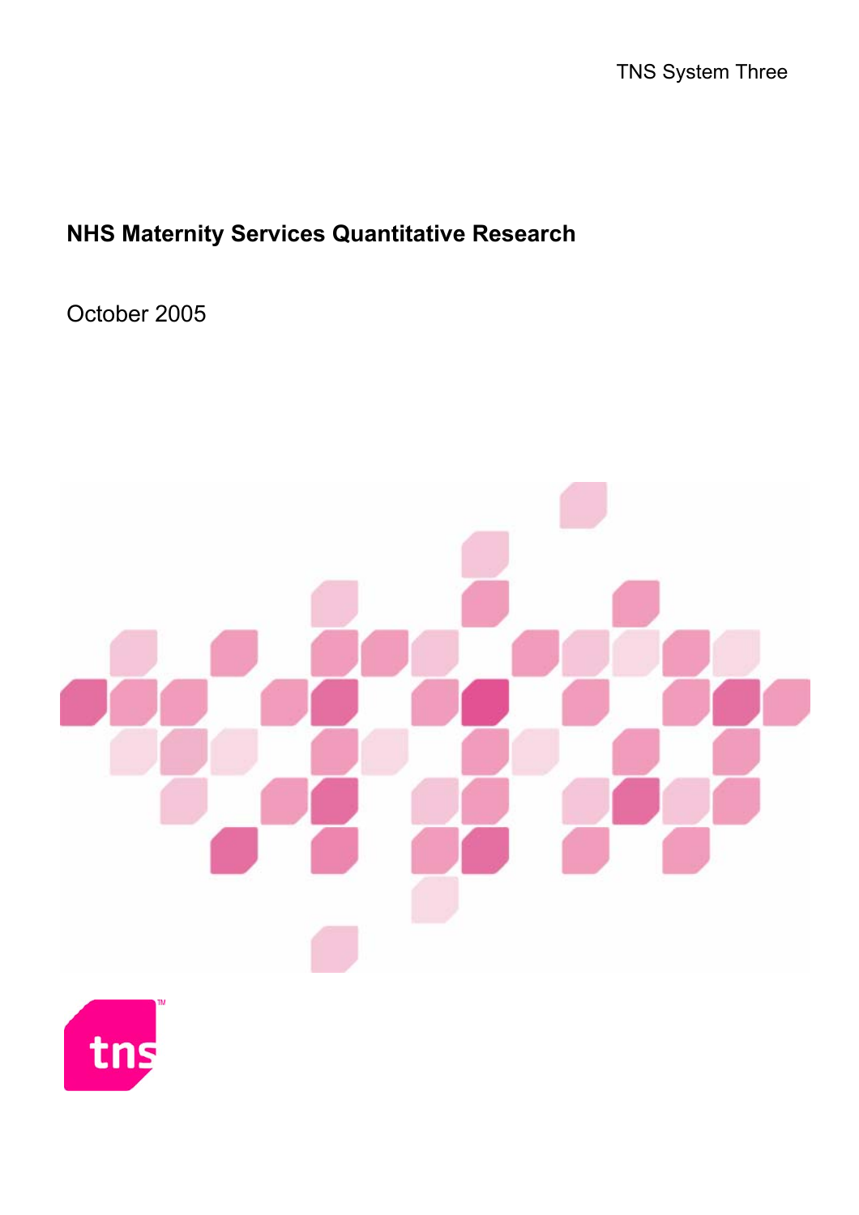TNS System Three

# NHS Maternity Services Quantitative Research

October 2005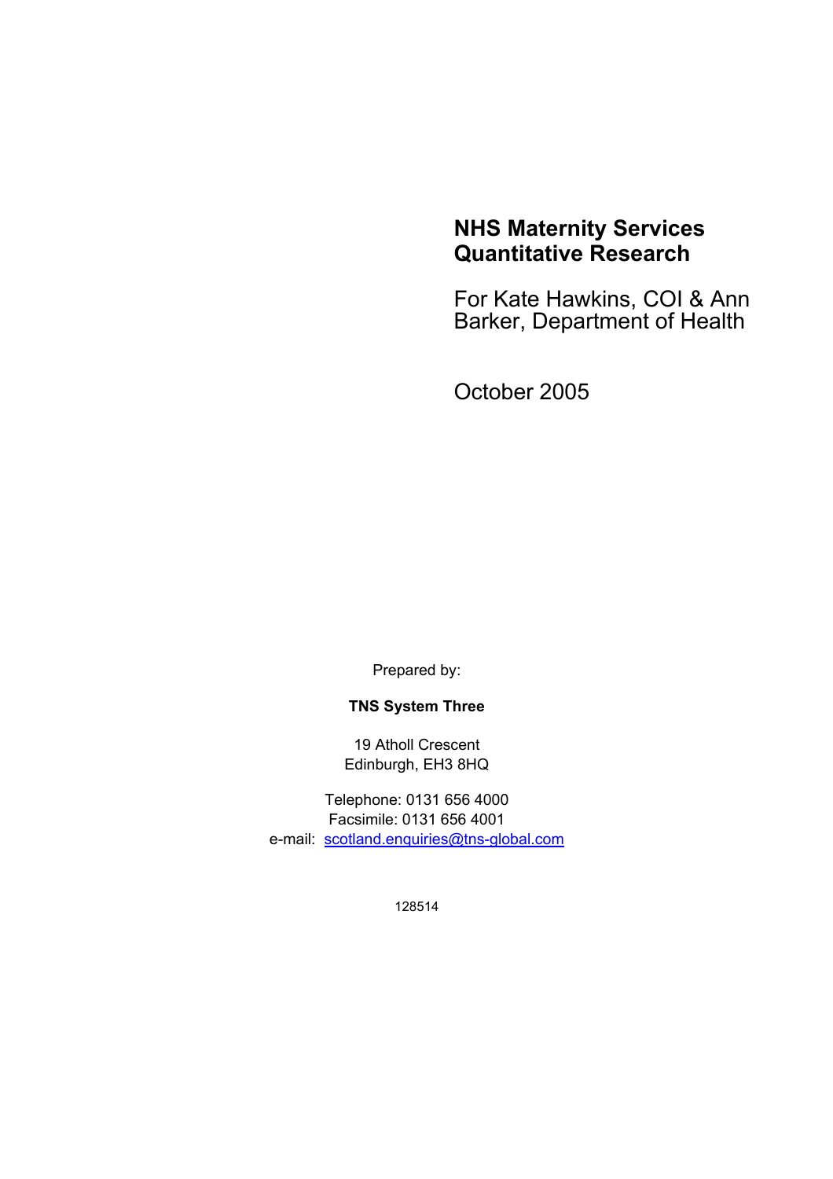# NHS Maternity Services Quantitative Research

For Kate Hawkins, COI & Ann Barker, Department of Health

October 2005

Prepared by:

**TNS System Three**

19 Atholl Crescent
Edinburgh, EH3 8HQ

Telephone: 0131 656 4000
Facsimile: 0131 656 4001
e-mail: scotland.enquiries@tns-global.com

128514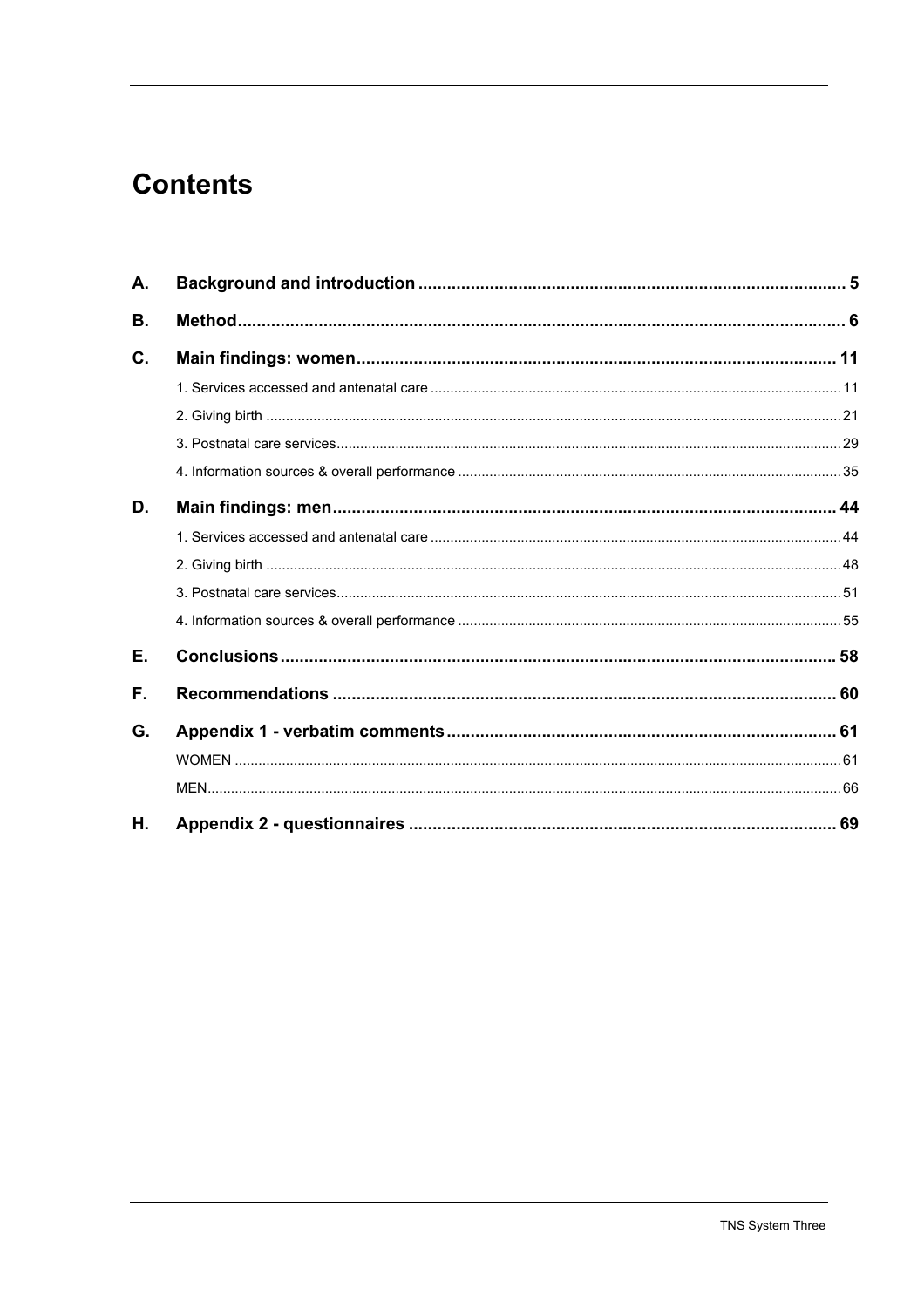# Contents

| | | |
|---|---|---|
| **A.** | **Background and introduction** | **5** |
| **B.** | **Method** | **6** |
| **C.** | **Main findings: women** | **11** |
| | 1. Services accessed and antenatal care | 11 |
| | 2. Giving birth | 21 |
| | 3. Postnatal care services | 29 |
| | 4. Information sources & overall performance | 35 |
| **D.** | **Main findings: men** | **44** |
| | 1. Services accessed and antenatal care | 44 |
| | 2. Giving birth | 48 |
| | 3. Postnatal care services | 51 |
| | 4. Information sources & overall performance | 55 |
| **E.** | **Conclusions** | **58** |
| **F.** | **Recommendations** | **60** |
| **G.** | **Appendix 1 - verbatim comments** | **61** |
| | WOMEN | 61 |
| | MEN | 66 |
| **H.** | **Appendix 2 - questionnaires** | **69** |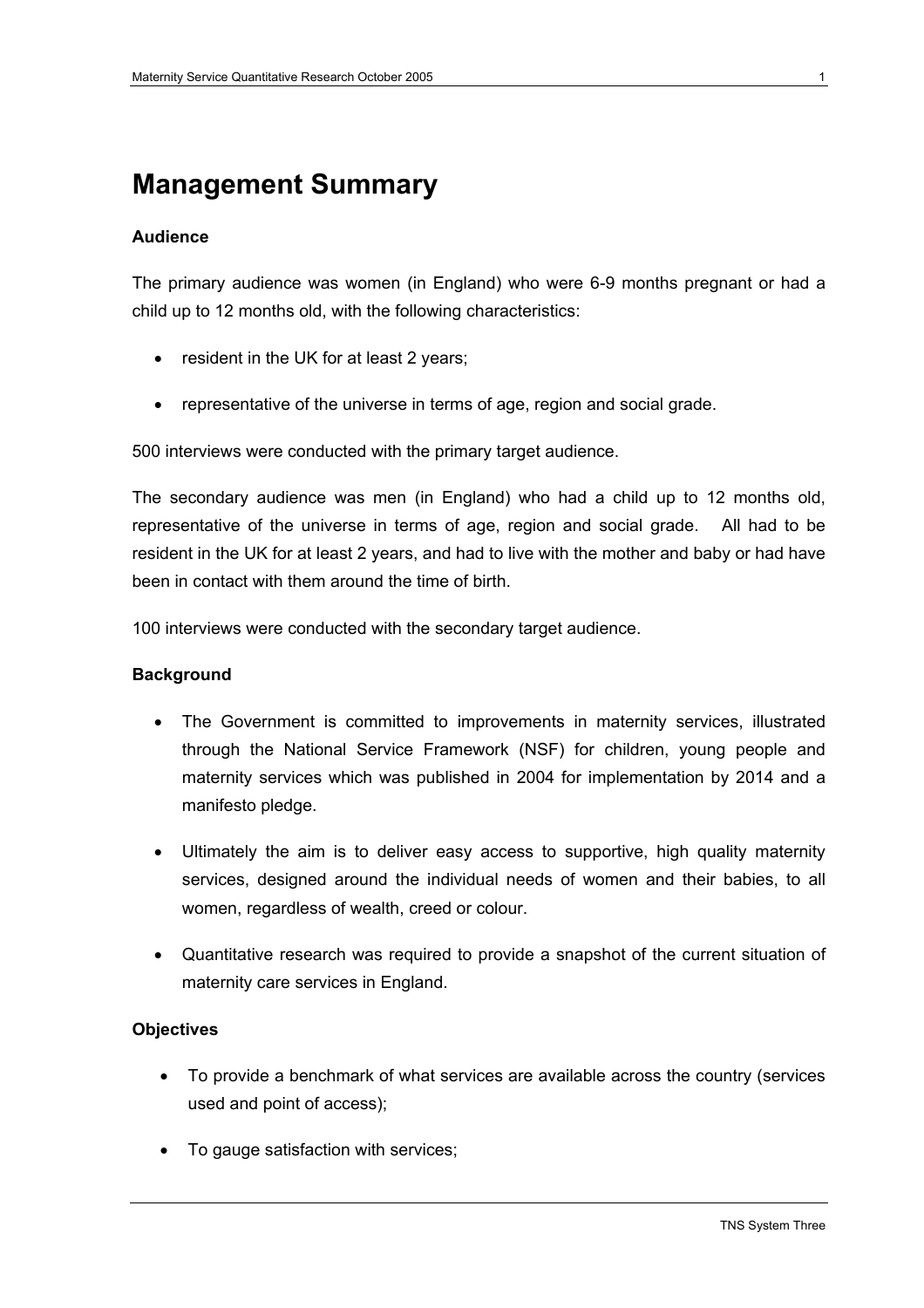# Management Summary

**Audience**

The primary audience was women (in England) who were 6-9 months pregnant or had a child up to 12 months old, with the following characteristics:

- resident in the UK for at least 2 years;
- representative of the universe in terms of age, region and social grade.

500 interviews were conducted with the primary target audience.

The secondary audience was men (in England) who had a child up to 12 months old, representative of the universe in terms of age, region and social grade. All had to be resident in the UK for at least 2 years, and had to live with the mother and baby or had have been in contact with them around the time of birth.

100 interviews were conducted with the secondary target audience.

**Background**

- The Government is committed to improvements in maternity services, illustrated through the National Service Framework (NSF) for children, young people and maternity services which was published in 2004 for implementation by 2014 and a manifesto pledge.
- Ultimately the aim is to deliver easy access to supportive, high quality maternity services, designed around the individual needs of women and their babies, to all women, regardless of wealth, creed or colour.
- Quantitative research was required to provide a snapshot of the current situation of maternity care services in England.

**Objectives**

- To provide a benchmark of what services are available across the country (services used and point of access);
- To gauge satisfaction with services;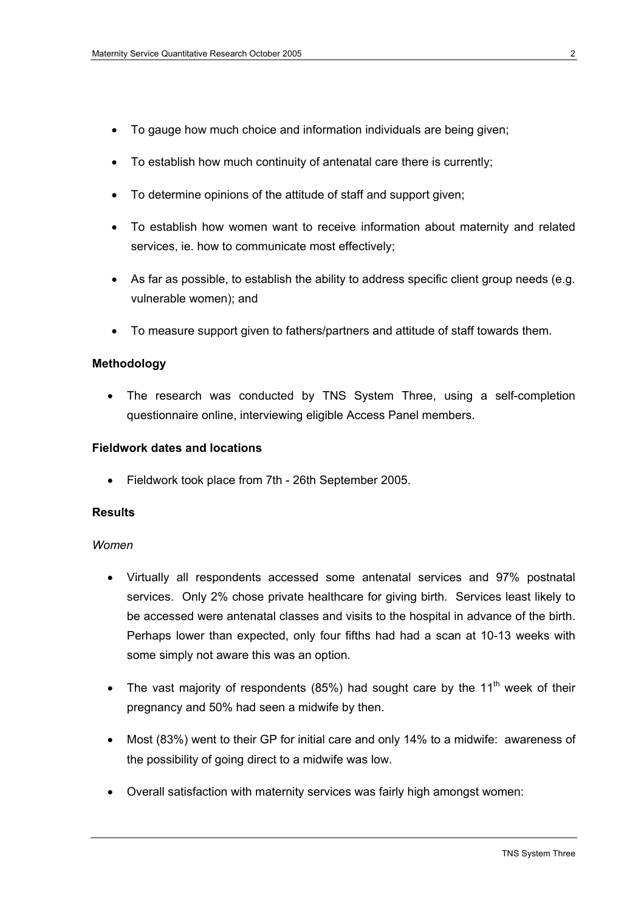- To gauge how much choice and information individuals are being given;
- To establish how much continuity of antenatal care there is currently;
- To determine opinions of the attitude of staff and support given;
- To establish how women want to receive information about maternity and related services, ie. how to communicate most effectively;
- As far as possible, to establish the ability to address specific client group needs (e.g. vulnerable women); and
- To measure support given to fathers/partners and attitude of staff towards them.

**Methodology**

- The research was conducted by TNS System Three, using a self-completion questionnaire online, interviewing eligible Access Panel members.

**Fieldwork dates and locations**

- Fieldwork took place from 7th - 26th September 2005.

**Results**

*Women*

- Virtually all respondents accessed some antenatal services and 97% postnatal services. Only 2% chose private healthcare for giving birth. Services least likely to be accessed were antenatal classes and visits to the hospital in advance of the birth. Perhaps lower than expected, only four fifths had had a scan at 10-13 weeks with some simply not aware this was an option.
- The vast majority of respondents (85%) had sought care by the 11th week of their pregnancy and 50% had seen a midwife by then.
- Most (83%) went to their GP for initial care and only 14% to a midwife: awareness of the possibility of going direct to a midwife was low.
- Overall satisfaction with maternity services was fairly high amongst women: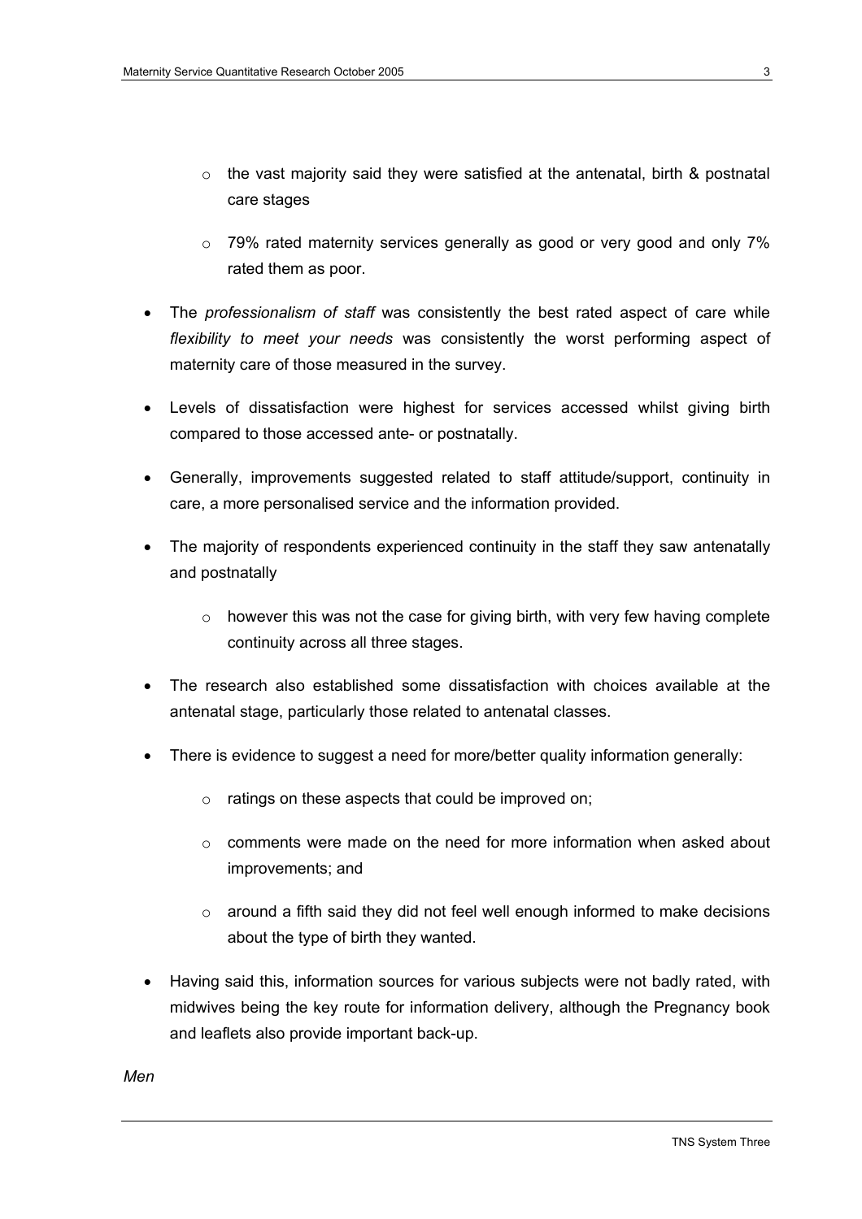- the vast majority said they were satisfied at the antenatal, birth & postnatal care stages
  - 79% rated maternity services generally as good or very good and only 7% rated them as poor.

- The *professionalism of staff* was consistently the best rated aspect of care while *flexibility to meet your needs* was consistently the worst performing aspect of maternity care of those measured in the survey.
- Levels of dissatisfaction were highest for services accessed whilst giving birth compared to those accessed ante- or postnatally.
- Generally, improvements suggested related to staff attitude/support, continuity in care, a more personalised service and the information provided.
- The majority of respondents experienced continuity in the staff they saw antenatally and postnatally
  - however this was not the case for giving birth, with very few having complete continuity across all three stages.
- The research also established some dissatisfaction with choices available at the antenatal stage, particularly those related to antenatal classes.
- There is evidence to suggest a need for more/better quality information generally:
  - ratings on these aspects that could be improved on;
  - comments were made on the need for more information when asked about improvements; and
  - around a fifth said they did not feel well enough informed to make decisions about the type of birth they wanted.
- Having said this, information sources for various subjects were not badly rated, with midwives being the key route for information delivery, although the Pregnancy book and leaflets also provide important back-up.

*Men*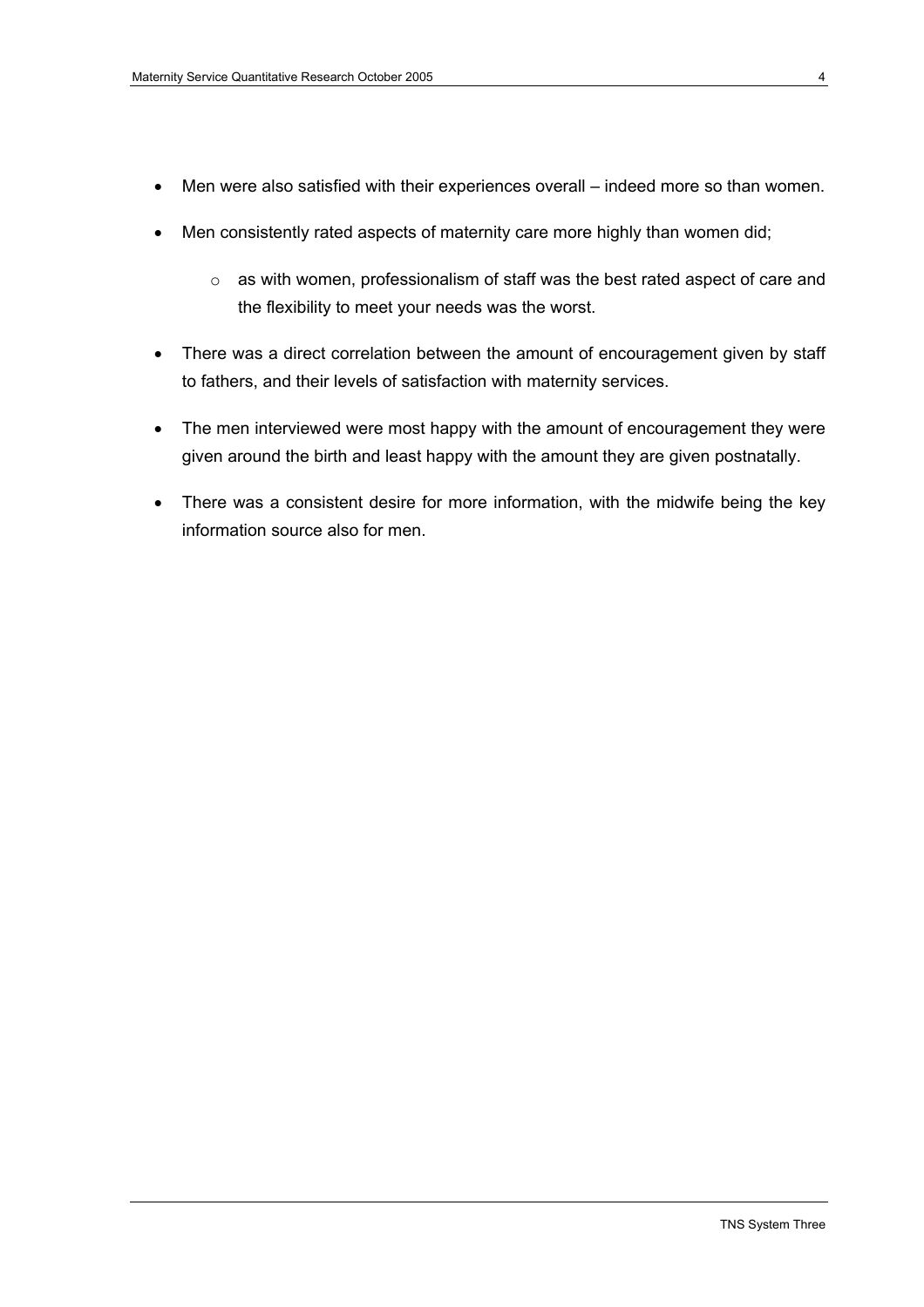- Men were also satisfied with their experiences overall – indeed more so than women.
- Men consistently rated aspects of maternity care more highly than women did;
    - as with women, professionalism of staff was the best rated aspect of care and the flexibility to meet your needs was the worst.
- There was a direct correlation between the amount of encouragement given by staff to fathers, and their levels of satisfaction with maternity services.
- The men interviewed were most happy with the amount of encouragement they were given around the birth and least happy with the amount they are given postnatally.
- There was a consistent desire for more information, with the midwife being the key information source also for men.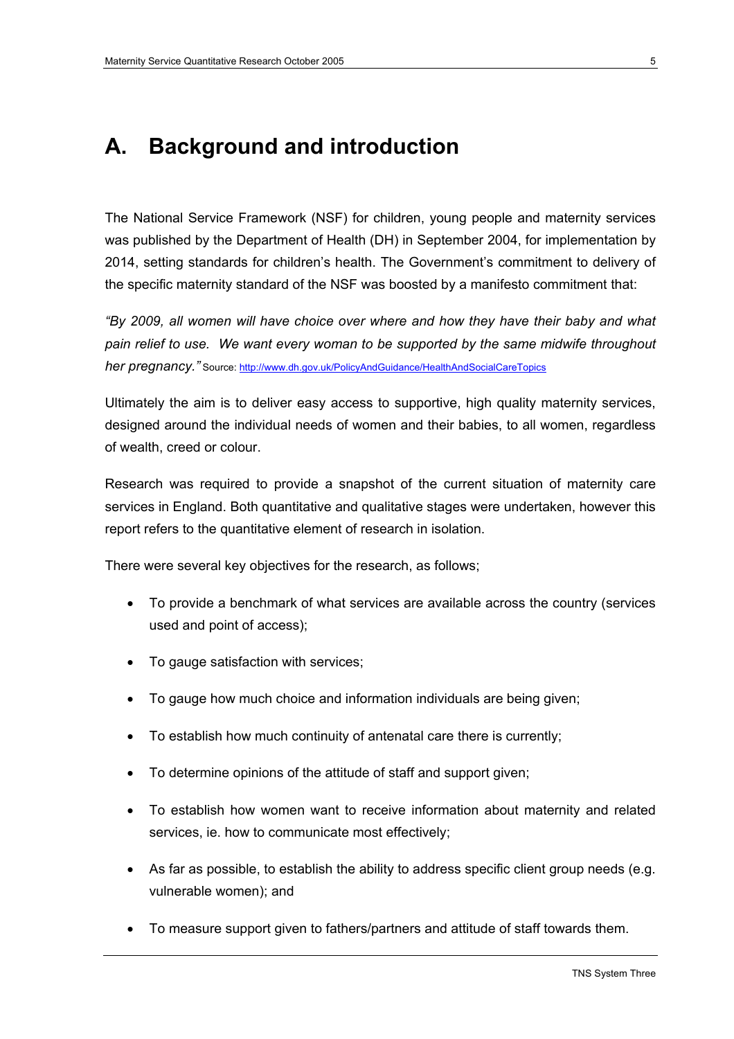# A. Background and introduction

The National Service Framework (NSF) for children, young people and maternity services was published by the Department of Health (DH) in September 2004, for implementation by 2014, setting standards for children's health. The Government's commitment to delivery of the specific maternity standard of the NSF was boosted by a manifesto commitment that:

*"By 2009, all women will have choice over where and how they have their baby and what pain relief to use. We want every woman to be supported by the same midwife throughout her pregnancy."* Source: http://www.dh.gov.uk/PolicyAndGuidance/HealthAndSocialCareTopics

Ultimately the aim is to deliver easy access to supportive, high quality maternity services, designed around the individual needs of women and their babies, to all women, regardless of wealth, creed or colour.

Research was required to provide a snapshot of the current situation of maternity care services in England. Both quantitative and qualitative stages were undertaken, however this report refers to the quantitative element of research in isolation.

There were several key objectives for the research, as follows;

- To provide a benchmark of what services are available across the country (services used and point of access);
- To gauge satisfaction with services;
- To gauge how much choice and information individuals are being given;
- To establish how much continuity of antenatal care there is currently;
- To determine opinions of the attitude of staff and support given;
- To establish how women want to receive information about maternity and related services, ie. how to communicate most effectively;
- As far as possible, to establish the ability to address specific client group needs (e.g. vulnerable women); and
- To measure support given to fathers/partners and attitude of staff towards them.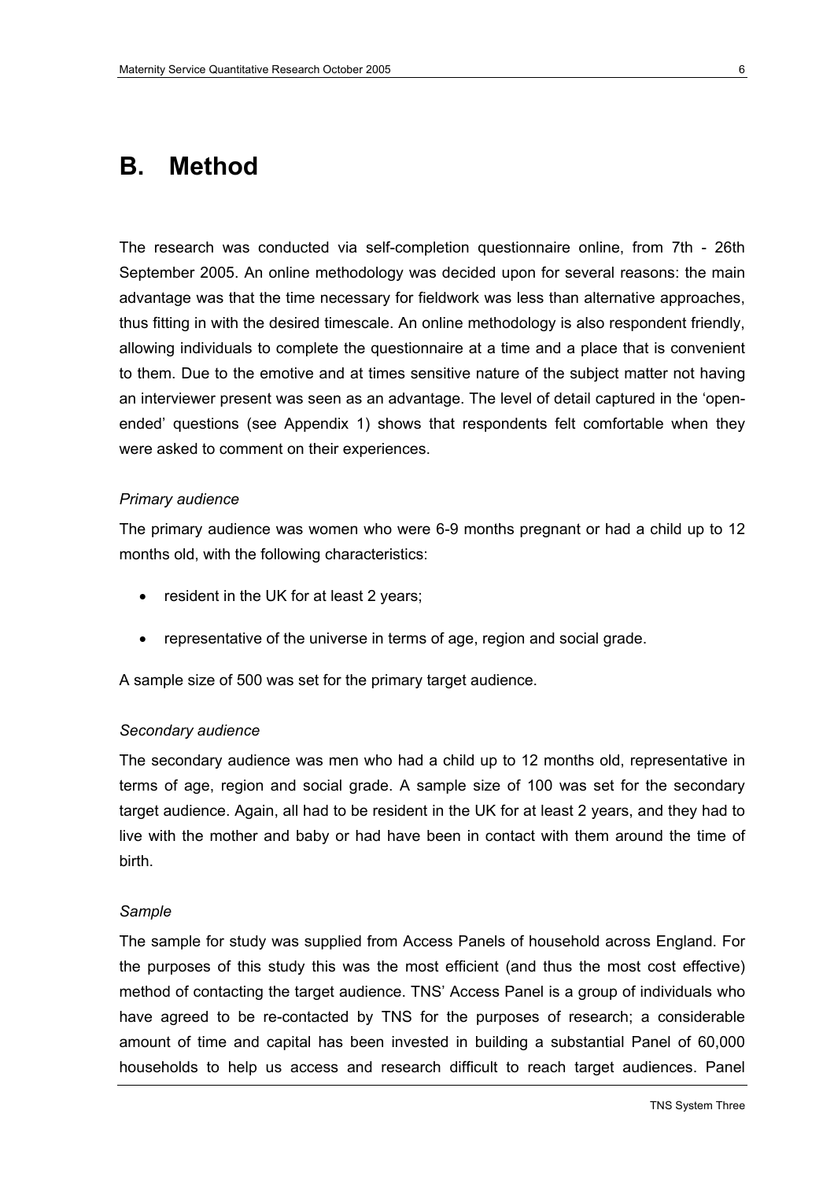# B. Method

The research was conducted via self-completion questionnaire online, from 7th - 26th September 2005. An online methodology was decided upon for several reasons: the main advantage was that the time necessary for fieldwork was less than alternative approaches, thus fitting in with the desired timescale. An online methodology is also respondent friendly, allowing individuals to complete the questionnaire at a time and a place that is convenient to them. Due to the emotive and at times sensitive nature of the subject matter not having an interviewer present was seen as an advantage. The level of detail captured in the 'open-ended' questions (see Appendix 1) shows that respondents felt comfortable when they were asked to comment on their experiences.

*Primary audience*

The primary audience was women who were 6-9 months pregnant or had a child up to 12 months old, with the following characteristics:

- resident in the UK for at least 2 years;
- representative of the universe in terms of age, region and social grade.

A sample size of 500 was set for the primary target audience.

*Secondary audience*

The secondary audience was men who had a child up to 12 months old, representative in terms of age, region and social grade. A sample size of 100 was set for the secondary target audience. Again, all had to be resident in the UK for at least 2 years, and they had to live with the mother and baby or had have been in contact with them around the time of birth.

*Sample*

The sample for study was supplied from Access Panels of household across England. For the purposes of this study this was the most efficient (and thus the most cost effective) method of contacting the target audience. TNS' Access Panel is a group of individuals who have agreed to be re-contacted by TNS for the purposes of research; a considerable amount of time and capital has been invested in building a substantial Panel of 60,000 households to help us access and research difficult to reach target audiences. Panel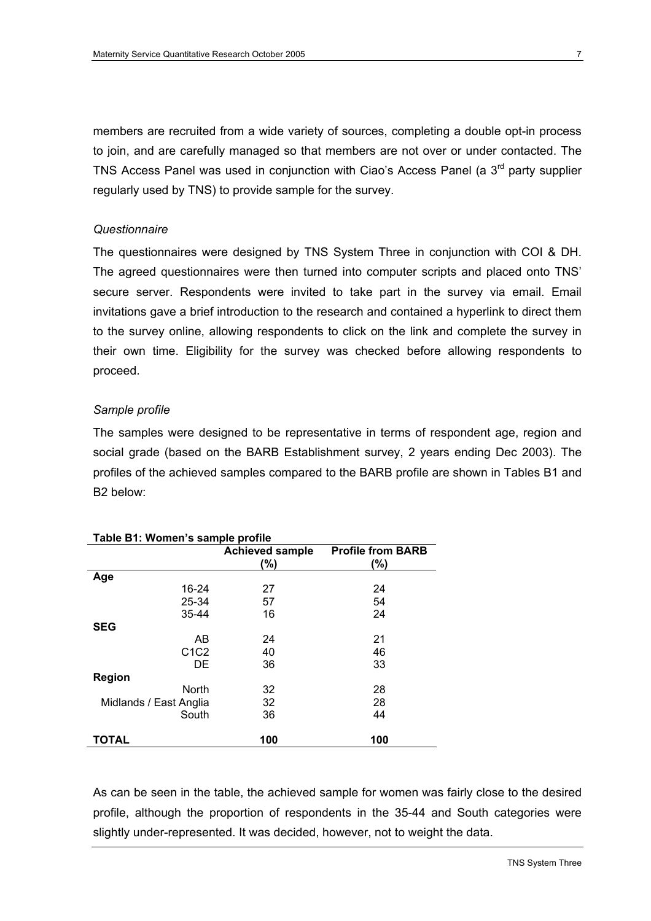members are recruited from a wide variety of sources, completing a double opt-in process to join, and are carefully managed so that members are not over or under contacted. The TNS Access Panel was used in conjunction with Ciao's Access Panel (a 3rd party supplier regularly used by TNS) to provide sample for the survey.

*Questionnaire*

The questionnaires were designed by TNS System Three in conjunction with COI & DH. The agreed questionnaires were then turned into computer scripts and placed onto TNS' secure server. Respondents were invited to take part in the survey via email. Email invitations gave a brief introduction to the research and contained a hyperlink to direct them to the survey online, allowing respondents to click on the link and complete the survey in their own time. Eligibility for the survey was checked before allowing respondents to proceed.

*Sample profile*

The samples were designed to be representative in terms of respondent age, region and social grade (based on the BARB Establishment survey, 2 years ending Dec 2003). The profiles of the achieved samples compared to the BARB profile are shown in Tables B1 and B2 below:

**Table B1: Women's sample profile**

| | Achieved sample (%) | Profile from BARB (%) |
|---|---|---|
| **Age** | | |
| 16-24 | 27 | 24 |
| 25-34 | 57 | 54 |
| 35-44 | 16 | 24 |
| **SEG** | | |
| AB | 24 | 21 |
| C1C2 | 40 | 46 |
| DE | 36 | 33 |
| **Region** | | |
| North | 32 | 28 |
| Midlands / East Anglia | 32 | 28 |
| South | 36 | 44 |
| **TOTAL** | **100** | **100** |

As can be seen in the table, the achieved sample for women was fairly close to the desired profile, although the proportion of respondents in the 35-44 and South categories were slightly under-represented. It was decided, however, not to weight the data.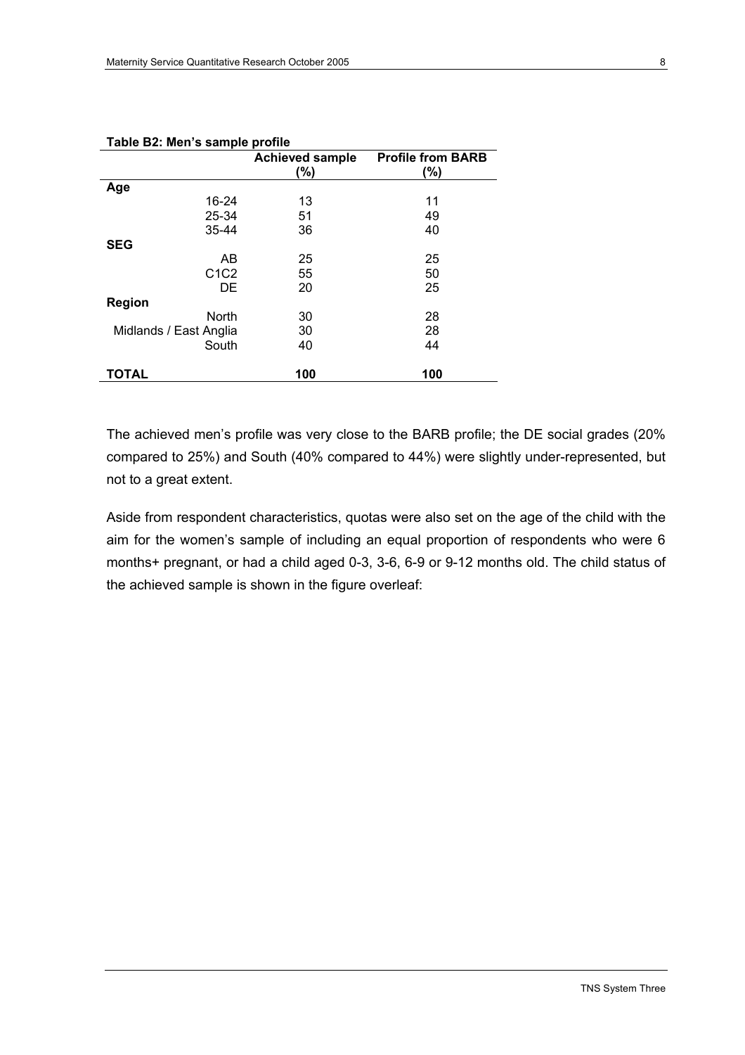**Table B2: Men's sample profile**

| | Achieved sample (%) | Profile from BARB (%) |
|---|---|---|
| **Age** | | |
| 16-24 | 13 | 11 |
| 25-34 | 51 | 49 |
| 35-44 | 36 | 40 |
| **SEG** | | |
| AB | 25 | 25 |
| C1C2 | 55 | 50 |
| DE | 20 | 25 |
| **Region** | | |
| North | 30 | 28 |
| Midlands / East Anglia | 30 | 28 |
| South | 40 | 44 |
| **TOTAL** | **100** | **100** |

The achieved men's profile was very close to the BARB profile; the DE social grades (20% compared to 25%) and South (40% compared to 44%) were slightly under-represented, but not to a great extent.

Aside from respondent characteristics, quotas were also set on the age of the child with the aim for the women's sample of including an equal proportion of respondents who were 6 months+ pregnant, or had a child aged 0-3, 3-6, 6-9 or 9-12 months old. The child status of the achieved sample is shown in the figure overleaf: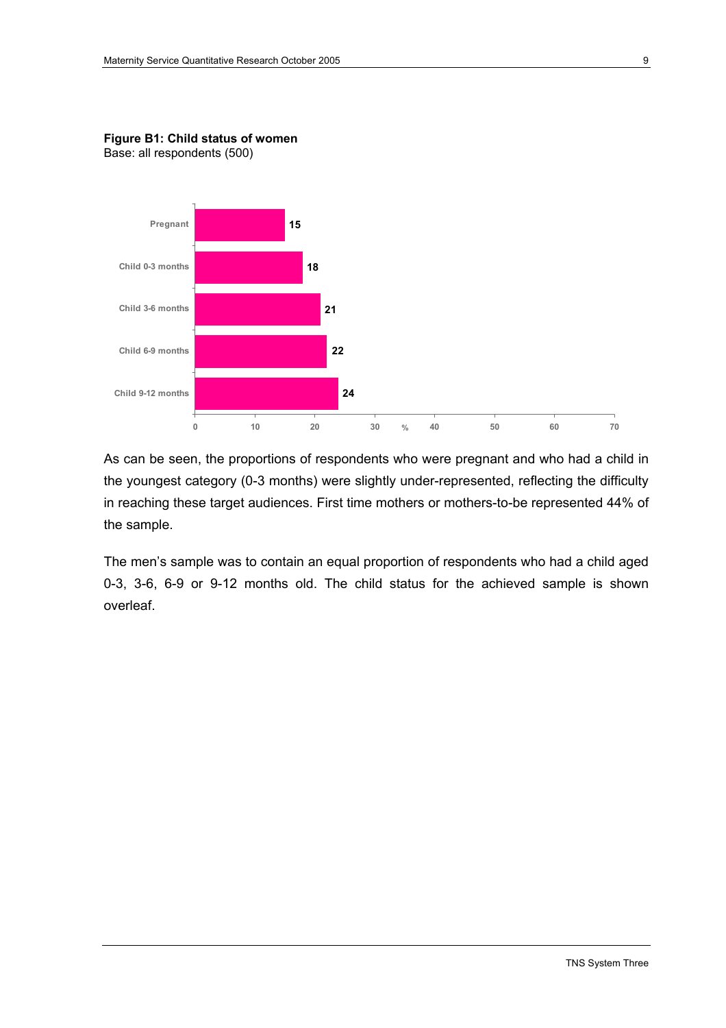**Figure B1: Child status of women**
Base: all respondents (500)

| Child status | % |
|---|---|
| Pregnant | 15 |
| Child 0-3 months | 18 |
| Child 3-6 months | 21 |
| Child 6-9 months | 22 |
| Child 9-12 months | 24 |

As can be seen, the proportions of respondents who were pregnant and who had a child in the youngest category (0-3 months) were slightly under-represented, reflecting the difficulty in reaching these target audiences. First time mothers or mothers-to-be represented 44% of the sample.

The men's sample was to contain an equal proportion of respondents who had a child aged 0-3, 3-6, 6-9 or 9-12 months old. The child status for the achieved sample is shown overleaf.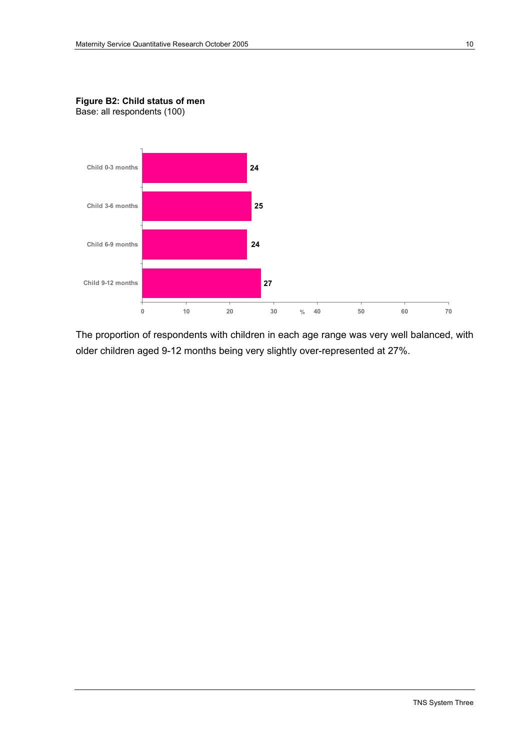**Figure B2: Child status of men**
Base: all respondents (100)

| | % |
|---|---|
| Child 0-3 months | 24 |
| Child 3-6 months | 25 |
| Child 6-9 months | 24 |
| Child 9-12 months | 27 |

The proportion of respondents with children in each age range was very well balanced, with older children aged 9-12 months being very slightly over-represented at 27%.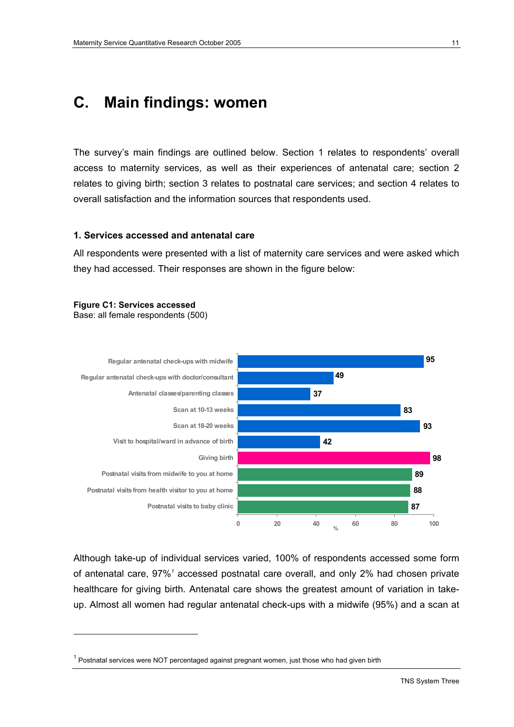# C. Main findings: women

The survey's main findings are outlined below. Section 1 relates to respondents' overall access to maternity services, as well as their experiences of antenatal care; section 2 relates to giving birth; section 3 relates to postnatal care services; and section 4 relates to overall satisfaction and the information sources that respondents used.

### 1. Services accessed and antenatal care

All respondents were presented with a list of maternity care services and were asked which they had accessed. Their responses are shown in the figure below:

**Figure C1: Services accessed**
Base: all female respondents (500)

| Service | % |
|---|---|
| Regular antenatal check-ups with midwife | 95 |
| Regular antenatal check-ups with doctor/consultant | 49 |
| Antenatal classes/parenting classes | 37 |
| Scan at 10-13 weeks | 83 |
| Scan at 18-20 weeks | 93 |
| Visit to hospital/ward in advance of birth | 42 |
| Giving birth | 98 |
| Postnatal visits from midwife to you at home | 89 |
| Postnatal visits from health visitor to you at home | 88 |
| Postnatal visits to baby clinic | 87 |

Although take-up of individual services varied, 100% of respondents accessed some form of antenatal care, 97%[1] accessed postnatal care overall, and only 2% had chosen private healthcare for giving birth. Antenatal care shows the greatest amount of variation in take-up. Almost all women had regular antenatal check-ups with a midwife (95%) and a scan at

---

[1] Postnatal services were NOT percentaged against pregnant women, just those who had given birth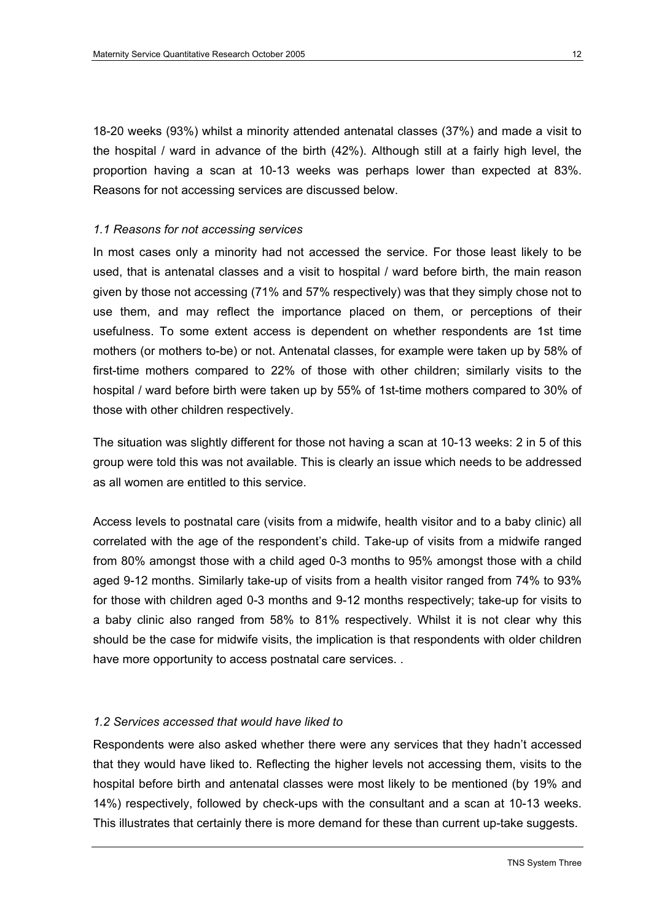18-20 weeks (93%) whilst a minority attended antenatal classes (37%) and made a visit to the hospital / ward in advance of the birth (42%). Although still at a fairly high level, the proportion having a scan at 10-13 weeks was perhaps lower than expected at 83%. Reasons for not accessing services are discussed below.

*1.1 Reasons for not accessing services*

In most cases only a minority had not accessed the service. For those least likely to be used, that is antenatal classes and a visit to hospital / ward before birth, the main reason given by those not accessing (71% and 57% respectively) was that they simply chose not to use them, and may reflect the importance placed on them, or perceptions of their usefulness. To some extent access is dependent on whether respondents are 1st time mothers (or mothers to-be) or not. Antenatal classes, for example were taken up by 58% of first-time mothers compared to 22% of those with other children; similarly visits to the hospital / ward before birth were taken up by 55% of 1st-time mothers compared to 30% of those with other children respectively.

The situation was slightly different for those not having a scan at 10-13 weeks: 2 in 5 of this group were told this was not available. This is clearly an issue which needs to be addressed as all women are entitled to this service.

Access levels to postnatal care (visits from a midwife, health visitor and to a baby clinic) all correlated with the age of the respondent's child. Take-up of visits from a midwife ranged from 80% amongst those with a child aged 0-3 months to 95% amongst those with a child aged 9-12 months. Similarly take-up of visits from a health visitor ranged from 74% to 93% for those with children aged 0-3 months and 9-12 months respectively; take-up for visits to a baby clinic also ranged from 58% to 81% respectively. Whilst it is not clear why this should be the case for midwife visits, the implication is that respondents with older children have more opportunity to access postnatal care services. .

*1.2 Services accessed that would have liked to*

Respondents were also asked whether there were any services that they hadn't accessed that they would have liked to. Reflecting the higher levels not accessing them, visits to the hospital before birth and antenatal classes were most likely to be mentioned (by 19% and 14%) respectively, followed by check-ups with the consultant and a scan at 10-13 weeks. This illustrates that certainly there is more demand for these than current up-take suggests.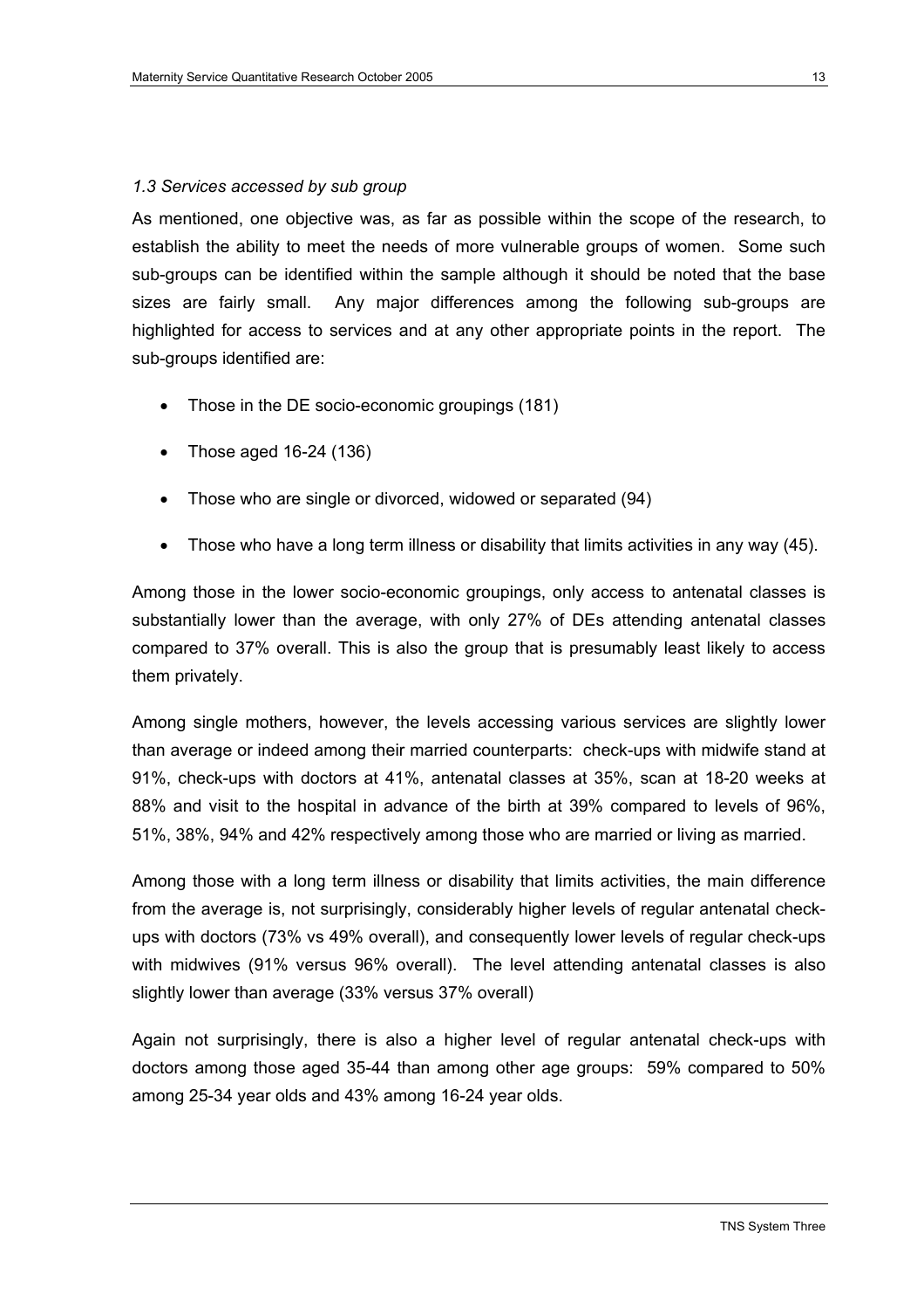*1.3 Services accessed by sub group*

As mentioned, one objective was, as far as possible within the scope of the research, to establish the ability to meet the needs of more vulnerable groups of women. Some such sub-groups can be identified within the sample although it should be noted that the base sizes are fairly small. Any major differences among the following sub-groups are highlighted for access to services and at any other appropriate points in the report. The sub-groups identified are:

- Those in the DE socio-economic groupings (181)
- Those aged 16-24 (136)
- Those who are single or divorced, widowed or separated (94)
- Those who have a long term illness or disability that limits activities in any way (45).

Among those in the lower socio-economic groupings, only access to antenatal classes is substantially lower than the average, with only 27% of DEs attending antenatal classes compared to 37% overall. This is also the group that is presumably least likely to access them privately.

Among single mothers, however, the levels accessing various services are slightly lower than average or indeed among their married counterparts: check-ups with midwife stand at 91%, check-ups with doctors at 41%, antenatal classes at 35%, scan at 18-20 weeks at 88% and visit to the hospital in advance of the birth at 39% compared to levels of 96%, 51%, 38%, 94% and 42% respectively among those who are married or living as married.

Among those with a long term illness or disability that limits activities, the main difference from the average is, not surprisingly, considerably higher levels of regular antenatal check-ups with doctors (73% vs 49% overall), and consequently lower levels of regular check-ups with midwives (91% versus 96% overall). The level attending antenatal classes is also slightly lower than average (33% versus 37% overall)

Again not surprisingly, there is also a higher level of regular antenatal check-ups with doctors among those aged 35-44 than among other age groups: 59% compared to 50% among 25-34 year olds and 43% among 16-24 year olds.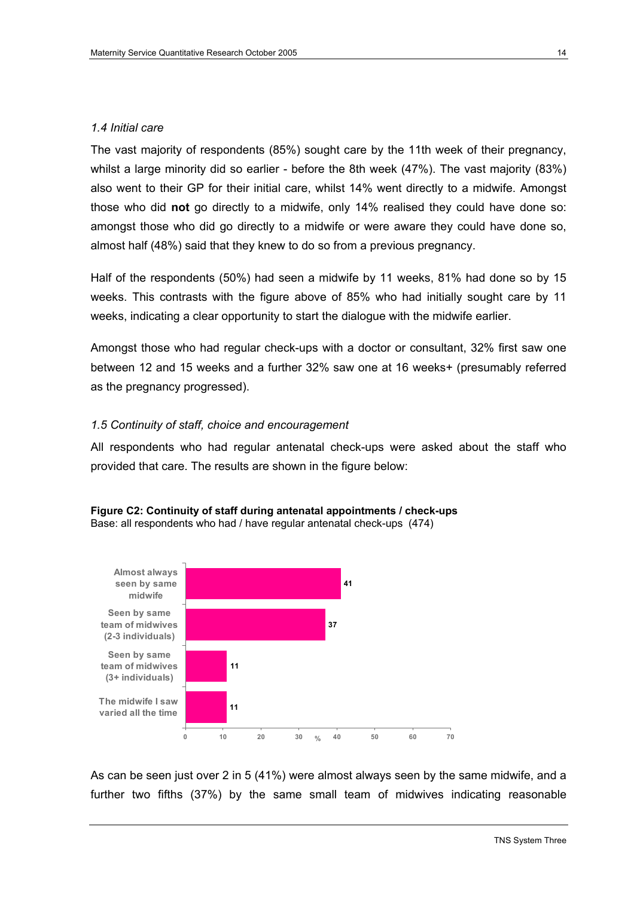### *1.4 Initial care*

The vast majority of respondents (85%) sought care by the 11th week of their pregnancy, whilst a large minority did so earlier - before the 8th week (47%). The vast majority (83%) also went to their GP for their initial care, whilst 14% went directly to a midwife. Amongst those who did **not** go directly to a midwife, only 14% realised they could have done so: amongst those who did go directly to a midwife or were aware they could have done so, almost half (48%) said that they knew to do so from a previous pregnancy.

Half of the respondents (50%) had seen a midwife by 11 weeks, 81% had done so by 15 weeks. This contrasts with the figure above of 85% who had initially sought care by 11 weeks, indicating a clear opportunity to start the dialogue with the midwife earlier.

Amongst those who had regular check-ups with a doctor or consultant, 32% first saw one between 12 and 15 weeks and a further 32% saw one at 16 weeks+ (presumably referred as the pregnancy progressed).

### *1.5 Continuity of staff, choice and encouragement*

All respondents who had regular antenatal check-ups were asked about the staff who provided that care. The results are shown in the figure below:

**Figure C2: Continuity of staff during antenatal appointments / check-ups**
Base: all respondents who had / have regular antenatal check-ups (474)

| | % |
|---|---|
| Almost always seen by same midwife | 41 |
| Seen by same team of midwives (2-3 individuals) | 37 |
| Seen by same team of midwives (3+ individuals) | 11 |
| The midwife I saw varied all the time | 11 |

As can be seen just over 2 in 5 (41%) were almost always seen by the same midwife, and a further two fifths (37%) by the same small team of midwives indicating reasonable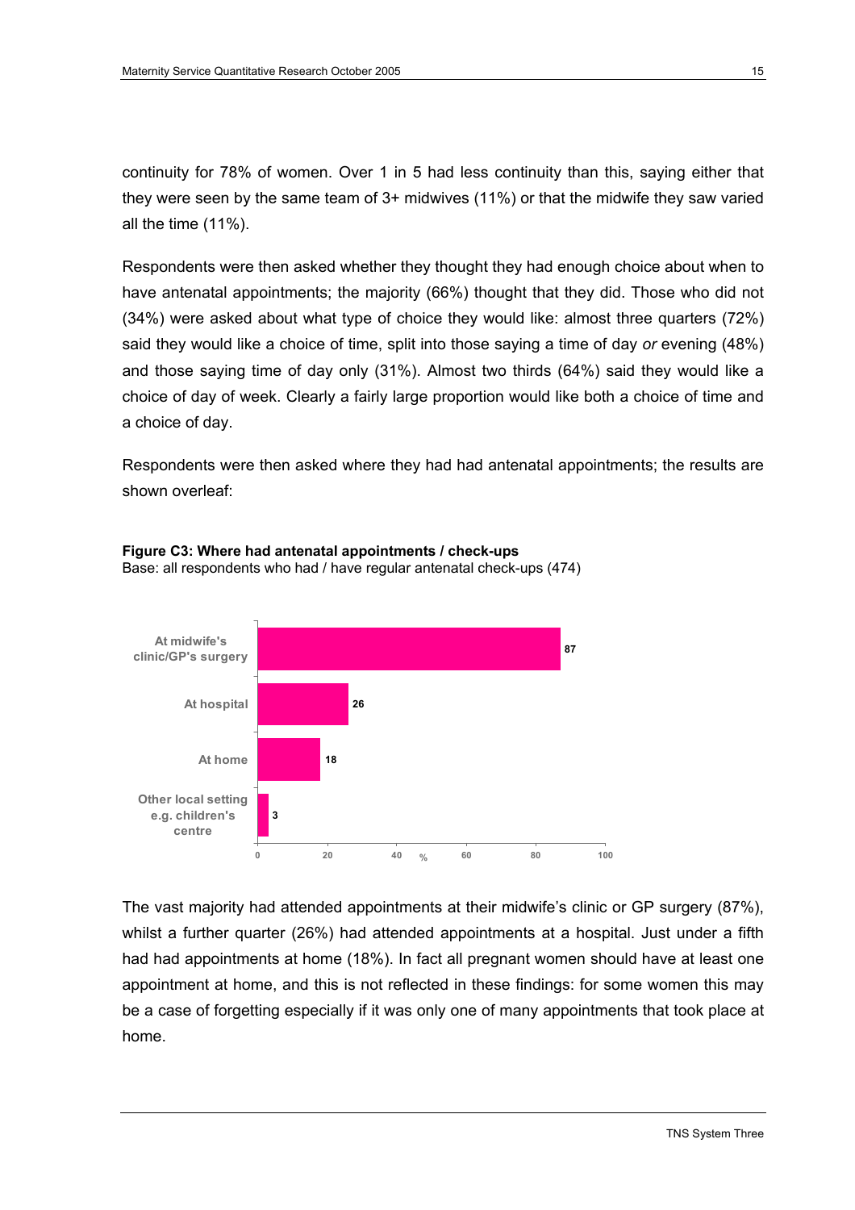continuity for 78% of women. Over 1 in 5 had less continuity than this, saying either that they were seen by the same team of 3+ midwives (11%) or that the midwife they saw varied all the time (11%).

Respondents were then asked whether they thought they had enough choice about when to have antenatal appointments; the majority (66%) thought that they did. Those who did not (34%) were asked about what type of choice they would like: almost three quarters (72%) said they would like a choice of time, split into those saying a time of day *or* evening (48%) and those saying time of day only (31%). Almost two thirds (64%) said they would like a choice of day of week. Clearly a fairly large proportion would like both a choice of time and a choice of day.

Respondents were then asked where they had had antenatal appointments; the results are shown overleaf:

**Figure C3: Where had antenatal appointments / check-ups**
Base: all respondents who had / have regular antenatal check-ups (474)

| Location | % |
|---|---|
| At midwife's clinic/GP's surgery | 87 |
| At hospital | 26 |
| At home | 18 |
| Other local setting e.g. children's centre | 3 |

The vast majority had attended appointments at their midwife's clinic or GP surgery (87%), whilst a further quarter (26%) had attended appointments at a hospital. Just under a fifth had had appointments at home (18%). In fact all pregnant women should have at least one appointment at home, and this is not reflected in these findings: for some women this may be a case of forgetting especially if it was only one of many appointments that took place at home.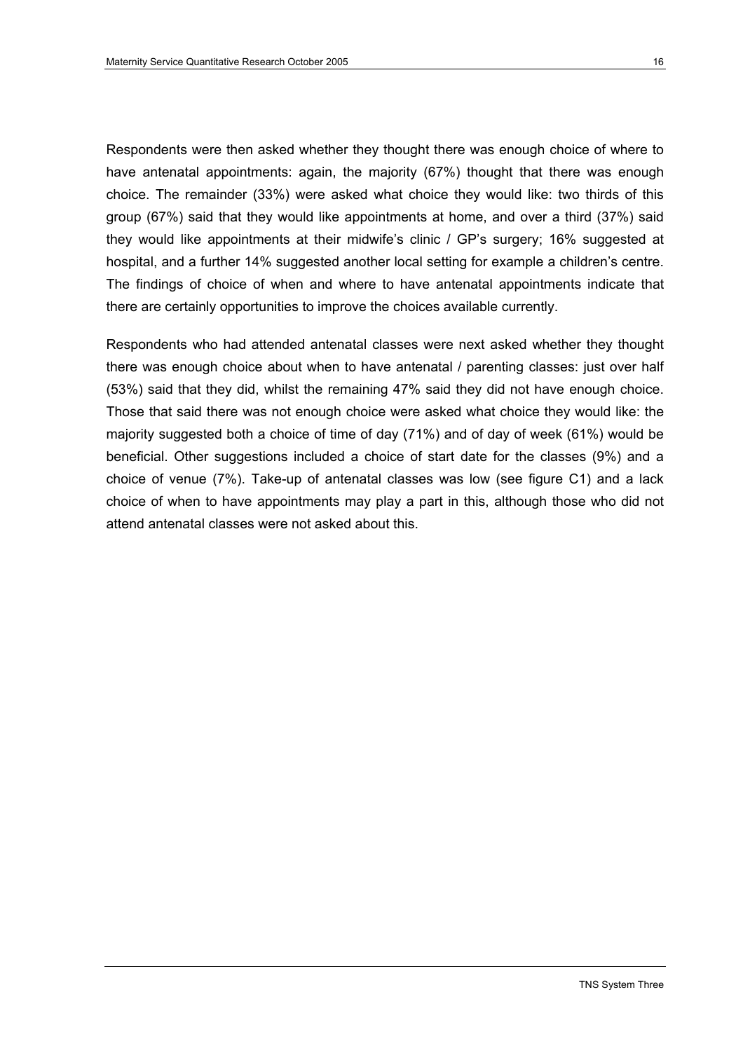Respondents were then asked whether they thought there was enough choice of where to have antenatal appointments: again, the majority (67%) thought that there was enough choice. The remainder (33%) were asked what choice they would like: two thirds of this group (67%) said that they would like appointments at home, and over a third (37%) said they would like appointments at their midwife's clinic / GP's surgery; 16% suggested at hospital, and a further 14% suggested another local setting for example a children's centre. The findings of choice of when and where to have antenatal appointments indicate that there are certainly opportunities to improve the choices available currently.

Respondents who had attended antenatal classes were next asked whether they thought there was enough choice about when to have antenatal / parenting classes: just over half (53%) said that they did, whilst the remaining 47% said they did not have enough choice. Those that said there was not enough choice were asked what choice they would like: the majority suggested both a choice of time of day (71%) and of day of week (61%) would be beneficial. Other suggestions included a choice of start date for the classes (9%) and a choice of venue (7%). Take-up of antenatal classes was low (see figure C1) and a lack choice of when to have appointments may play a part in this, although those who did not attend antenatal classes were not asked about this.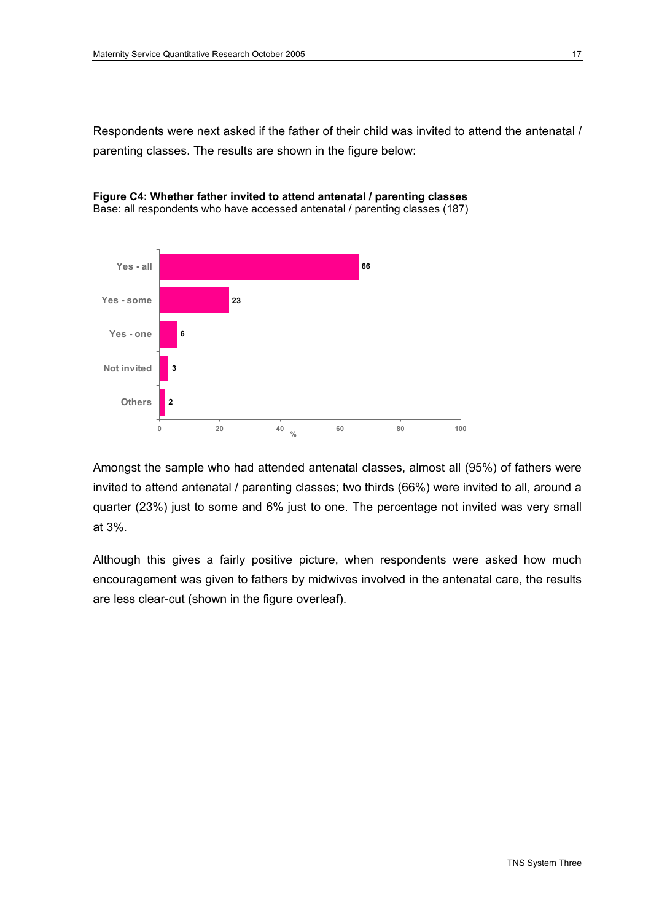Respondents were next asked if the father of their child was invited to attend the antenatal / parenting classes. The results are shown in the figure below:

**Figure C4: Whether father invited to attend antenatal / parenting classes**
Base: all respondents who have accessed antenatal / parenting classes (187)

| | % |
|---|---|
| Yes - all | 66 |
| Yes - some | 23 |
| Yes - one | 6 |
| Not invited | 3 |
| Others | 2 |

Amongst the sample who had attended antenatal classes, almost all (95%) of fathers were invited to attend antenatal / parenting classes; two thirds (66%) were invited to all, around a quarter (23%) just to some and 6% just to one. The percentage not invited was very small at 3%.

Although this gives a fairly positive picture, when respondents were asked how much encouragement was given to fathers by midwives involved in the antenatal care, the results are less clear-cut (shown in the figure overleaf).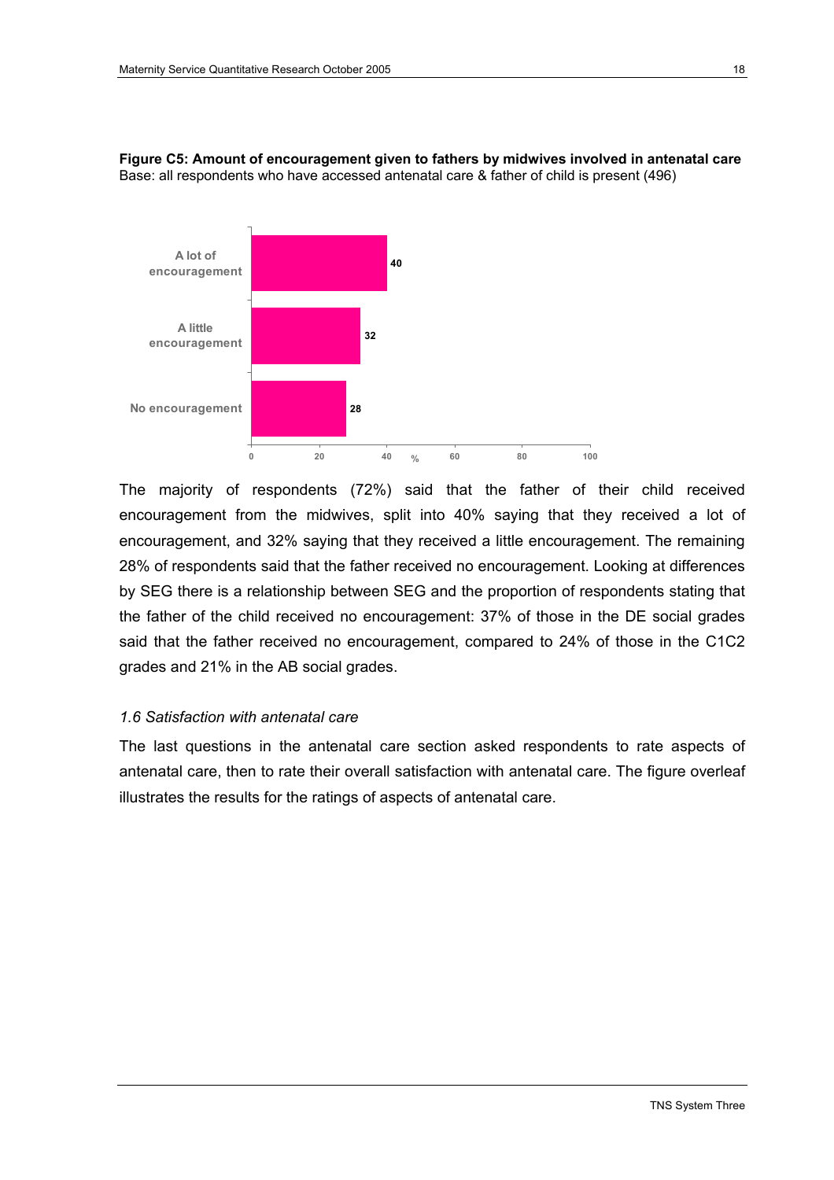**Figure C5: Amount of encouragement given to fathers by midwives involved in antenatal care**
Base: all respondents who have accessed antenatal care & father of child is present (496)

| | % |
|---|---|
| A lot of encouragement | 40 |
| A little encouragement | 32 |
| No encouragement | 28 |

The majority of respondents (72%) said that the father of their child received encouragement from the midwives, split into 40% saying that they received a lot of encouragement, and 32% saying that they received a little encouragement. The remaining 28% of respondents said that the father received no encouragement. Looking at differences by SEG there is a relationship between SEG and the proportion of respondents stating that the father of the child received no encouragement: 37% of those in the DE social grades said that the father received no encouragement, compared to 24% of those in the C1C2 grades and 21% in the AB social grades.

### *1.6 Satisfaction with antenatal care*

The last questions in the antenatal care section asked respondents to rate aspects of antenatal care, then to rate their overall satisfaction with antenatal care. The figure overleaf illustrates the results for the ratings of aspects of antenatal care.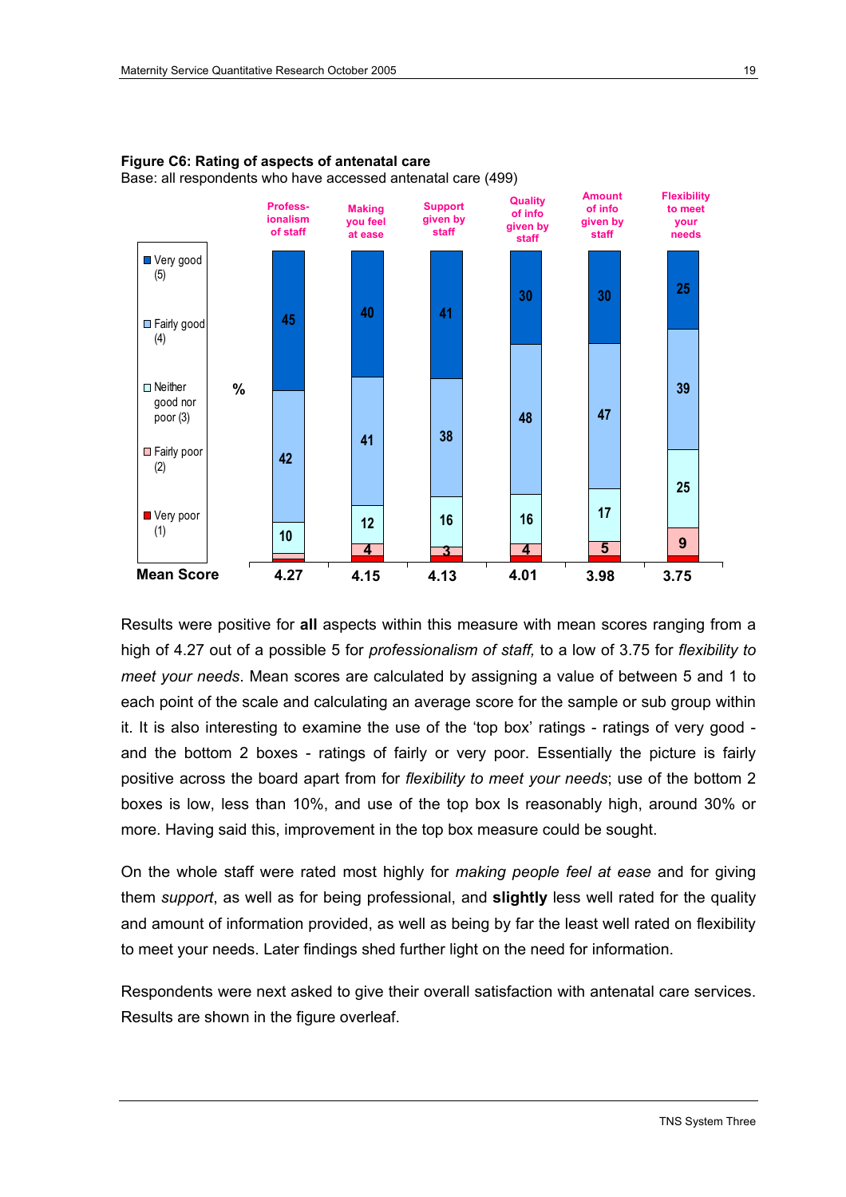**Figure C6: Rating of aspects of antenatal care**
Base: all respondents who have accessed antenatal care (499)

| % | Professionalism of staff | Making you feel at ease | Support given by staff | Quality of info given by staff | Amount of info given by staff | Flexibility to meet your needs |
|---|---|---|---|---|---|---|
| Very good (5) | 45 | 40 | 41 | 30 | 30 | 25 |
| Fairly good (4) | 42 | 41 | 38 | 48 | 47 | 39 |
| Neither good nor poor (3) | 10 | 12 | 16 | 16 | 17 | 25 |
| Fairly poor (2) | | 4 | 3 | 4 | 5 | 9 |
| Very poor (1) | | | | | | |
| **Mean Score** | 4.27 | 4.15 | 4.13 | 4.01 | 3.98 | 3.75 |

Results were positive for **all** aspects within this measure with mean scores ranging from a high of 4.27 out of a possible 5 for *professionalism of staff,* to a low of 3.75 for *flexibility to meet your needs*. Mean scores are calculated by assigning a value of between 5 and 1 to each point of the scale and calculating an average score for the sample or sub group within it. It is also interesting to examine the use of the 'top box' ratings - ratings of very good - and the bottom 2 boxes - ratings of fairly or very poor. Essentially the picture is fairly positive across the board apart from for *flexibility to meet your needs*; use of the bottom 2 boxes is low, less than 10%, and use of the top box Is reasonably high, around 30% or more. Having said this, improvement in the top box measure could be sought.

On the whole staff were rated most highly for *making people feel at ease* and for giving them *support*, as well as for being professional, and **slightly** less well rated for the quality and amount of information provided, as well as being by far the least well rated on flexibility to meet your needs. Later findings shed further light on the need for information.

Respondents were next asked to give their overall satisfaction with antenatal care services. Results are shown in the figure overleaf.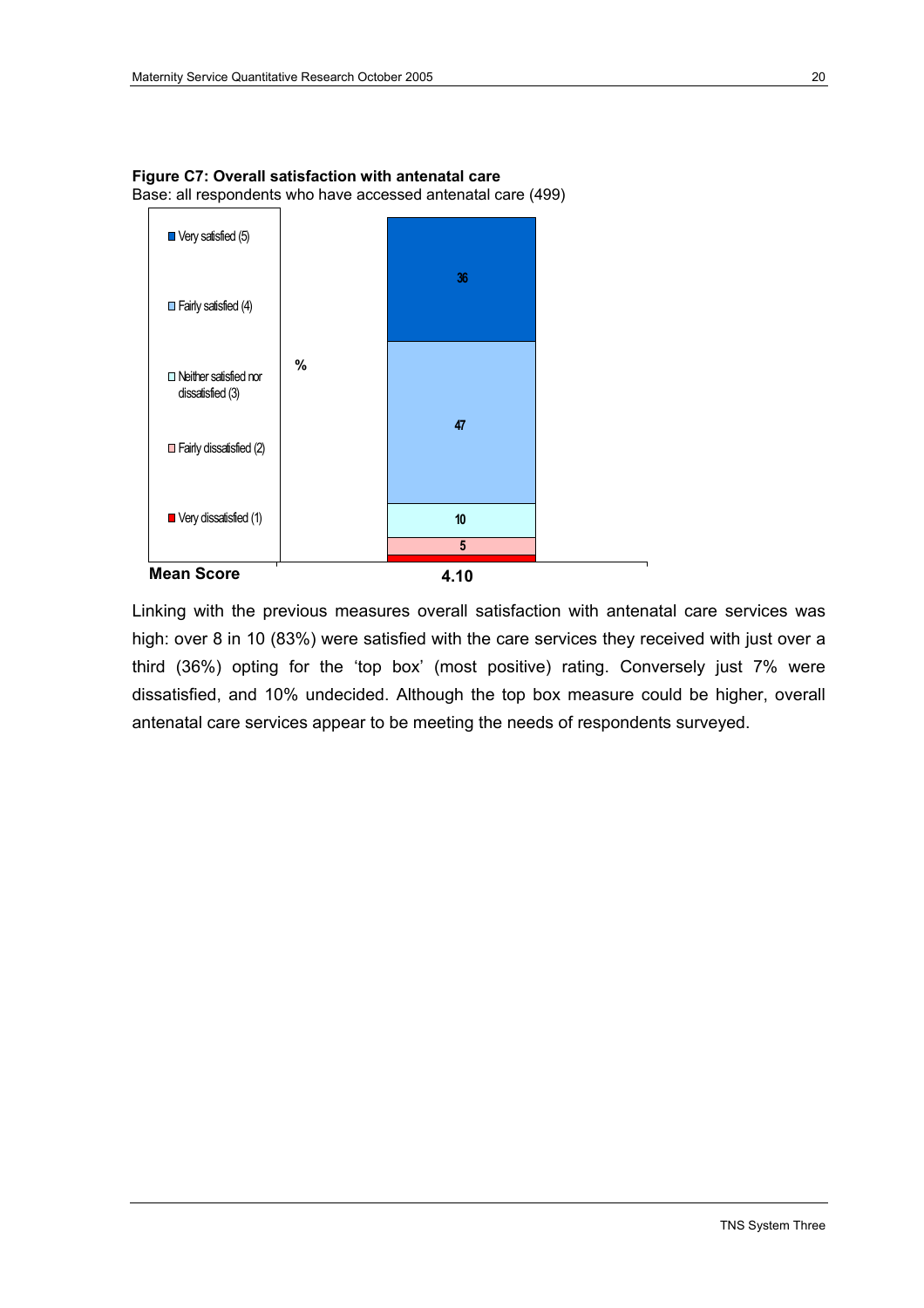**Figure C7: Overall satisfaction with antenatal care**

Base: all respondents who have accessed antenatal care (499)

| | % |
|---|---|
| Very satisfied (5) | 36 |
| Fairly satisfied (4) | 47 |
| Neither satisfied nor dissatisfied (3) | 10 |
| Fairly dissatisfied (2) | 5 |
| Very dissatisfied (1) | |
| **Mean Score** | **4.10** |

Linking with the previous measures overall satisfaction with antenatal care services was high: over 8 in 10 (83%) were satisfied with the care services they received with just over a third (36%) opting for the 'top box' (most positive) rating. Conversely just 7% were dissatisfied, and 10% undecided. Although the top box measure could be higher, overall antenatal care services appear to be meeting the needs of respondents surveyed.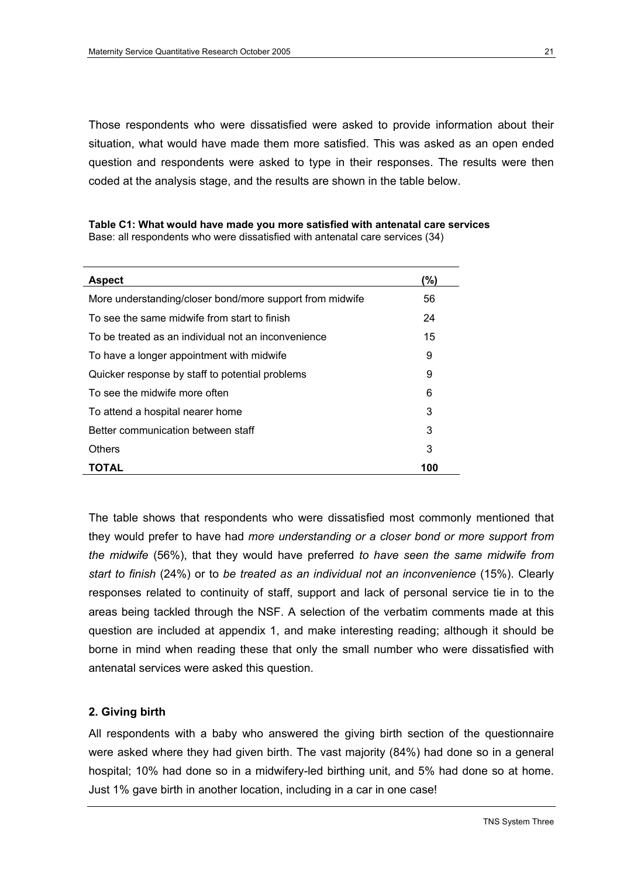Those respondents who were dissatisfied were asked to provide information about their situation, what would have made them more satisfied. This was asked as an open ended question and respondents were asked to type in their responses. The results were then coded at the analysis stage, and the results are shown in the table below.

**Table C1: What would have made you more satisfied with antenatal care services**
Base: all respondents who were dissatisfied with antenatal care services (34)

| Aspect | (%) |
|---|---|
| More understanding/closer bond/more support from midwife | 56 |
| To see the same midwife from start to finish | 24 |
| To be treated as an individual not an inconvenience | 15 |
| To have a longer appointment with midwife | 9 |
| Quicker response by staff to potential problems | 9 |
| To see the midwife more often | 6 |
| To attend a hospital nearer home | 3 |
| Better communication between staff | 3 |
| Others | 3 |
| **TOTAL** | **100** |

The table shows that respondents who were dissatisfied most commonly mentioned that they would prefer to have had *more understanding or a closer bond or more support from the midwife* (56%), that they would have preferred *to have seen the same midwife from start to finish* (24%) or to *be treated as an individual not an inconvenience* (15%). Clearly responses related to continuity of staff, support and lack of personal service tie in to the areas being tackled through the NSF. A selection of the verbatim comments made at this question are included at appendix 1, and make interesting reading; although it should be borne in mind when reading these that only the small number who were dissatisfied with antenatal services were asked this question.

## 2. Giving birth

All respondents with a baby who answered the giving birth section of the questionnaire were asked where they had given birth. The vast majority (84%) had done so in a general hospital; 10% had done so in a midwifery-led birthing unit, and 5% had done so at home. Just 1% gave birth in another location, including in a car in one case!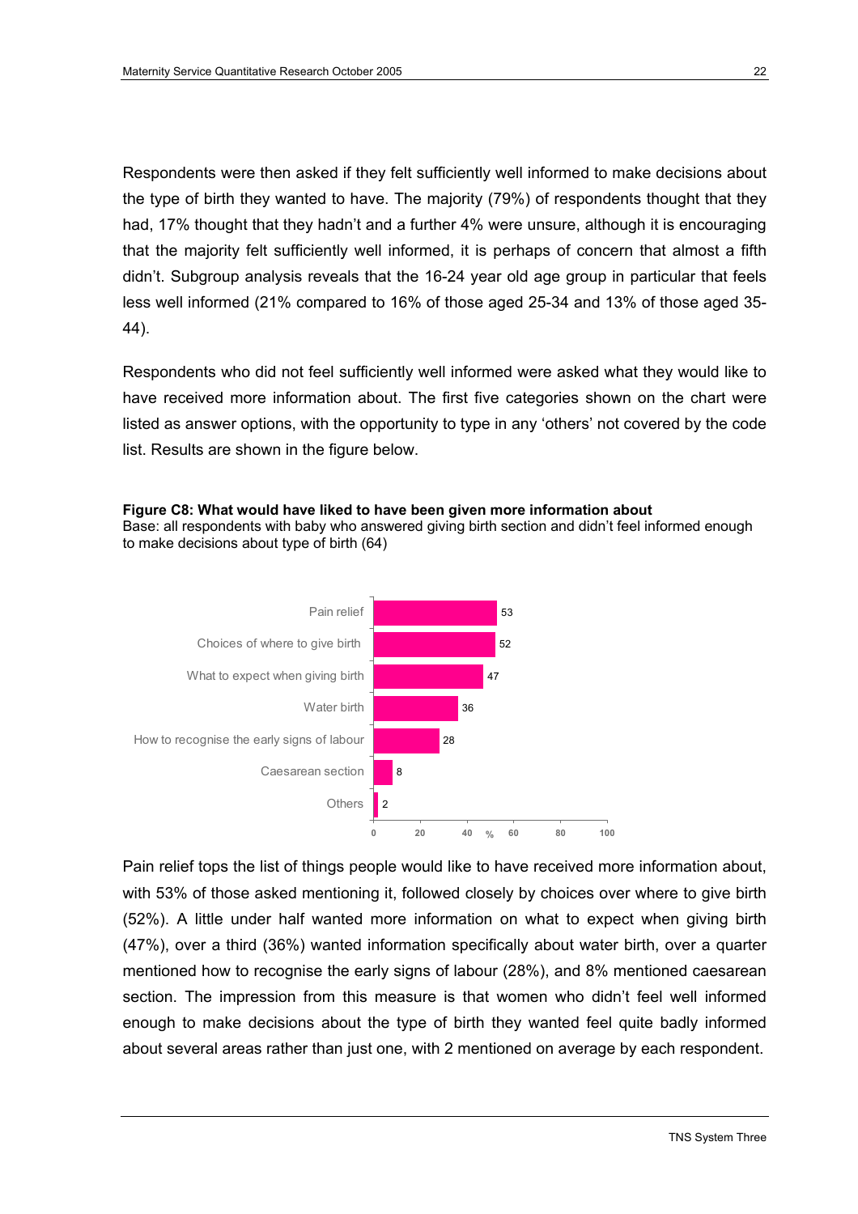Respondents were then asked if they felt sufficiently well informed to make decisions about the type of birth they wanted to have. The majority (79%) of respondents thought that they had, 17% thought that they hadn't and a further 4% were unsure, although it is encouraging that the majority felt sufficiently well informed, it is perhaps of concern that almost a fifth didn't. Subgroup analysis reveals that the 16-24 year old age group in particular that feels less well informed (21% compared to 16% of those aged 25-34 and 13% of those aged 35-44).

Respondents who did not feel sufficiently well informed were asked what they would like to have received more information about. The first five categories shown on the chart were listed as answer options, with the opportunity to type in any 'others' not covered by the code list. Results are shown in the figure below.

**Figure C8: What would have liked to have been given more information about**
Base: all respondents with baby who answered giving birth section and didn't feel informed enough to make decisions about type of birth (64)

| | % |
|---|---|
| Pain relief | 53 |
| Choices of where to give birth | 52 |
| What to expect when giving birth | 47 |
| Water birth | 36 |
| How to recognise the early signs of labour | 28 |
| Caesarean section | 8 |
| Others | 2 |

Pain relief tops the list of things people would like to have received more information about, with 53% of those asked mentioning it, followed closely by choices over where to give birth (52%). A little under half wanted more information on what to expect when giving birth (47%), over a third (36%) wanted information specifically about water birth, over a quarter mentioned how to recognise the early signs of labour (28%), and 8% mentioned caesarean section. The impression from this measure is that women who didn't feel well informed enough to make decisions about the type of birth they wanted feel quite badly informed about several areas rather than just one, with 2 mentioned on average by each respondent.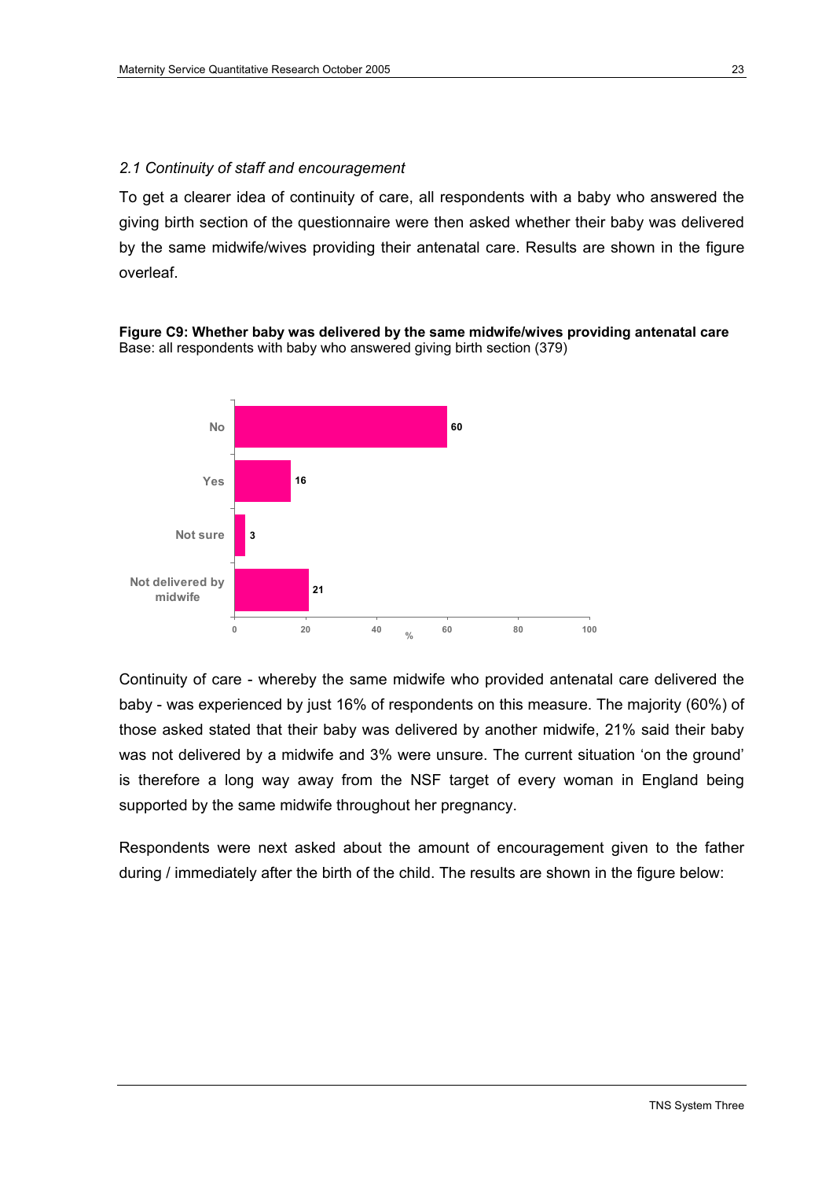### *2.1 Continuity of staff and encouragement*

To get a clearer idea of continuity of care, all respondents with a baby who answered the giving birth section of the questionnaire were then asked whether their baby was delivered by the same midwife/wives providing their antenatal care. Results are shown in the figure overleaf.

**Figure C9: Whether baby was delivered by the same midwife/wives providing antenatal care**
Base: all respondents with baby who answered giving birth section (379)

| | % |
|---|---|
| No | 60 |
| Yes | 16 |
| Not sure | 3 |
| Not delivered by midwife | 21 |

Continuity of care - whereby the same midwife who provided antenatal care delivered the baby - was experienced by just 16% of respondents on this measure. The majority (60%) of those asked stated that their baby was delivered by another midwife, 21% said their baby was not delivered by a midwife and 3% were unsure. The current situation 'on the ground' is therefore a long way away from the NSF target of every woman in England being supported by the same midwife throughout her pregnancy.

Respondents were next asked about the amount of encouragement given to the father during / immediately after the birth of the child. The results are shown in the figure below: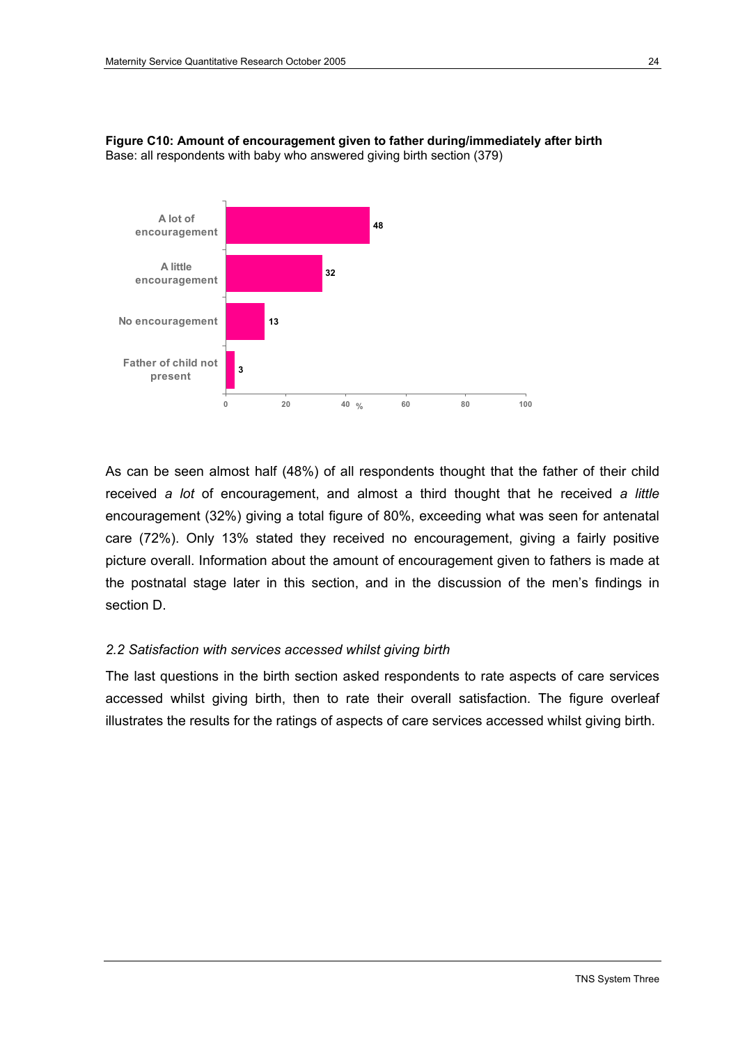**Figure C10: Amount of encouragement given to father during/immediately after birth**
Base: all respondents with baby who answered giving birth section (379)

| | % |
|---|---|
| A lot of encouragement | 48 |
| A little encouragement | 32 |
| No encouragement | 13 |
| Father of child not present | 3 |

As can be seen almost half (48%) of all respondents thought that the father of their child received *a lot* of encouragement, and almost a third thought that he received *a little* encouragement (32%) giving a total figure of 80%, exceeding what was seen for antenatal care (72%). Only 13% stated they received no encouragement, giving a fairly positive picture overall. Information about the amount of encouragement given to fathers is made at the postnatal stage later in this section, and in the discussion of the men's findings in section D.

### *2.2 Satisfaction with services accessed whilst giving birth*

The last questions in the birth section asked respondents to rate aspects of care services accessed whilst giving birth, then to rate their overall satisfaction. The figure overleaf illustrates the results for the ratings of aspects of care services accessed whilst giving birth.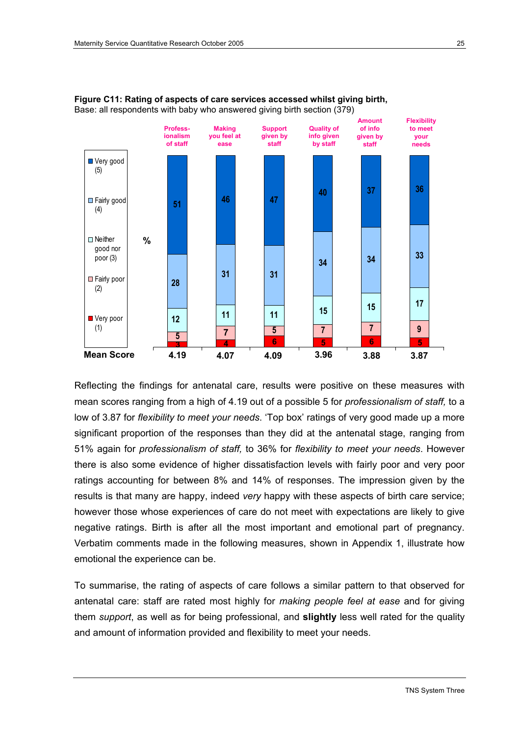**Figure C11: Rating of aspects of care services accessed whilst giving birth,**
Base: all respondents with baby who answered giving birth section (379)

| % | Professionalism of staff | Making you feel at ease | Support given by staff | Quality of info given by staff | Amount of info given by staff | Flexibility to meet your needs |
|---|---|---|---|---|---|---|
| Very good (5) | 51 | 46 | 47 | 40 | 37 | 36 |
| Fairly good (4) | 28 | 31 | 31 | 34 | 34 | 33 |
| Neither good nor poor (3) | 12 | 11 | 11 | 15 | 15 | 17 |
| Fairly poor (2) | 5 | 7 | 5 | 7 | 7 | 9 |
| Very poor (1) | 3 | 4 | 6 | 5 | 6 | 5 |
| **Mean Score** | 4.19 | 4.07 | 4.09 | 3.96 | 3.88 | 3.87 |

Reflecting the findings for antenatal care, results were positive on these measures with mean scores ranging from a high of 4.19 out of a possible 5 for *professionalism of staff,* to a low of 3.87 for *flexibility to meet your needs*. 'Top box' ratings of very good made up a more significant proportion of the responses than they did at the antenatal stage, ranging from 51% again for *professionalism of staff,* to 36% for *flexibility to meet your needs*. However there is also some evidence of higher dissatisfaction levels with fairly poor and very poor ratings accounting for between 8% and 14% of responses. The impression given by the results is that many are happy, indeed *very* happy with these aspects of birth care service; however those whose experiences of care do not meet with expectations are likely to give negative ratings. Birth is after all the most important and emotional part of pregnancy. Verbatim comments made in the following measures, shown in Appendix 1, illustrate how emotional the experience can be.

To summarise, the rating of aspects of care follows a similar pattern to that observed for antenatal care: staff are rated most highly for *making people feel at ease* and for giving them *support*, as well as for being professional, and **slightly** less well rated for the quality and amount of information provided and flexibility to meet your needs.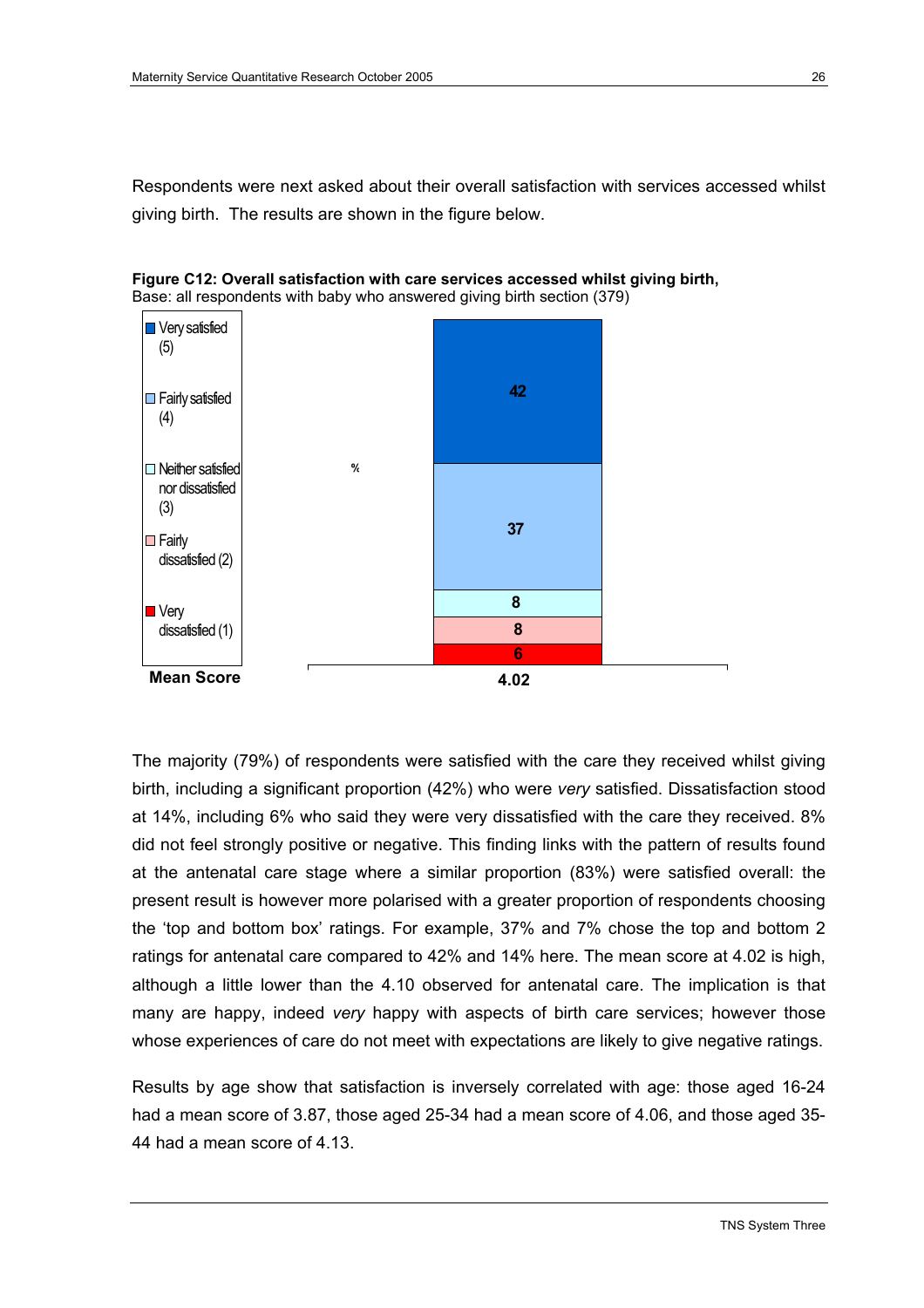Respondents were next asked about their overall satisfaction with services accessed whilst giving birth. The results are shown in the figure below.

**Figure C12: Overall satisfaction with care services accessed whilst giving birth,**
Base: all respondents with baby who answered giving birth section (379)

| Rating | % |
|---|---|
| Very satisfied (5) | 42 |
| Fairly satisfied (4) | 37 |
| Neither satisfied nor dissatisfied (3) | 8 |
| Fairly dissatisfied (2) | 8 |
| Very dissatisfied (1) | 6 |
| **Mean Score** | 4.02 |

The majority (79%) of respondents were satisfied with the care they received whilst giving birth, including a significant proportion (42%) who were *very* satisfied. Dissatisfaction stood at 14%, including 6% who said they were very dissatisfied with the care they received. 8% did not feel strongly positive or negative. This finding links with the pattern of results found at the antenatal care stage where a similar proportion (83%) were satisfied overall: the present result is however more polarised with a greater proportion of respondents choosing the 'top and bottom box' ratings. For example, 37% and 7% chose the top and bottom 2 ratings for antenatal care compared to 42% and 14% here. The mean score at 4.02 is high, although a little lower than the 4.10 observed for antenatal care. The implication is that many are happy, indeed *very* happy with aspects of birth care services; however those whose experiences of care do not meet with expectations are likely to give negative ratings.

Results by age show that satisfaction is inversely correlated with age: those aged 16-24 had a mean score of 3.87, those aged 25-34 had a mean score of 4.06, and those aged 35-44 had a mean score of 4.13.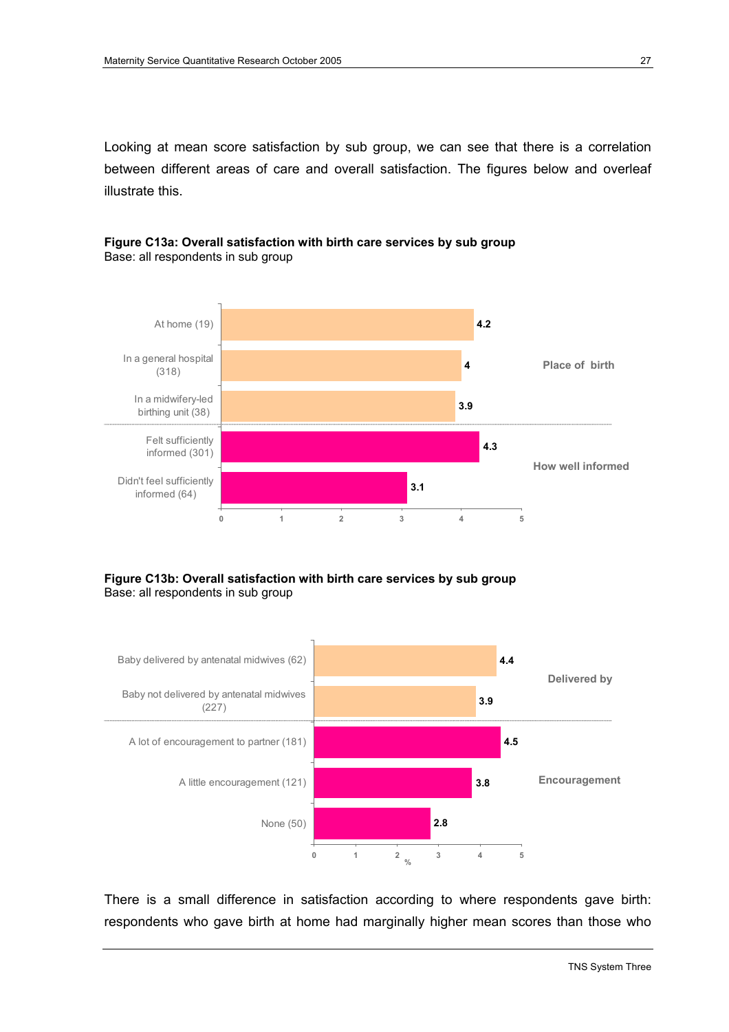Looking at mean score satisfaction by sub group, we can see that there is a correlation between different areas of care and overall satisfaction. The figures below and overleaf illustrate this.

**Figure C13a: Overall satisfaction with birth care services by sub group**
Base: all respondents in sub group

| Category | Sub group | Mean score |
|---|---|---|
| Place of birth | At home (19) | 4.2 |
| | In a general hospital (318) | 4 |
| | In a midwifery-led birthing unit (38) | 3.9 |
| How well informed | Felt sufficiently informed (301) | 4.3 |
| | Didn't feel sufficiently informed (64) | 3.1 |

**Figure C13b: Overall satisfaction with birth care services by sub group**
Base: all respondents in sub group

| Category | Sub group | Mean score |
|---|---|---|
| Delivered by | Baby delivered by antenatal midwives (62) | 4.4 |
| | Baby not delivered by antenatal midwives (227) | 3.9 |
| Encouragement | A lot of encouragement to partner (181) | 4.5 |
| | A little encouragement (121) | 3.8 |
| | None (50) | 2.8 |

There is a small difference in satisfaction according to where respondents gave birth: respondents who gave birth at home had marginally higher mean scores than those who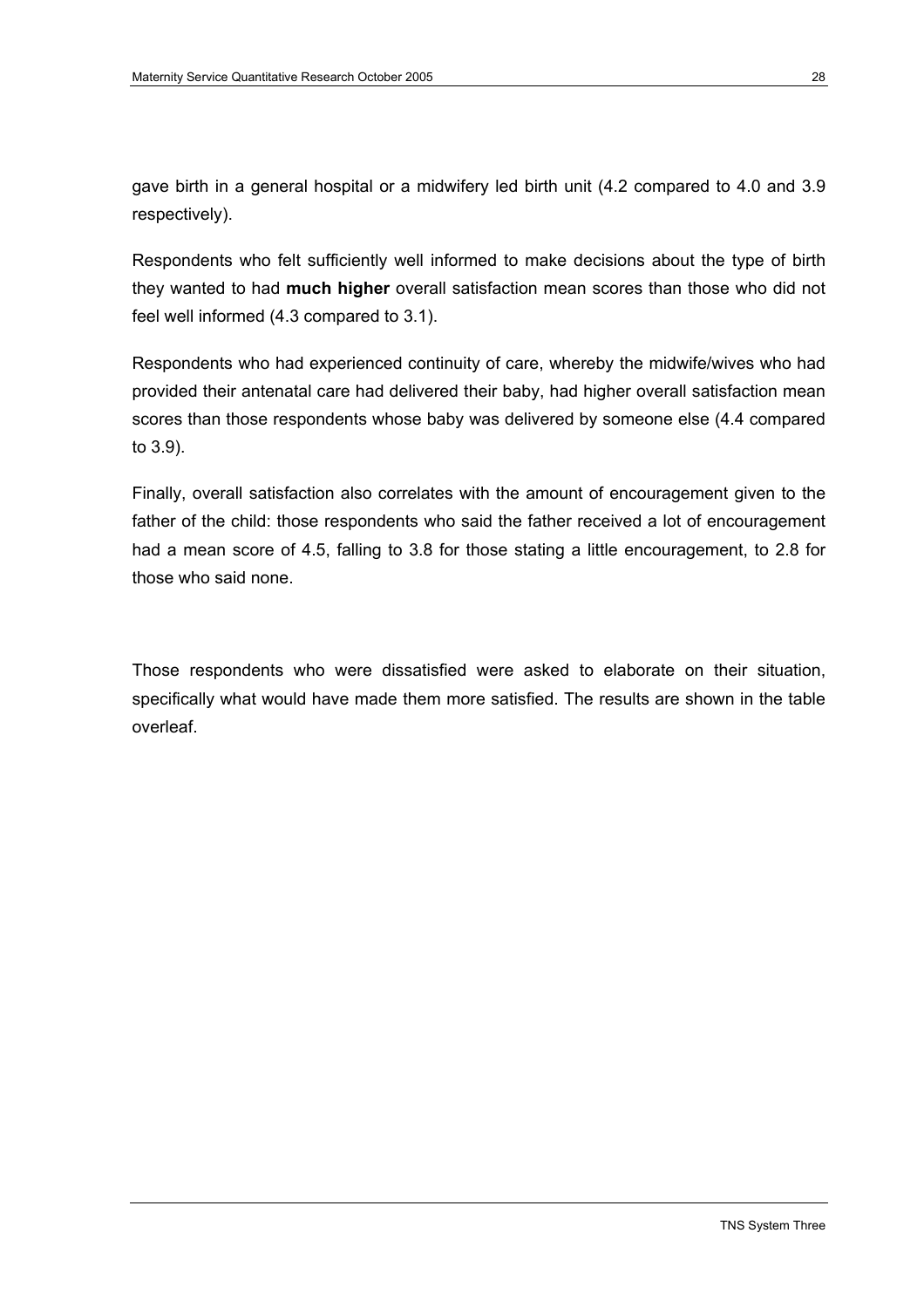gave birth in a general hospital or a midwifery led birth unit (4.2 compared to 4.0 and 3.9 respectively).

Respondents who felt sufficiently well informed to make decisions about the type of birth they wanted to had **much higher** overall satisfaction mean scores than those who did not feel well informed (4.3 compared to 3.1).

Respondents who had experienced continuity of care, whereby the midwife/wives who had provided their antenatal care had delivered their baby, had higher overall satisfaction mean scores than those respondents whose baby was delivered by someone else (4.4 compared to 3.9).

Finally, overall satisfaction also correlates with the amount of encouragement given to the father of the child: those respondents who said the father received a lot of encouragement had a mean score of 4.5, falling to 3.8 for those stating a little encouragement, to 2.8 for those who said none.

Those respondents who were dissatisfied were asked to elaborate on their situation, specifically what would have made them more satisfied. The results are shown in the table overleaf.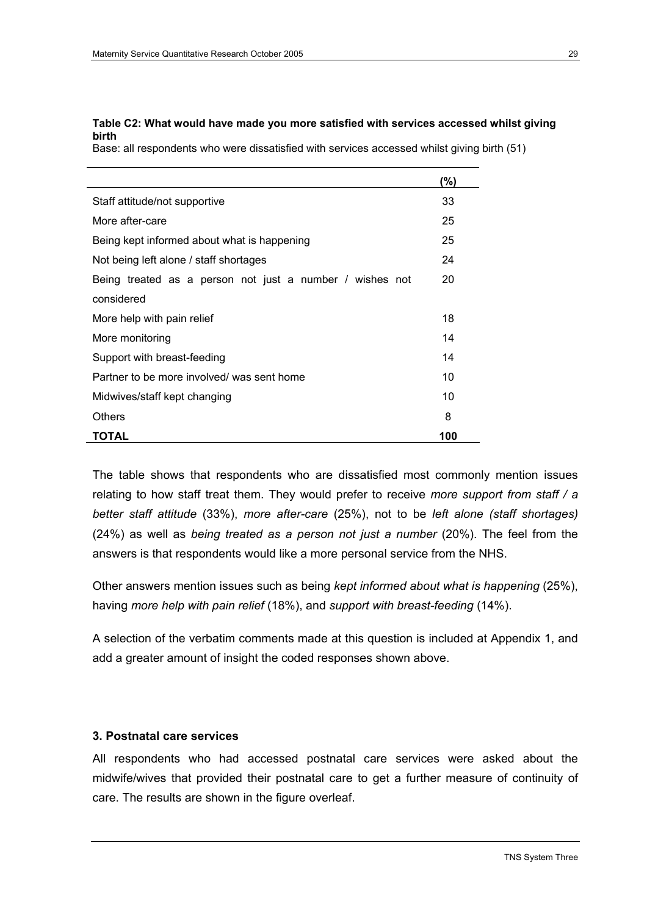**Table C2: What would have made you more satisfied with services accessed whilst giving birth**

Base: all respondents who were dissatisfied with services accessed whilst giving birth (51)

| | (%) |
|---|---|
| Staff attitude/not supportive | 33 |
| More after-care | 25 |
| Being kept informed about what is happening | 25 |
| Not being left alone / staff shortages | 24 |
| Being treated as a person not just a number / wishes not considered | 20 |
| More help with pain relief | 18 |
| More monitoring | 14 |
| Support with breast-feeding | 14 |
| Partner to be more involved/ was sent home | 10 |
| Midwives/staff kept changing | 10 |
| Others | 8 |
| **TOTAL** | **100** |

The table shows that respondents who are dissatisfied most commonly mention issues relating to how staff treat them. They would prefer to receive *more support from staff / a better staff attitude* (33%), *more after-care* (25%), not to be *left alone (staff shortages)* (24%) as well as *being treated as a person not just a number* (20%). The feel from the answers is that respondents would like a more personal service from the NHS.

Other answers mention issues such as being *kept informed about what is happening* (25%), having *more help with pain relief* (18%), and *support with breast-feeding* (14%).

A selection of the verbatim comments made at this question is included at Appendix 1, and add a greater amount of insight the coded responses shown above.

### 3. Postnatal care services

All respondents who had accessed postnatal care services were asked about the midwife/wives that provided their postnatal care to get a further measure of continuity of care. The results are shown in the figure overleaf.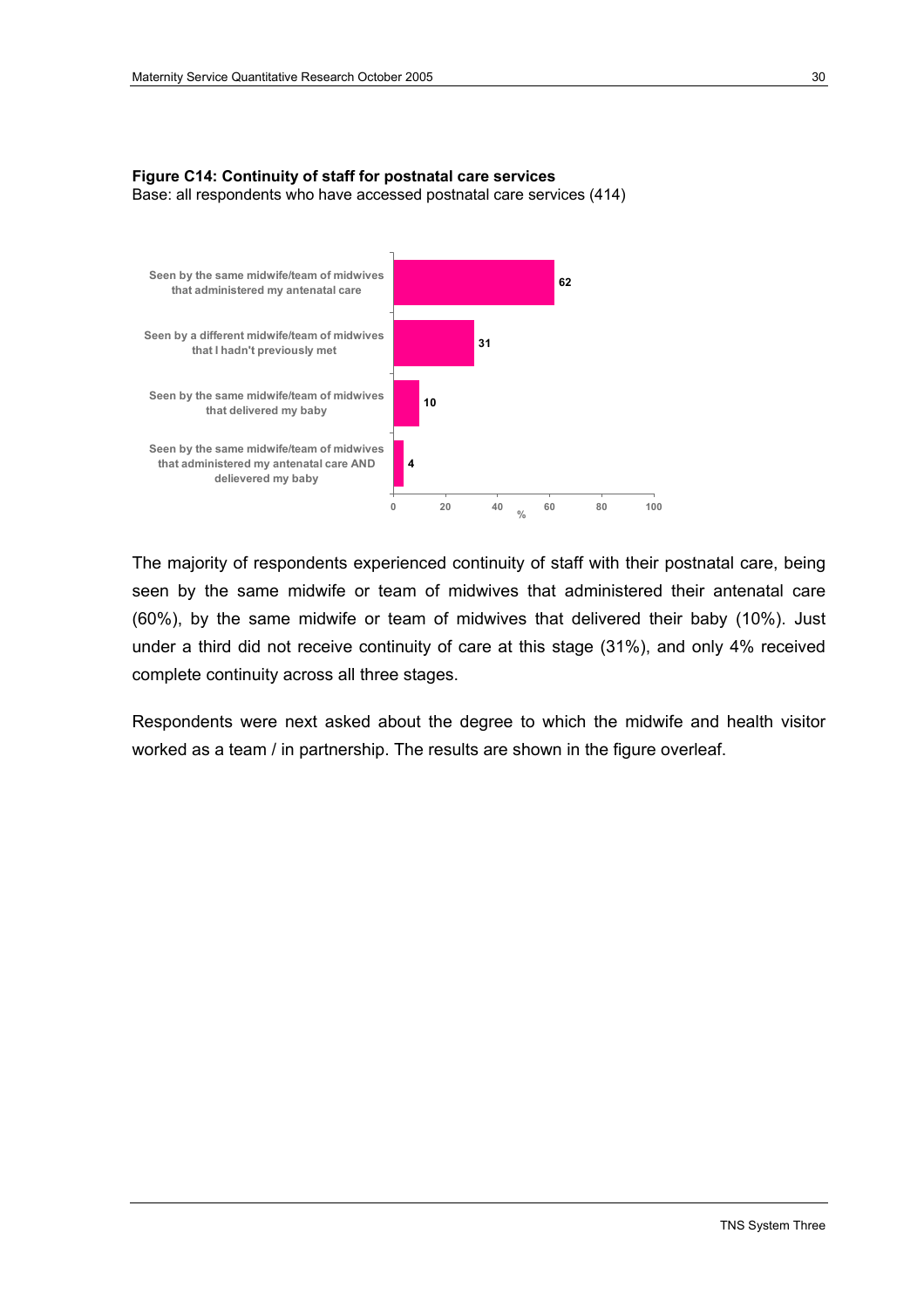**Figure C14: Continuity of staff for postnatal care services**
Base: all respondents who have accessed postnatal care services (414)

| | % |
|---|---|
| Seen by the same midwife/team of midwives that administered my antenatal care | 62 |
| Seen by a different midwife/team of midwives that I hadn't previously met | 31 |
| Seen by the same midwife/team of midwives that delivered my baby | 10 |
| Seen by the same midwife/team of midwives that administered my antenatal care AND delievered my baby | 4 |

The majority of respondents experienced continuity of staff with their postnatal care, being seen by the same midwife or team of midwives that administered their antenatal care (60%), by the same midwife or team of midwives that delivered their baby (10%). Just under a third did not receive continuity of care at this stage (31%), and only 4% received complete continuity across all three stages.

Respondents were next asked about the degree to which the midwife and health visitor worked as a team / in partnership. The results are shown in the figure overleaf.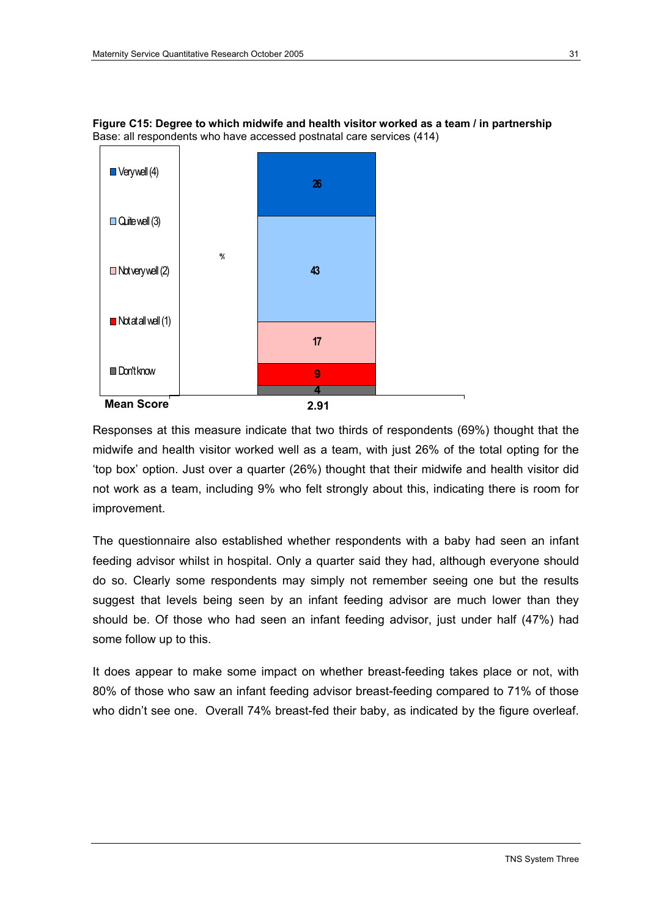**Figure C15: Degree to which midwife and health visitor worked as a team / in partnership**
Base: all respondents who have accessed postnatal care services (414)

| Response | % |
|---|---|
| Very well (4) | 26 |
| Quite well (3) | 43 |
| Not very well (2) | 17 |
| Not at all well (1) | 9 |
| Don't know | 4 |
| **Mean Score** | **2.91** |

Responses at this measure indicate that two thirds of respondents (69%) thought that the midwife and health visitor worked well as a team, with just 26% of the total opting for the 'top box' option. Just over a quarter (26%) thought that their midwife and health visitor did not work as a team, including 9% who felt strongly about this, indicating there is room for improvement.

The questionnaire also established whether respondents with a baby had seen an infant feeding advisor whilst in hospital. Only a quarter said they had, although everyone should do so. Clearly some respondents may simply not remember seeing one but the results suggest that levels being seen by an infant feeding advisor are much lower than they should be. Of those who had seen an infant feeding advisor, just under half (47%) had some follow up to this.

It does appear to make some impact on whether breast-feeding takes place or not, with 80% of those who saw an infant feeding advisor breast-feeding compared to 71% of those who didn't see one. Overall 74% breast-fed their baby, as indicated by the figure overleaf.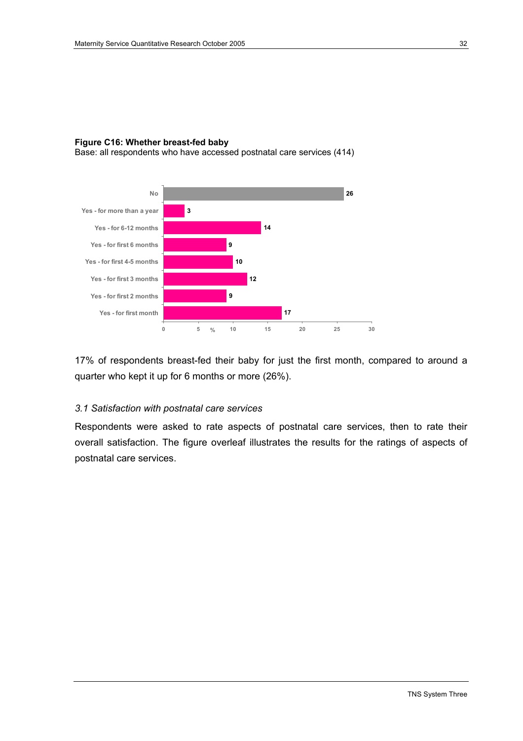**Figure C16: Whether breast-fed baby**
Base: all respondents who have accessed postnatal care services (414)

| | % |
|---|---|
| No | 26 |
| Yes - for more than a year | 3 |
| Yes - for 6-12 months | 14 |
| Yes - for first 6 months | 9 |
| Yes - for first 4-5 months | 10 |
| Yes - for first 3 months | 12 |
| Yes - for first 2 months | 9 |
| Yes - for first month | 17 |

17% of respondents breast-fed their baby for just the first month, compared to around a quarter who kept it up for 6 months or more (26%).

### *3.1 Satisfaction with postnatal care services*

Respondents were asked to rate aspects of postnatal care services, then to rate their overall satisfaction. The figure overleaf illustrates the results for the ratings of aspects of postnatal care services.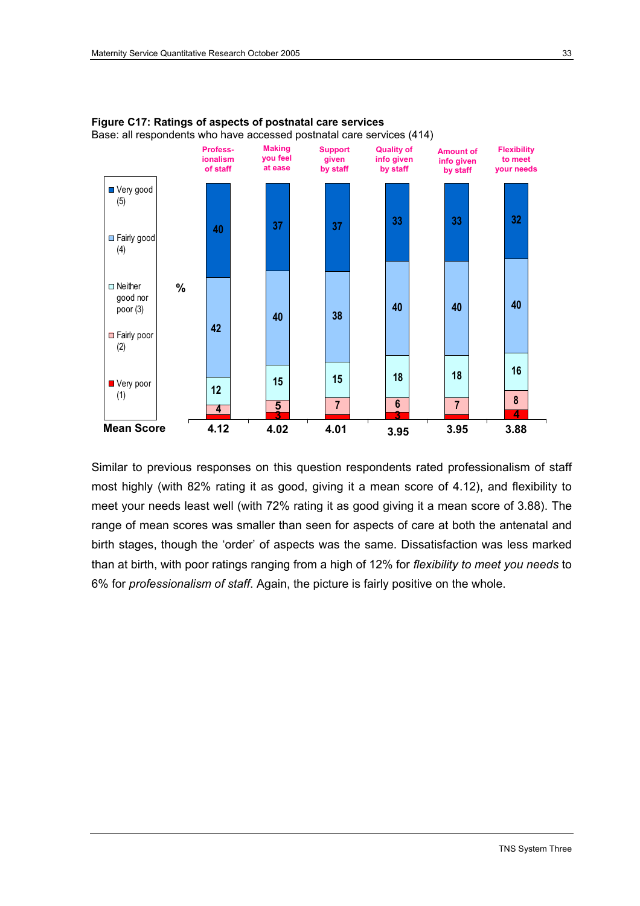**Figure C17: Ratings of aspects of postnatal care services**

Base: all respondents who have accessed postnatal care services (414)

| % | Professionalism of staff | Making you feel at ease | Support given by staff | Quality of info given by staff | Amount of info given by staff | Flexibility to meet your needs |
|---|---|---|---|---|---|---|
| Very good (5) | 40 | 37 | 37 | 33 | 33 | 32 |
| Fairly good (4) | 42 | 40 | 38 | 40 | 40 | 40 |
| Neither good nor poor (3) | 12 | 15 | 15 | 18 | 18 | 16 |
| Fairly poor (2) | 4 | 5 | 7 | 6 | 7 | 8 |
| Very poor (1) | | 3 | | 3 | | 4 |
| **Mean Score** | 4.12 | 4.02 | 4.01 | 3.95 | 3.95 | 3.88 |

Similar to previous responses on this question respondents rated professionalism of staff most highly (with 82% rating it as good, giving it a mean score of 4.12), and flexibility to meet your needs least well (with 72% rating it as good giving it a mean score of 3.88). The range of mean scores was smaller than seen for aspects of care at both the antenatal and birth stages, though the 'order' of aspects was the same. Dissatisfaction was less marked than at birth, with poor ratings ranging from a high of 12% for *flexibility to meet you needs* to 6% for *professionalism of staff*. Again, the picture is fairly positive on the whole.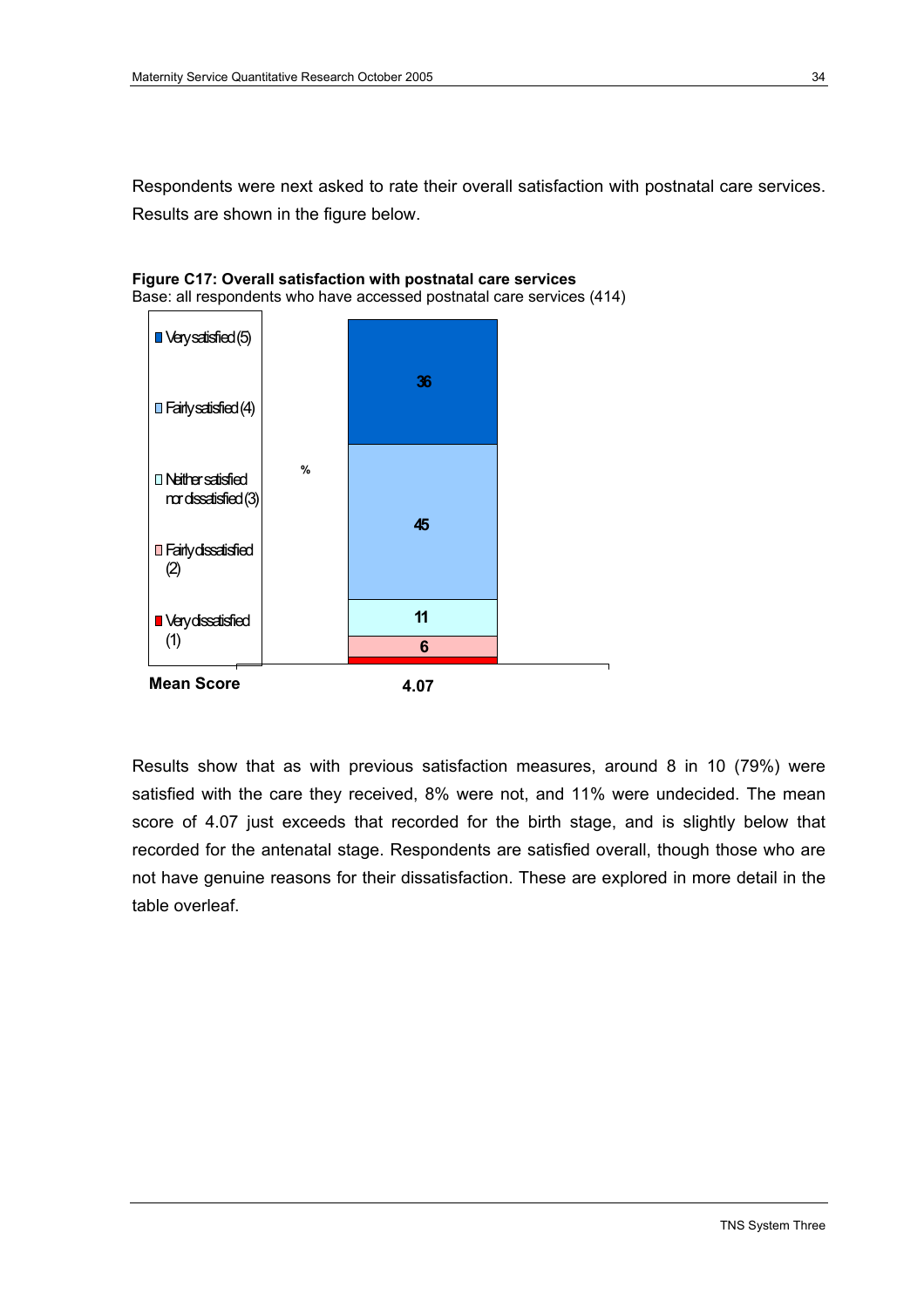Respondents were next asked to rate their overall satisfaction with postnatal care services. Results are shown in the figure below.

**Figure C17: Overall satisfaction with postnatal care services**
Base: all respondents who have accessed postnatal care services (414)

| % | |
|---|---|
| Very satisfied (5) | 36 |
| Fairly satisfied (4) | 45 |
| Neither satisfied nor dissatisfied (3) | 11 |
| Fairly dissatisfied (2) | 6 |
| Very dissatisfied (1) | |
| **Mean Score** | **4.07** |

Results show that as with previous satisfaction measures, around 8 in 10 (79%) were satisfied with the care they received, 8% were not, and 11% were undecided. The mean score of 4.07 just exceeds that recorded for the birth stage, and is slightly below that recorded for the antenatal stage. Respondents are satisfied overall, though those who are not have genuine reasons for their dissatisfaction. These are explored in more detail in the table overleaf.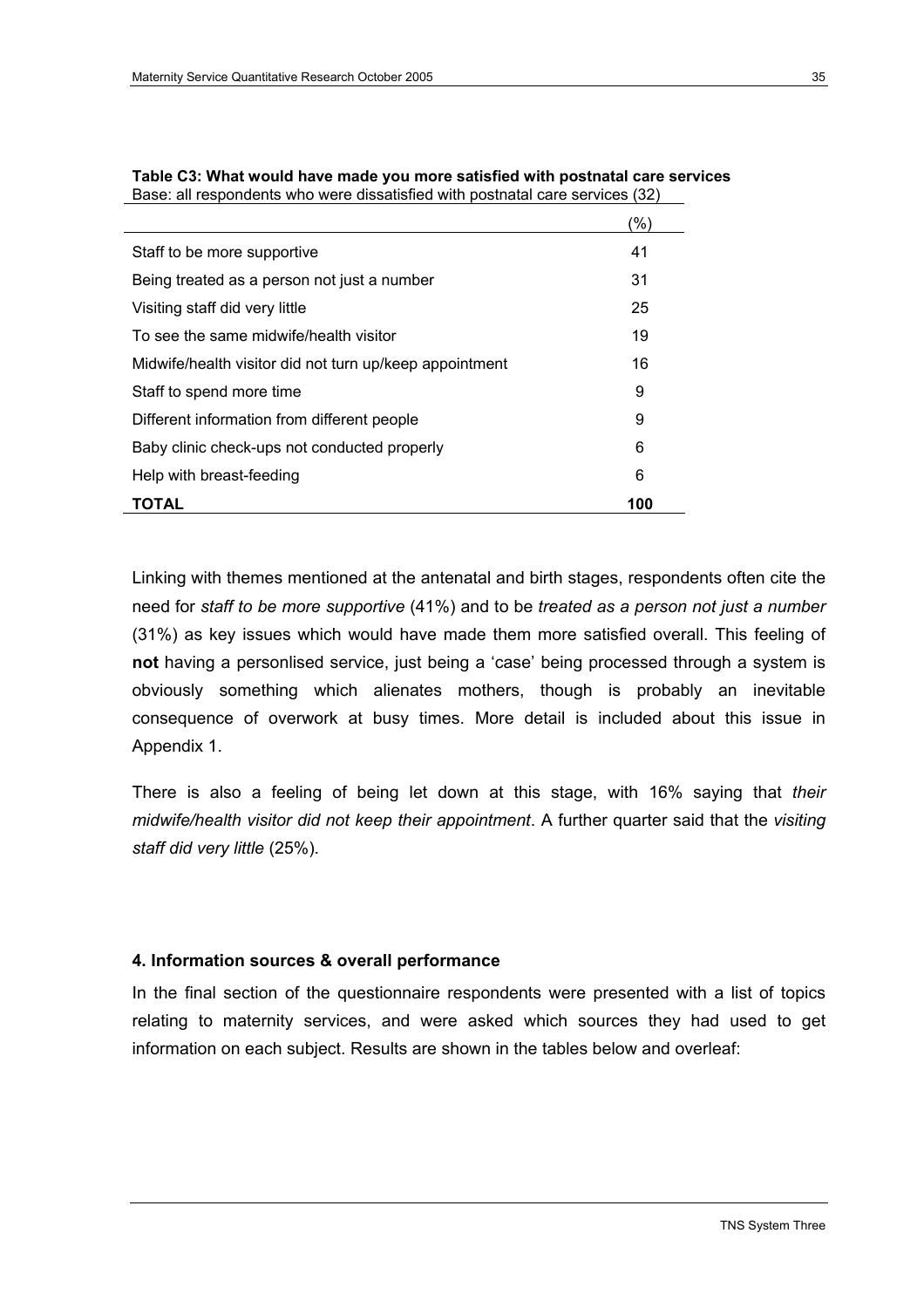**Table C3: What would have made you more satisfied with postnatal care services**
Base: all respondents who were dissatisfied with postnatal care services (32)

| | (%) |
|---|---|
| Staff to be more supportive | 41 |
| Being treated as a person not just a number | 31 |
| Visiting staff did very little | 25 |
| To see the same midwife/health visitor | 19 |
| Midwife/health visitor did not turn up/keep appointment | 16 |
| Staff to spend more time | 9 |
| Different information from different people | 9 |
| Baby clinic check-ups not conducted properly | 6 |
| Help with breast-feeding | 6 |
| **TOTAL** | **100** |

Linking with themes mentioned at the antenatal and birth stages, respondents often cite the need for *staff to be more supportive* (41%) and to be *treated as a person not just a number* (31%) as key issues which would have made them more satisfied overall. This feeling of **not** having a personlised service, just being a 'case' being processed through a system is obviously something which alienates mothers, though is probably an inevitable consequence of overwork at busy times. More detail is included about this issue in Appendix 1.

There is also a feeling of being let down at this stage, with 16% saying that *their midwife/health visitor did not keep their appointment*. A further quarter said that the *visiting staff did very little* (25%).

### 4. Information sources & overall performance

In the final section of the questionnaire respondents were presented with a list of topics relating to maternity services, and were asked which sources they had used to get information on each subject. Results are shown in the tables below and overleaf: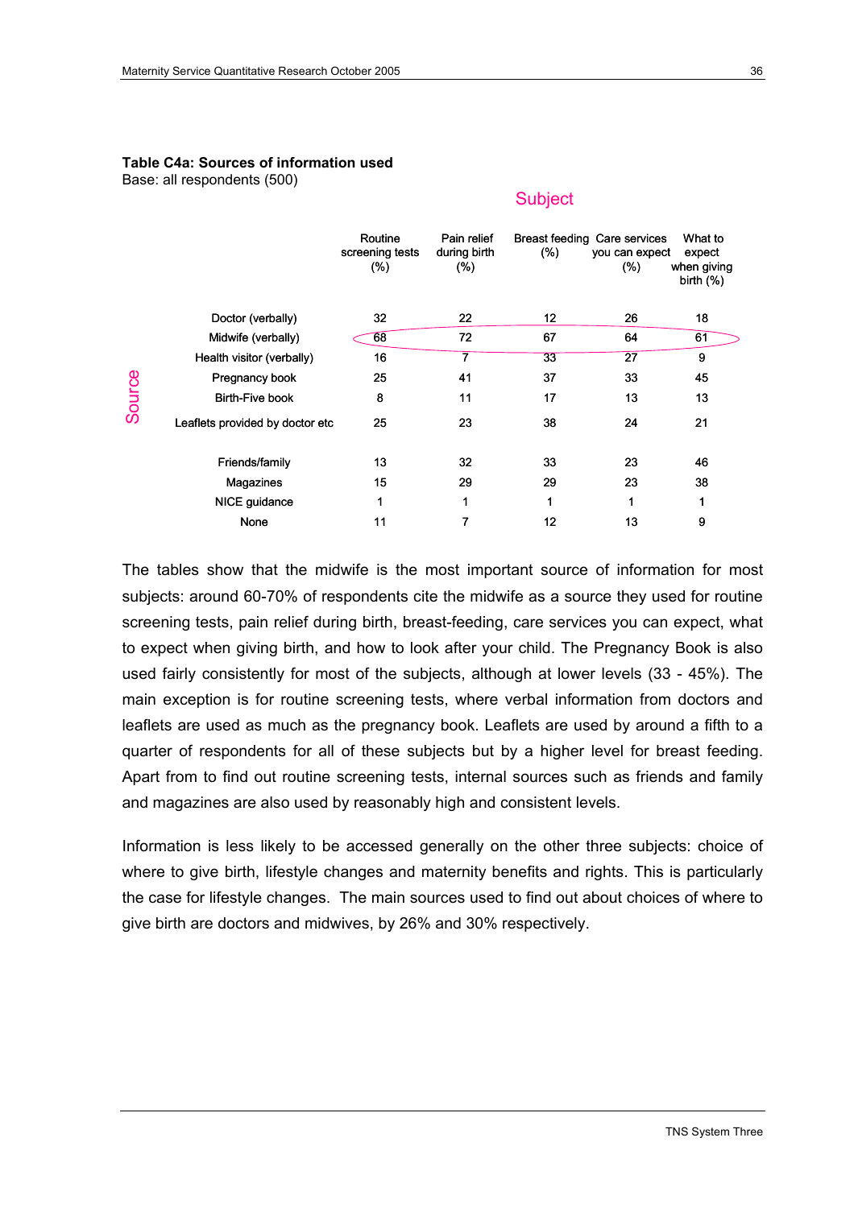**Table C4a: Sources of information used**
Base: all respondents (500)

Subject

| Source | Routine screening tests (%) | Pain relief during birth (%) | Breast feeding (%) | Care services you can expect (%) | What to expect when giving birth (%) |
|---|---|---|---|---|---|
| Doctor (verbally) | 32 | 22 | 12 | 26 | 18 |
| Midwife (verbally) | 68 | 72 | 67 | 64 | 61 |
| Health visitor (verbally) | 16 | 7 | 33 | 27 | 9 |
| Pregnancy book | 25 | 41 | 37 | 33 | 45 |
| Birth-Five book | 8 | 11 | 17 | 13 | 13 |
| Leaflets provided by doctor etc | 25 | 23 | 38 | 24 | 21 |
| Friends/family | 13 | 32 | 33 | 23 | 46 |
| Magazines | 15 | 29 | 29 | 23 | 38 |
| NICE guidance | 1 | 1 | 1 | 1 | 1 |
| None | 11 | 7 | 12 | 13 | 9 |

The tables show that the midwife is the most important source of information for most subjects: around 60-70% of respondents cite the midwife as a source they used for routine screening tests, pain relief during birth, breast-feeding, care services you can expect, what to expect when giving birth, and how to look after your child. The Pregnancy Book is also used fairly consistently for most of the subjects, although at lower levels (33 - 45%). The main exception is for routine screening tests, where verbal information from doctors and leaflets are used as much as the pregnancy book. Leaflets are used by around a fifth to a quarter of respondents for all of these subjects but by a higher level for breast feeding. Apart from to find out routine screening tests, internal sources such as friends and family and magazines are also used by reasonably high and consistent levels.

Information is less likely to be accessed generally on the other three subjects: choice of where to give birth, lifestyle changes and maternity benefits and rights. This is particularly the case for lifestyle changes. The main sources used to find out about choices of where to give birth are doctors and midwives, by 26% and 30% respectively.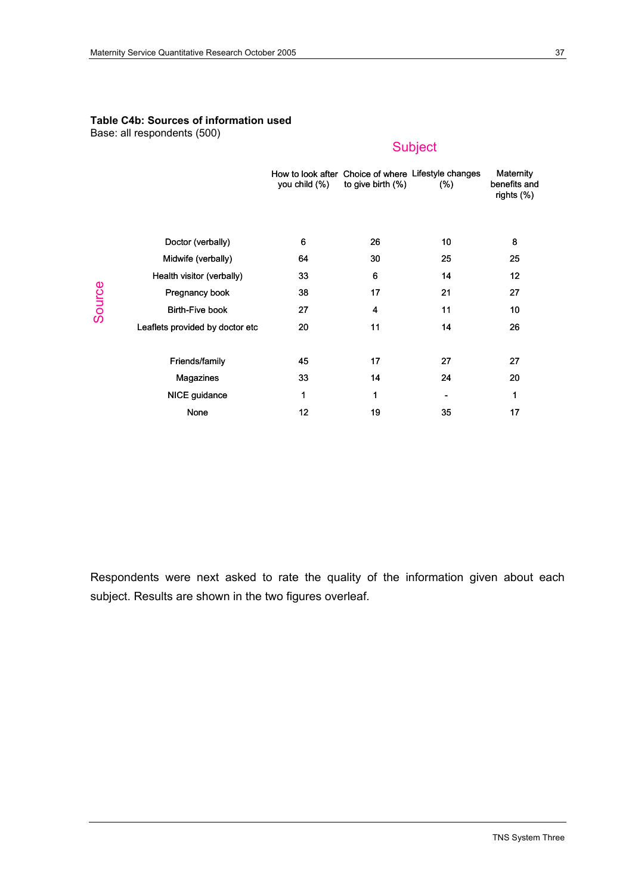**Table C4b: Sources of information used**
Base: all respondents (500)

| Source | How to look after you child (%) | Choice of where to give birth (%) | Lifestyle changes (%) | Maternity benefits and rights (%) |
|---|---|---|---|---|
| Doctor (verbally) | 6 | 26 | 10 | 8 |
| Midwife (verbally) | 64 | 30 | 25 | 25 |
| Health visitor (verbally) | 33 | 6 | 14 | 12 |
| Pregnancy book | 38 | 17 | 21 | 27 |
| Birth-Five book | 27 | 4 | 11 | 10 |
| Leaflets provided by doctor etc | 20 | 11 | 14 | 26 |
| Friends/family | 45 | 17 | 27 | 27 |
| Magazines | 33 | 14 | 24 | 20 |
| NICE guidance | 1 | 1 | - | 1 |
| None | 12 | 19 | 35 | 17 |

Respondents were next asked to rate the quality of the information given about each subject. Results are shown in the two figures overleaf.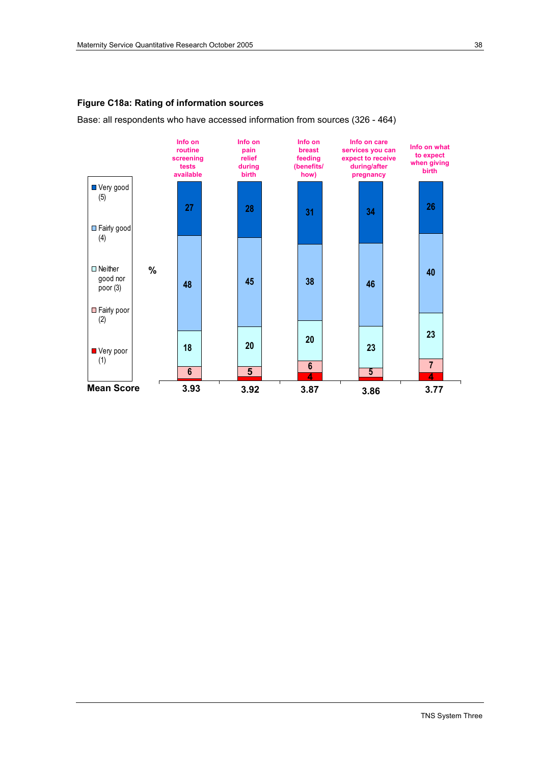**Figure C18a: Rating of information sources**

Base: all respondents who have accessed information from sources (326 - 464)

| % | Info on routine screening tests available | Info on pain relief during birth | Info on breast feeding (benefits/how) | Info on care services you can expect to receive during/after pregnancy | Info on what to expect when giving birth |
|---|---|---|---|---|---|
| Very good (5) | 27 | 28 | 31 | 34 | 26 |
| Fairly good (4) | 48 | 45 | 38 | 46 | 40 |
| Neither good nor poor (3) | 18 | 20 | 20 | 23 | 23 |
| Fairly poor (2) | 6 | 5 | 6 | 5 | 7 |
| Very poor (1) | | | 4 | | 4 |
| **Mean Score** | 3.93 | 3.92 | 3.87 | 3.86 | 3.77 |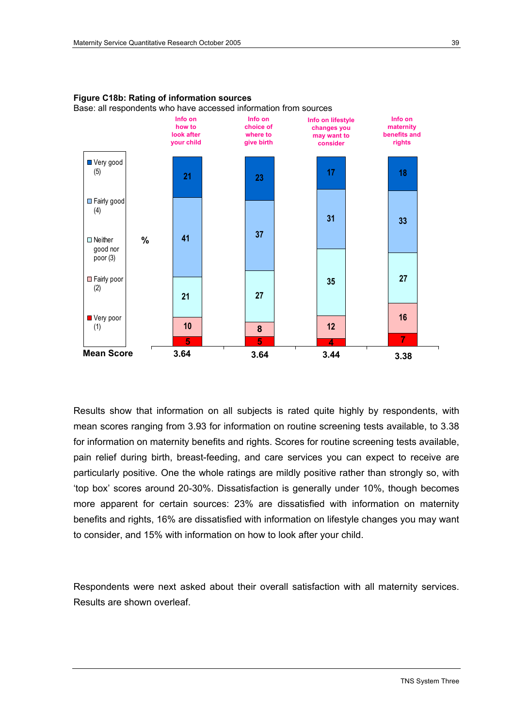**Figure C18b: Rating of information sources**

Base: all respondents who have accessed information from sources

| % | Info on how to look after your child | Info on choice of where to give birth | Info on lifestyle changes you may want to consider | Info on maternity benefits and rights |
|---|---|---|---|---|
| Very good (5) | 21 | 23 | 17 | 18 |
| Fairly good (4) | 41 | 37 | 31 | 33 |
| Neither good nor poor (3) | 21 | 27 | 35 | 27 |
| Fairly poor (2) | 10 | 8 | 12 | 16 |
| Very poor (1) | 5 | 5 | 4 | 7 |
| **Mean Score** | 3.64 | 3.64 | 3.44 | 3.38 |

Results show that information on all subjects is rated quite highly by respondents, with mean scores ranging from 3.93 for information on routine screening tests available, to 3.38 for information on maternity benefits and rights. Scores for routine screening tests available, pain relief during birth, breast-feeding, and care services you can expect to receive are particularly positive. One the whole ratings are mildly positive rather than strongly so, with 'top box' scores around 20-30%. Dissatisfaction is generally under 10%, though becomes more apparent for certain sources: 23% are dissatisfied with information on maternity benefits and rights, 16% are dissatisfied with information on lifestyle changes you may want to consider, and 15% with information on how to look after your child.

Respondents were next asked about their overall satisfaction with all maternity services. Results are shown overleaf.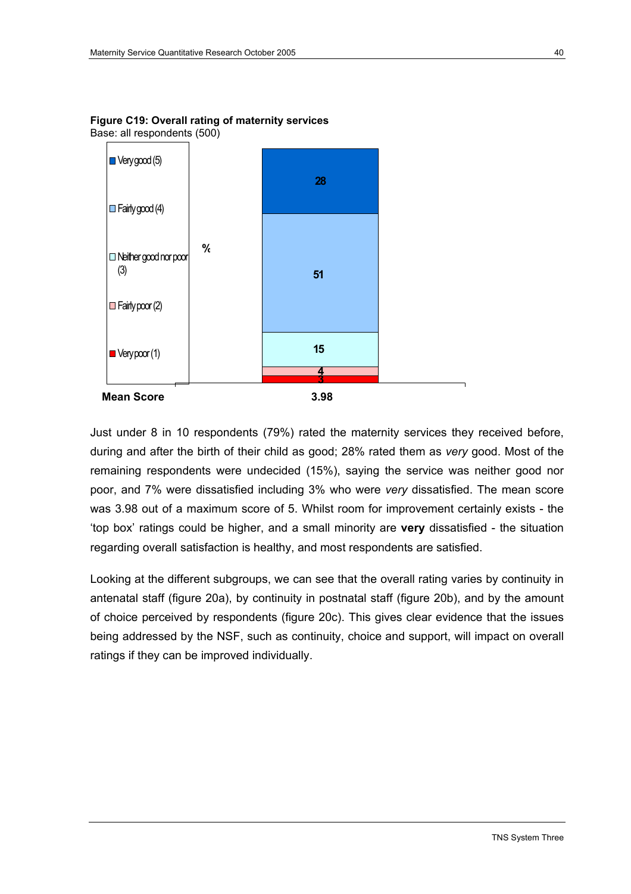**Figure C19: Overall rating of maritime services**

Base: all respondents (500)

| Rating | % |
|---|---|
| Very good (5) | 28 |
| Fairly good (4) | 51 |
| Neither good nor poor (3) | 15 |
| Fairly poor (2) | 4 |
| Very poor (1) | 3 |
| **Mean Score** | **3.98** |

Just under 8 in 10 respondents (79%) rated the maternity services they received before, during and after the birth of their child as good; 28% rated them as *very* good. Most of the remaining respondents were undecided (15%), saying the service was neither good nor poor, and 7% were dissatisfied including 3% who were *very* dissatisfied. The mean score was 3.98 out of a maximum score of 5. Whilst room for improvement certainly exists - the 'top box' ratings could be higher, and a small minority are **very** dissatisfied - the situation regarding overall satisfaction is healthy, and most respondents are satisfied.

Looking at the different subgroups, we can see that the overall rating varies by continuity in antenatal staff (figure 20a), by continuity in postnatal staff (figure 20b), and by the amount of choice perceived by respondents (figure 20c). This gives clear evidence that the issues being addressed by the NSF, such as continuity, choice and support, will impact on overall ratings if they can be improved individually.

**Figure C19: Overall rating of maternity services**

Base: all respondents (500)

| Rating | % |
|---|---|
| Very good (5) | 28 |
| Fairly good (4) | 51 |
| Neither good nor poor (3) | 15 |
| Fairly poor (2) | 4 |
| Very poor (1) | 3 |
| **Mean Score** | **3.98** |

Just under 8 in 10 respondents (79%) rated the maternity services they received before, during and after the birth of their child as good; 28% rated them as *very* good. Most of the remaining respondents were undecided (15%), saying the service was neither good nor poor, and 7% were dissatisfied including 3% who were *very* dissatisfied. The mean score was 3.98 out of a maximum score of 5. Whilst room for improvement certainly exists - the 'top box' ratings could be higher, and a small minority are **very** dissatisfied - the situation regarding overall satisfaction is healthy, and most respondents are satisfied.

Looking at the different subgroups, we can see that the overall rating varies by continuity in antenatal staff (figure 20a), by continuity in postnatal staff (figure 20b), and by the amount of choice perceived by respondents (figure 20c). This gives clear evidence that the issues being addressed by the NSF, such as continuity, choice and support, will impact on overall ratings if they can be improved individually.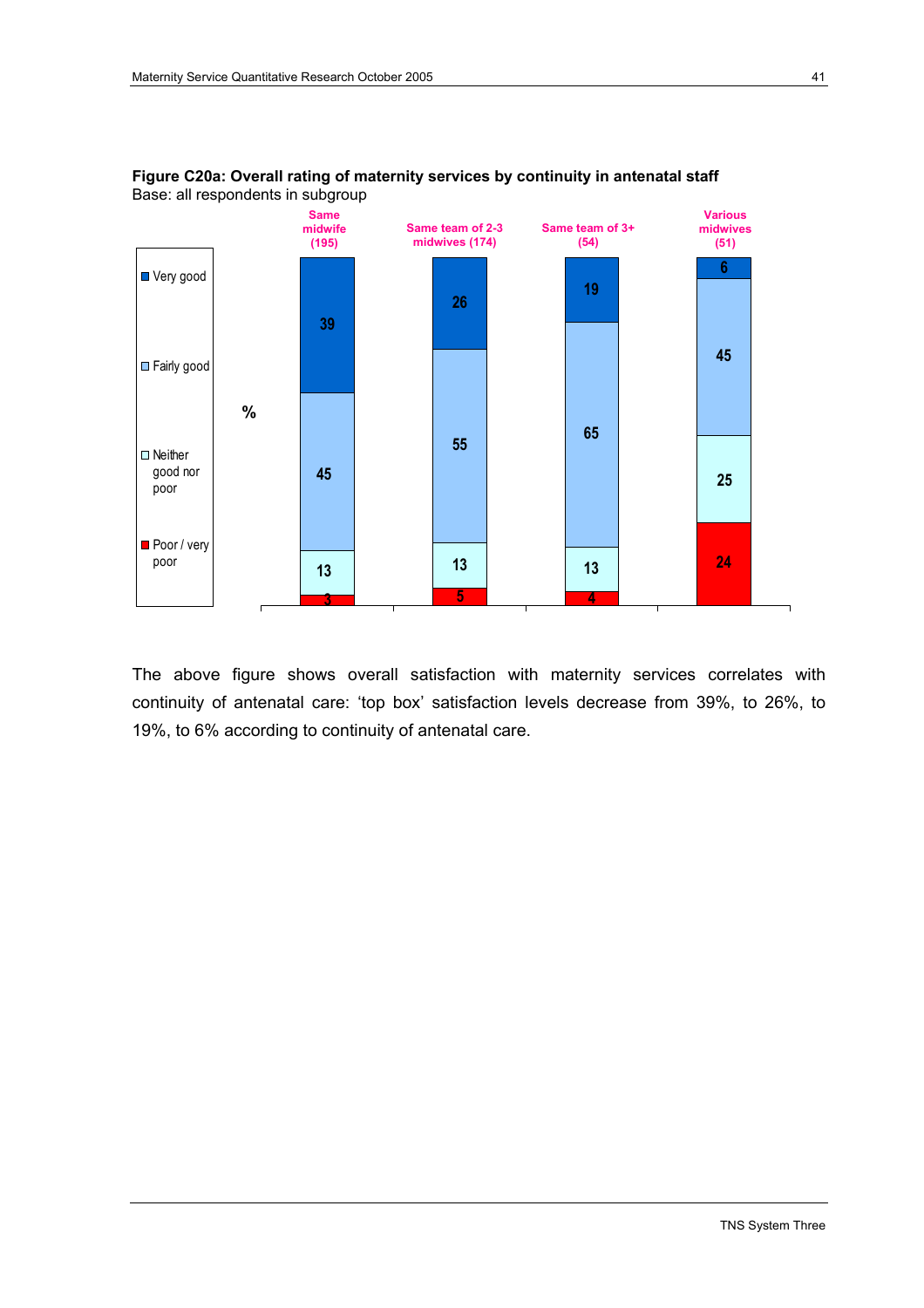**Figure C20a: Overall rating of maternity services by continuity in antenatal staff**
Base: all respondents in subgroup

| % | Same midwife (195) | Same team of 2-3 midwives (174) | Same team of 3+ (54) | Various midwives (51) |
|---|---|---|---|---|
| Very good | 39 | 26 | 19 | 6 |
| Fairly good | 45 | 55 | 65 | 45 |
| Neither good nor poor | 13 | 13 | 13 | 25 |
| Poor / very poor | 3 | 5 | 4 | 24 |

The above figure shows overall satisfaction with maternity services correlates with continuity of antenatal care: 'top box' satisfaction levels decrease from 39%, to 26%, to 19%, to 6% according to continuity of antenatal care.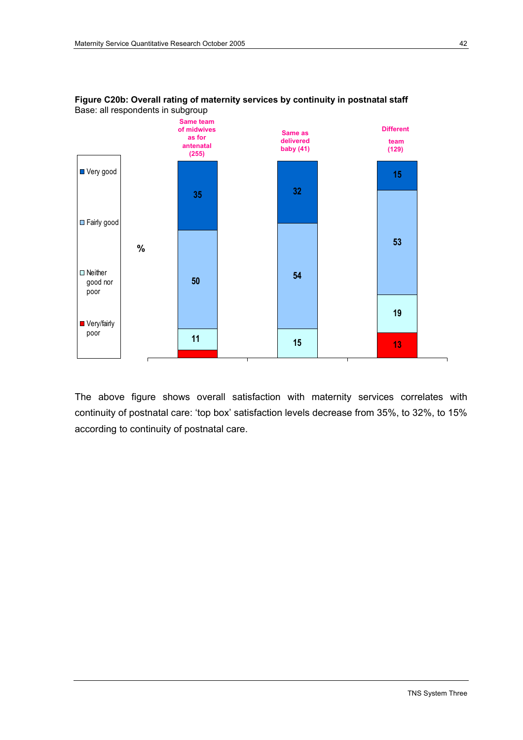**Figure C20b: Overall rating of maternity services by continuity in postnatal staff**
Base: all respondents in subgroup

| % | Same team of midwives as for antenatal (255) | Same as delivered baby (41) | Different team (129) |
|---|---|---|---|
| Very good | 35 | 32 | 15 |
| Fairly good | 50 | 54 | 53 |
| Neither good nor poor | 11 | 15 | 19 |
| Very/fairly poor | | | 13 |

The above figure shows overall satisfaction with maternity services correlates with continuity of postnatal care: 'top box' satisfaction levels decrease from 35%, to 32%, to 15% according to continuity of postnatal care.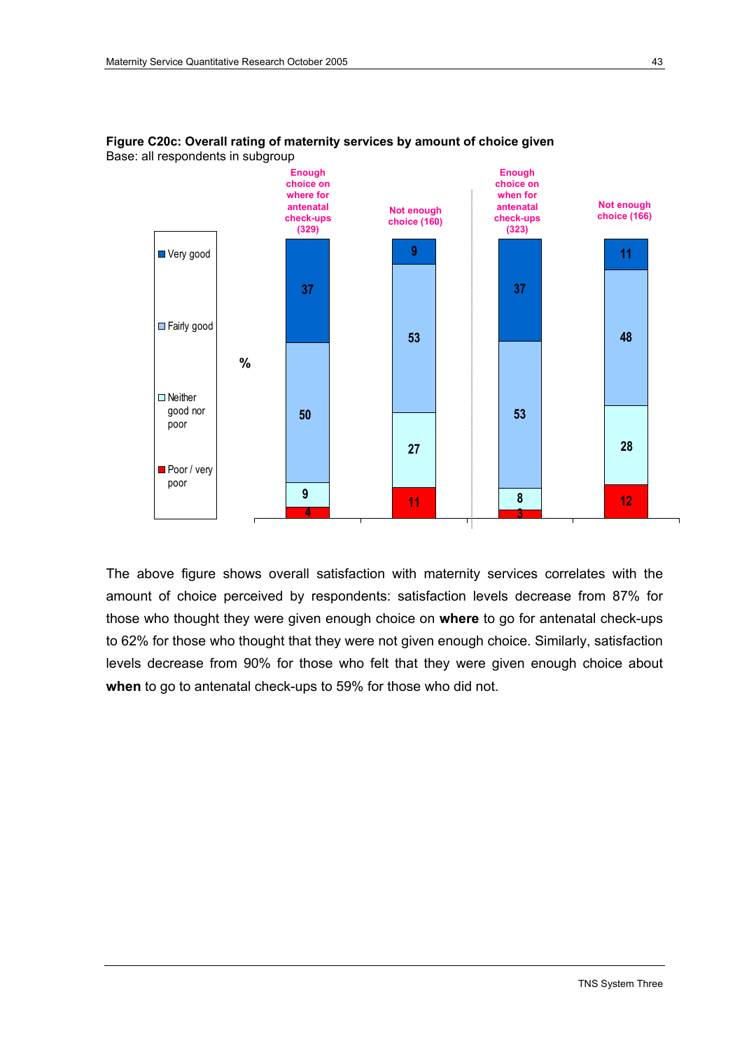**Figure C20c: Overall rating of maternity services by amount of choice given**
Base: all respondents in subgroup

| % | Enough choice on where for antenatal check-ups (329) | Not enough choice (160) | Enough choice on when for antenatal check-ups (323) | Not enough choice (166) |
|---|---|---|---|---|
| Very good | 37 | 9 | 37 | 11 |
| Fairly good | 50 | 53 | 53 | 48 |
| Neither good nor poor | 9 | 27 | 8 | 28 |
| Poor / very poor | 4 | 11 | 3 | 12 |

The above figure shows overall satisfaction with maternity services correlates with the amount of choice perceived by respondents: satisfaction levels decrease from 87% for those who thought they were given enough choice on **where** to go for antenatal check-ups to 62% for those who thought that they were not given enough choice. Similarly, satisfaction levels decrease from 90% for those who felt that they were given enough choice about **when** to go to antenatal check-ups to 59% for those who did not.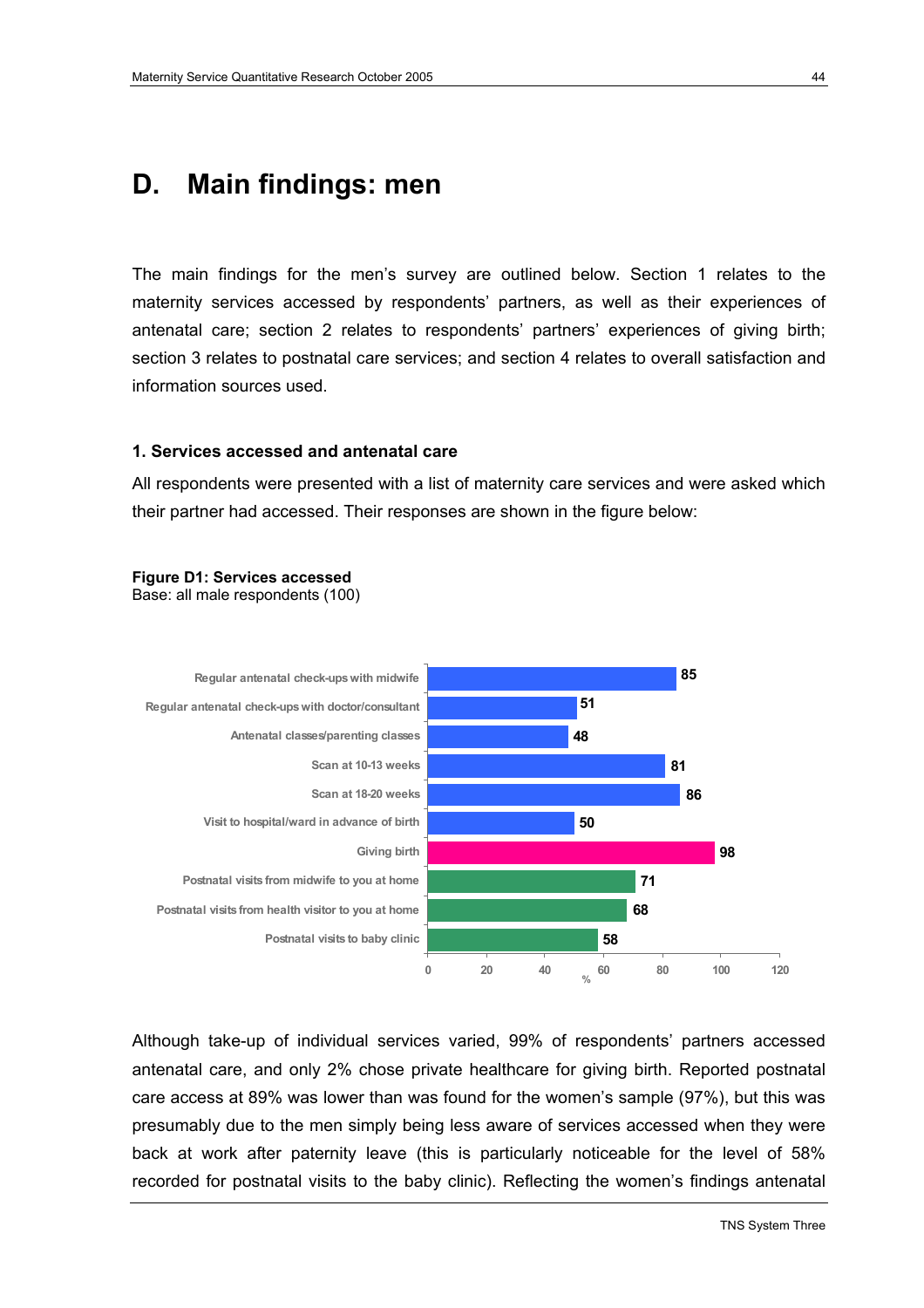# D. Main findings: men

The main findings for the men's survey are outlined below. Section 1 relates to the maternity services accessed by respondents' partners, as well as their experiences of antenatal care; section 2 relates to respondents' partners' experiences of giving birth; section 3 relates to postnatal care services; and section 4 relates to overall satisfaction and information sources used.

### 1. Services accessed and antenatal care

All respondents were presented with a list of maternity care services and were asked which their partner had accessed. Their responses are shown in the figure below:

**Figure D1: Services accessed**
Base: all male respondents (100)

| Service | % |
|---|---|
| Regular antenatal check-ups with midwife | 85 |
| Regular antenatal check-ups with doctor/consultant | 51 |
| Antenatal classes/parenting classes | 48 |
| Scan at 10-13 weeks | 81 |
| Scan at 18-20 weeks | 86 |
| Visit to hospital/ward in advance of birth | 50 |
| Giving birth | 98 |
| Postnatal visits from midwife to you at home | 71 |
| Postnatal visits from health visitor to you at home | 68 |
| Postnatal visits to baby clinic | 58 |

Although take-up of individual services varied, 99% of respondents' partners accessed antenatal care, and only 2% chose private healthcare for giving birth. Reported postnatal care access at 89% was lower than was found for the women's sample (97%), but this was presumably due to the men simply being less aware of services accessed when they were back at work after paternity leave (this is particularly noticeable for the level of 58% recorded for postnatal visits to the baby clinic). Reflecting the women's findings antenatal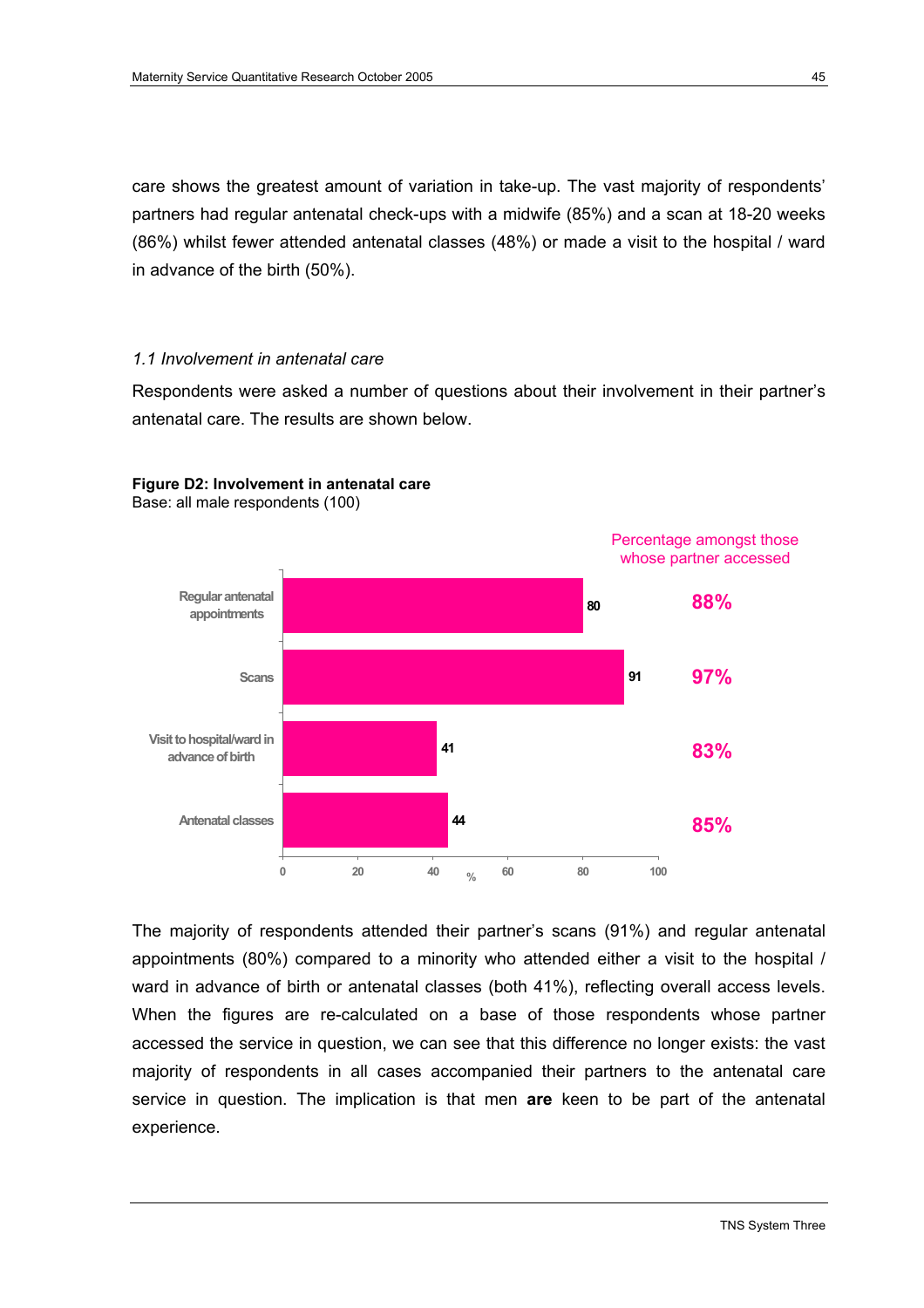care shows the greatest amount of variation in take-up. The vast majority of respondents' partners had regular antenatal check-ups with a midwife (85%) and a scan at 18-20 weeks (86%) whilst fewer attended antenatal classes (48%) or made a visit to the hospital / ward in advance of the birth (50%).

### *1.1 Involvement in antenatal care*

Respondents were asked a number of questions about their involvement in their partner's antenatal care. The results are shown below.

**Figure D2: Involvement in antenatal care**
Base: all male respondents (100)

| | % | Percentage amongst those whose partner accessed |
|---|---|---|
| Regular antenatal appointments | 80 | 88% |
| Scans | 91 | 97% |
| Visit to hospital/ward in advance of birth | 41 | 83% |
| Antenatal classes | 44 | 85% |

The majority of respondents attended their partner's scans (91%) and regular antenatal appointments (80%) compared to a minority who attended either a visit to the hospital / ward in advance of birth or antenatal classes (both 41%), reflecting overall access levels. When the figures are re-calculated on a base of those respondents whose partner accessed the service in question, we can see that this difference no longer exists: the vast majority of respondents in all cases accompanied their partners to the antenatal care service in question. The implication is that men **are** keen to be part of the antenatal experience.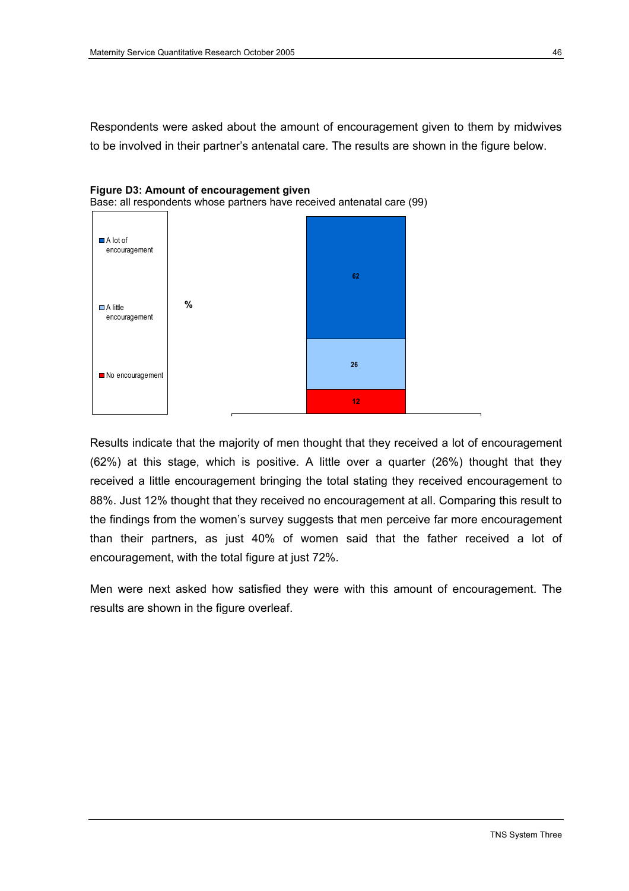Respondents were asked about the amount of encouragement given to them by midwives to be involved in their partner's antenatal care. The results are shown in the figure below.

**Figure D3: Amount of encouragement given**
Base: all respondents whose partners have received antenatal care (99)

| | % |
|---|---|
| A lot of encouragement | 62 |
| A little encouragement | 26 |
| No encouragement | 12 |

Results indicate that the majority of men thought that they received a lot of encouragement (62%) at this stage, which is positive. A little over a quarter (26%) thought that they received a little encouragement bringing the total stating they received encouragement to 88%. Just 12% thought that they received no encouragement at all. Comparing this result to the findings from the women's survey suggests that men perceive far more encouragement than their partners, as just 40% of women said that the father received a lot of encouragement, with the total figure at just 72%.

Men were next asked how satisfied they were with this amount of encouragement. The results are shown in the figure overleaf.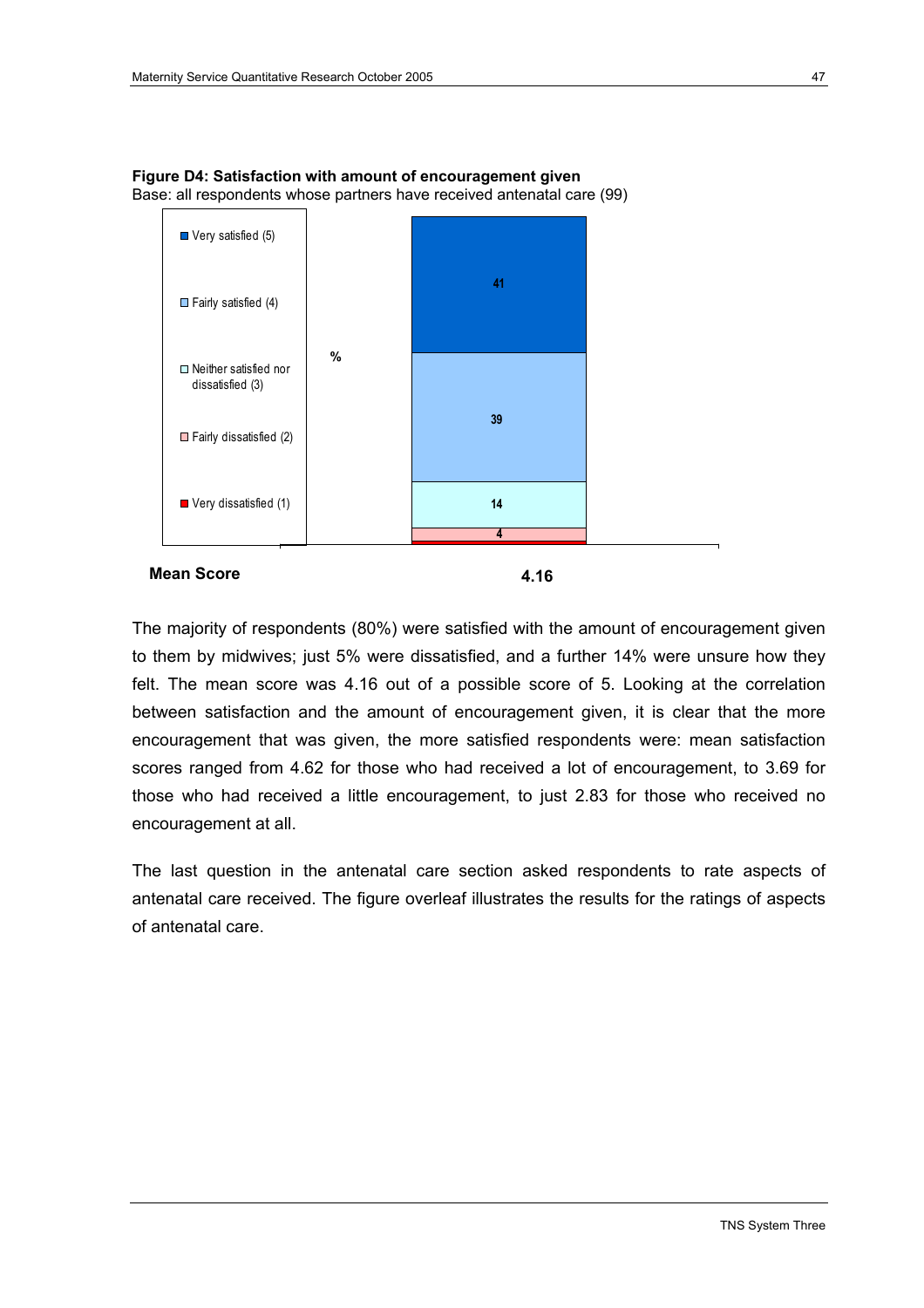**Figure D4: Satisfaction with amount of encouragement given**
Base: all respondents whose partners have received antenatal care (99)

| % | |
|---|---|
| Very satisfied (5) | 41 |
| Fairly satisfied (4) | 39 |
| Neither satisfied nor dissatisfied (3) | 14 |
| Fairly dissatisfied (2) | 4 |
| Very dissatisfied (1) | |
| **Mean Score** | **4.16** |

The majority of respondents (80%) were satisfied with the amount of encouragement given to them by midwives; just 5% were dissatisfied, and a further 14% were unsure how they felt. The mean score was 4.16 out of a possible score of 5. Looking at the correlation between satisfaction and the amount of encouragement given, it is clear that the more encouragement that was given, the more satisfied respondents were: mean satisfaction scores ranged from 4.62 for those who had received a lot of encouragement, to 3.69 for those who had received a little encouragement, to just 2.83 for those who received no encouragement at all.

The last question in the antenatal care section asked respondents to rate aspects of antenatal care received. The figure overleaf illustrates the results for the ratings of aspects of antenatal care.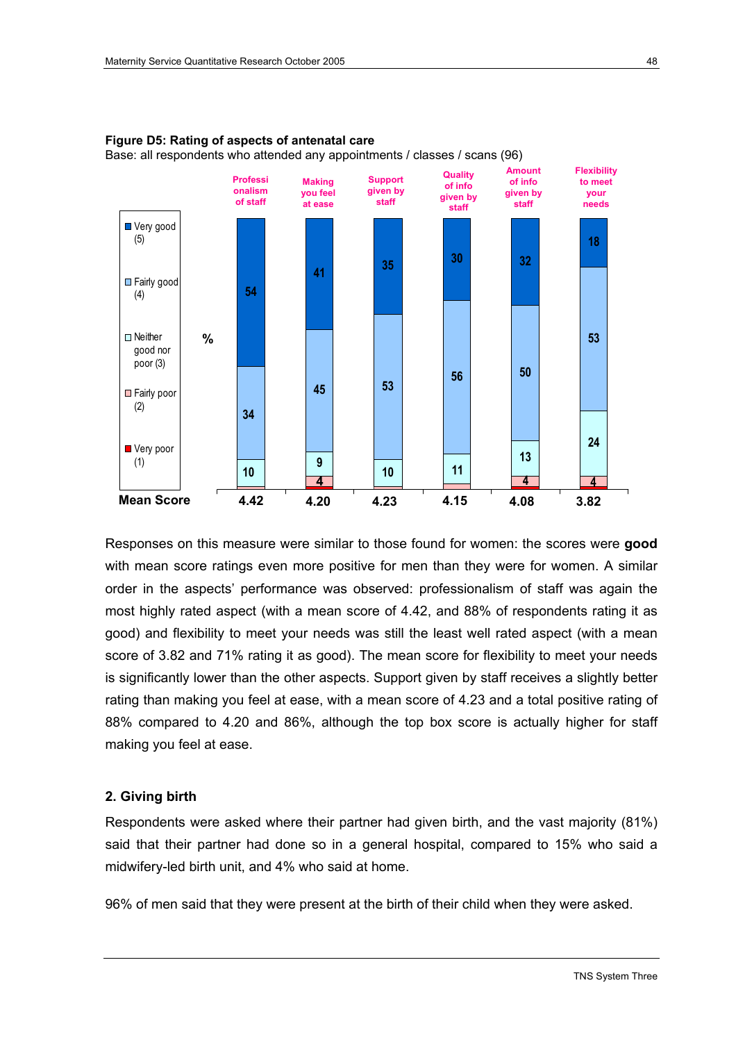**Figure D5: Rating of aspects of antenatal care**
Base: all respondents who attended any appointments / classes / scans (96)

| % | Professionalism of staff | Making you feel at ease | Support given by staff | Quality of info given by staff | Amount of info given by staff | Flexibility to meet your needs |
|---|---|---|---|---|---|---|
| Very good (5) | 54 | 41 | 35 | 30 | 32 | 18 |
| Fairly good (4) | 34 | 45 | 53 | 56 | 50 | 53 |
| Neither good nor poor (3) | 10 | 9 | 10 | 11 | 13 | 24 |
| Fairly poor (2) | | 4 | | | 4 | 4 |
| Very poor (1) | | | | | | |
| **Mean Score** | 4.42 | 4.20 | 4.23 | 4.15 | 4.08 | 3.82 |

Responses on this measure were similar to those found for women: the scores were **good** with mean score ratings even more positive for men than they were for women. A similar order in the aspects' performance was observed: professionalism of staff was again the most highly rated aspect (with a mean score of 4.42, and 88% of respondents rating it as good) and flexibility to meet your needs was still the least well rated aspect (with a mean score of 3.82 and 71% rating it as good). The mean score for flexibility to meet your needs is significantly lower than the other aspects. Support given by staff receives a slightly better rating than making you feel at ease, with a mean score of 4.23 and a total positive rating of 88% compared to 4.20 and 86%, although the top box score is actually higher for staff making you feel at ease.

### 2. Giving birth

Respondents were asked where their partner had given birth, and the vast majority (81%) said that their partner had done so in a general hospital, compared to 15% who said a midwifery-led birth unit, and 4% who said at home.

96% of men said that they were present at the birth of their child when they were asked.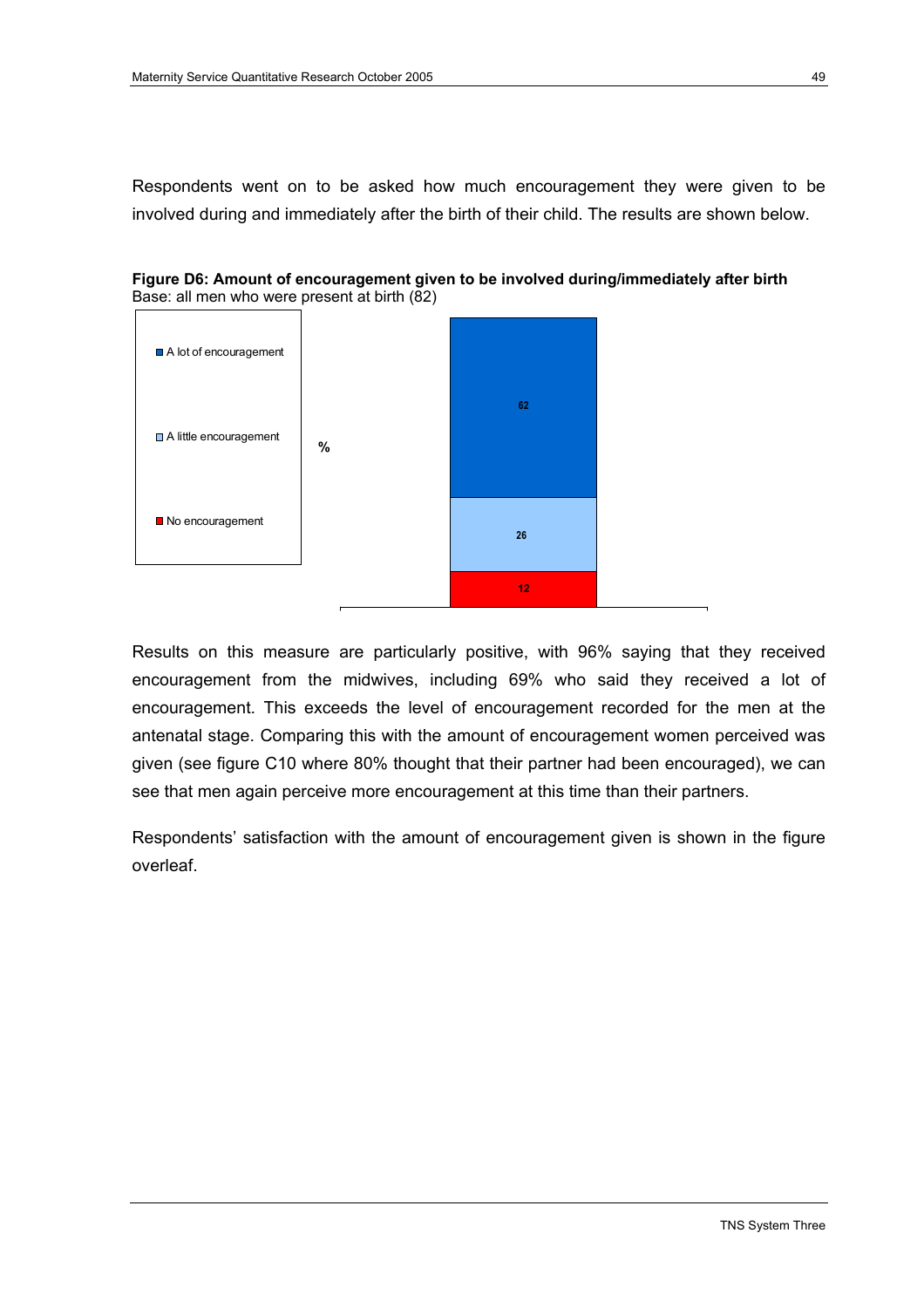Respondents went on to be asked how much encouragement they were given to be involved during and immediately after the birth of their child. The results are shown below.

**Figure D6: Amount of encouragement given to be involved during/immediately after birth**
Base: all men who were present at birth (82)

| | % |
|---|---|
| A lot of encouragement | 62 |
| A little encouragement | 26 |
| No encouragement | 12 |

Results on this measure are particularly positive, with 96% saying that they received encouragement from the midwives, including 69% who said they received a lot of encouragement. This exceeds the level of encouragement recorded for the men at the antenatal stage. Comparing this with the amount of encouragement women perceived was given (see figure C10 where 80% thought that their partner had been encouraged), we can see that men again perceive more encouragement at this time than their partners.

Respondents' satisfaction with the amount of encouragement given is shown in the figure overleaf.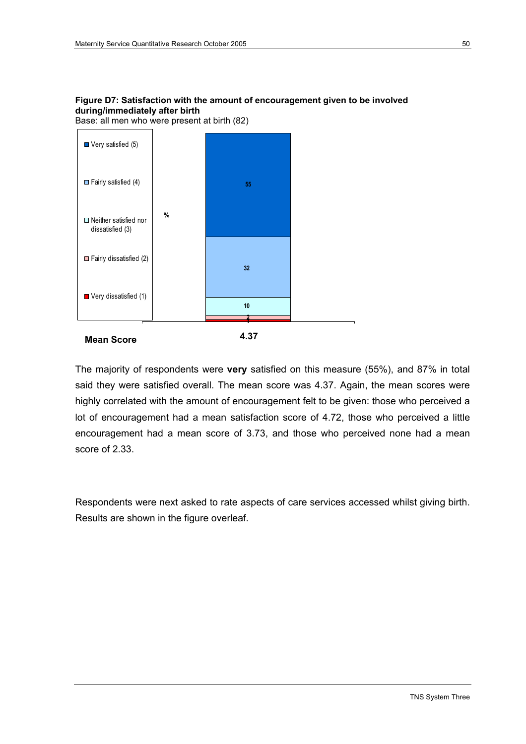**Figure D7: Satisfaction with the amount of encouragement given to be involved during/immediately after birth**
Base: all men who were present at birth (82)

| Response | % |
|---|---|
| Very satisfied (5) | 55 |
| Fairly satisfied (4) | 32 |
| Neither satisfied nor dissatisfied (3) | 10 |
| Fairly dissatisfied (2) | 2 |
| Very dissatisfied (1) | 1 |
| **Mean Score** | **4.37** |

The majority of respondents were **very** satisfied on this measure (55%), and 87% in total said they were satisfied overall. The mean score was 4.37. Again, the mean scores were highly correlated with the amount of encouragement felt to be given: those who perceived a lot of encouragement had a mean satisfaction score of 4.72, those who perceived a little encouragement had a mean score of 3.73, and those who perceived none had a mean score of 2.33.

Respondents were next asked to rate aspects of care services accessed whilst giving birth. Results are shown in the figure overleaf.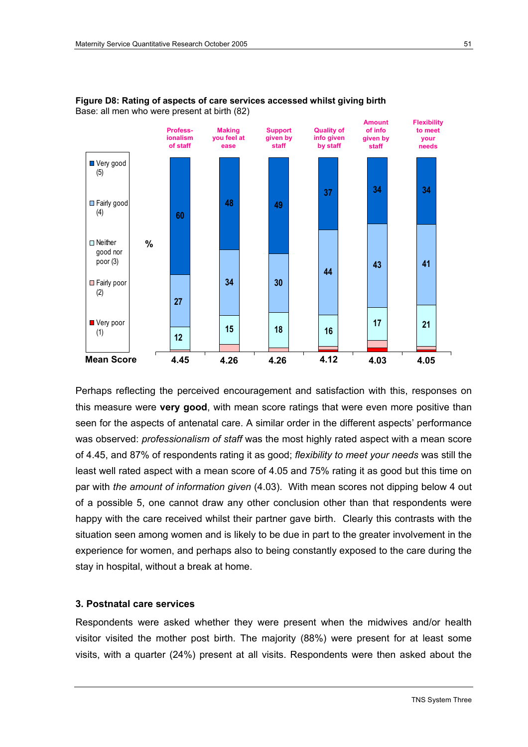**Figure D8: Rating of aspects of care services accessed whilst giving birth**
Base: all men who were present at birth (82)

| % | Professionalism of staff | Making you feel at ease | Support given by staff | Quality of info given by staff | Amount of info given by staff | Flexibility to meet your needs |
|---|---|---|---|---|---|---|
| Very good (5) | 60 | 48 | 49 | 37 | 34 | 34 |
| Fairly good (4) | 27 | 34 | 30 | 44 | 43 | 41 |
| Neither good nor poor (3) | 12 | 15 | 18 | 16 | 17 | 21 |
| Fairly poor (2) | | | | | | |
| Very poor (1) | | | | | | |
| **Mean Score** | 4.45 | 4.26 | 4.26 | 4.12 | 4.03 | 4.05 |

Perhaps reflecting the perceived encouragement and satisfaction with this, responses on this measure were **very good**, with mean score ratings that were even more positive than seen for the aspects of antenatal care. A similar order in the different aspects' performance was observed: *professionalism of staff* was the most highly rated aspect with a mean score of 4.45, and 87% of respondents rating it as good; *flexibility to meet your needs* was still the least well rated aspect with a mean score of 4.05 and 75% rating it as good but this time on par with *the amount of information given* (4.03). With mean scores not dipping below 4 out of a possible 5, one cannot draw any other conclusion other than that respondents were happy with the care received whilst their partner gave birth. Clearly this contrasts with the situation seen among women and is likely to be due in part to the greater involvement in the experience for women, and perhaps also to being constantly exposed to the care during the stay in hospital, without a break at home.

### 3. Postnatal care services

Respondents were asked whether they were present when the midwives and/or health visitor visited the mother post birth. The majority (88%) were present for at least some visits, with a quarter (24%) present at all visits. Respondents were then asked about the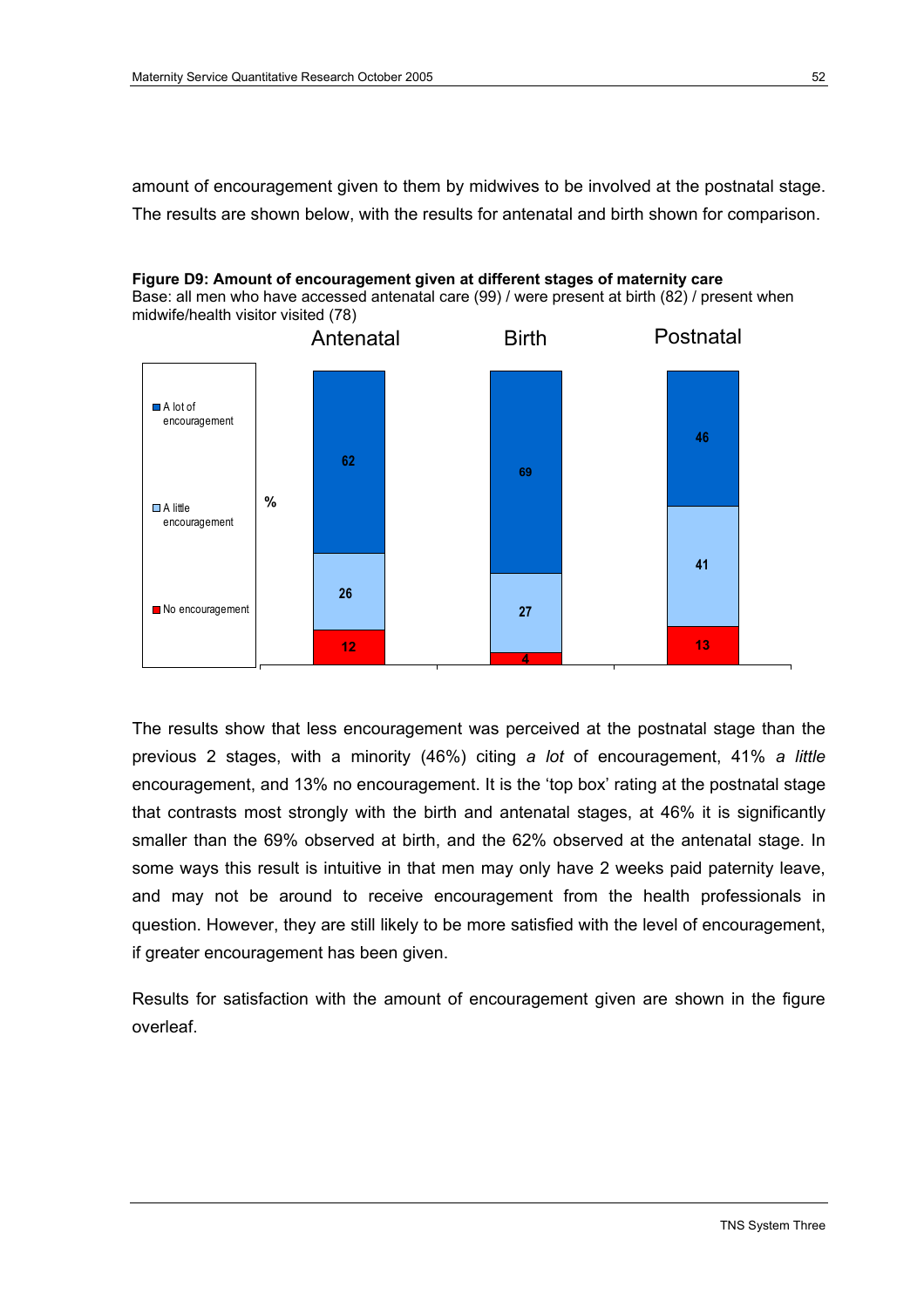amount of encouragement given to them by midwives to be involved at the postnatal stage. The results are shown below, with the results for antenatal and birth shown for comparison.

**Figure D9: Amount of encouragement given at different stages of maternity care**
Base: all men who have accessed antenatal care (99) / were present at birth (82) / present when midwife/health visitor visited (78)

| % | Antenatal | Birth | Postnatal |
|---|---|---|---|
| A lot of encouragement | 62 | 69 | 46 |
| A little encouragement | 26 | 27 | 41 |
| No encouragement | 12 | 4 | 13 |

The results show that less encouragement was perceived at the postnatal stage than the previous 2 stages, with a minority (46%) citing *a lot* of encouragement, 41% *a little* encouragement, and 13% no encouragement. It is the 'top box' rating at the postnatal stage that contrasts most strongly with the birth and antenatal stages, at 46% it is significantly smaller than the 69% observed at birth, and the 62% observed at the antenatal stage. In some ways this result is intuitive in that men may only have 2 weeks paid paternity leave, and may not be around to receive encouragement from the health professionals in question. However, they are still likely to be more satisfied with the level of encouragement, if greater encouragement has been given.

Results for satisfaction with the amount of encouragement given are shown in the figure overleaf.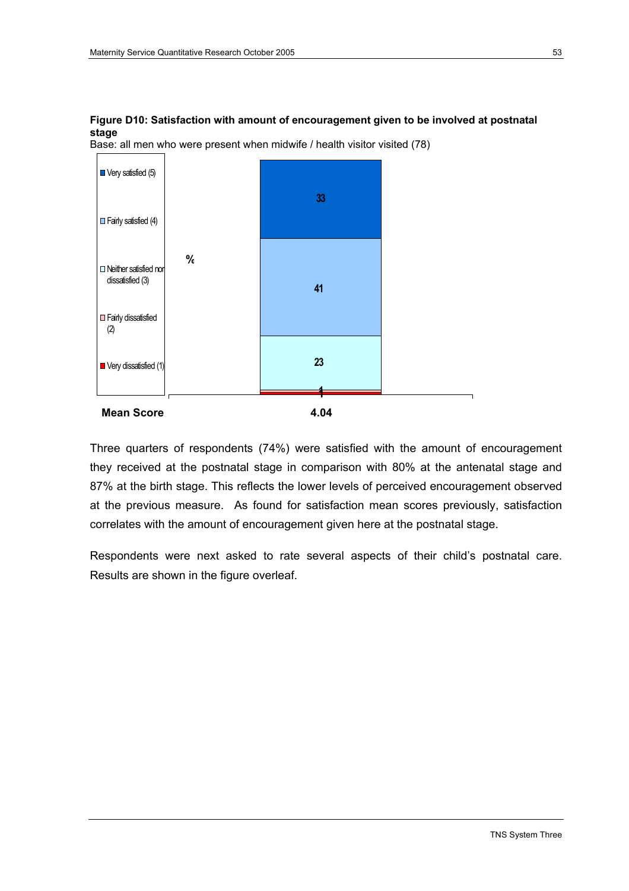**Figure D10: Satisfaction with amount of encouragement given to be involved at postnatal stage**

Base: all men who were present when midwife / health visitor visited (78)

| | % |
|---|---|
| Very satisfied (5) | 33 |
| Fairly satisfied (4) | 41 |
| Neither satisfied nor dissatisfied (3) | 23 |
| Fairly dissatisfied (2) | 1 |
| Very dissatisfied (1) | 1 |
| **Mean Score** | **4.04** |

Three quarters of respondents (74%) were satisfied with the amount of encouragement they received at the postnatal stage in comparison with 80% at the antenatal stage and 87% at the birth stage. This reflects the lower levels of perceived encouragement observed at the previous measure. As found for satisfaction mean scores previously, satisfaction correlates with the amount of encouragement given here at the postnatal stage.

Respondents were next asked to rate several aspects of their child's postnatal care. Results are shown in the figure overleaf.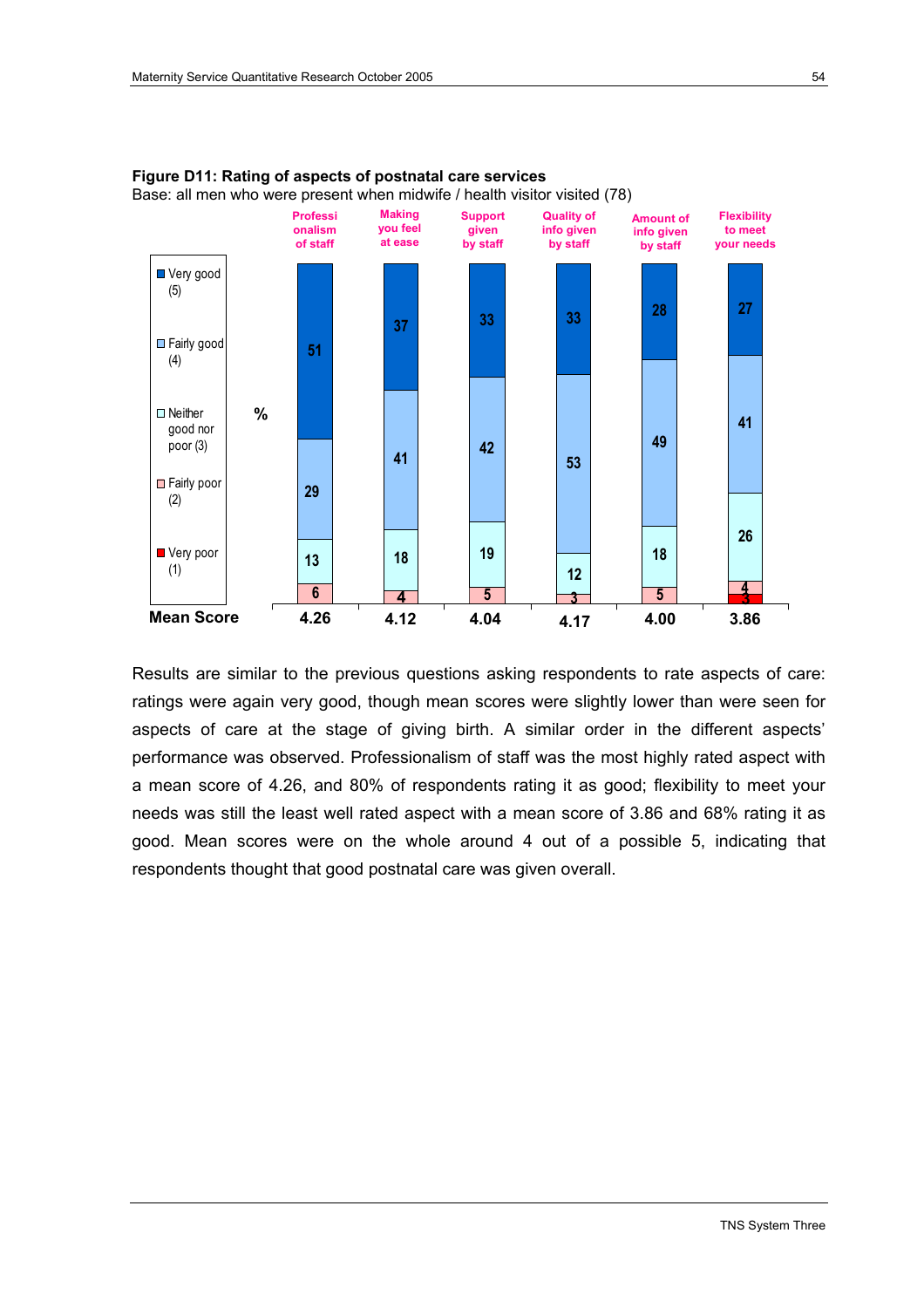**Figure D11: Rating of aspects of postnatal care services**

Base: all men who were present when midwife / health visitor visited (78)

| % | Professionalism of staff | Making you feel at ease | Support given by staff | Quality of info given by staff | Amount of info given by staff | Flexibility to meet your needs |
|---|---|---|---|---|---|---|
| Very good (5) | 51 | 37 | 33 | 33 | 28 | 27 |
| Fairly good (4) | 29 | 41 | 42 | 53 | 49 | 41 |
| Neither good nor poor (3) | 13 | 18 | 19 | 12 | 18 | 26 |
| Fairly poor (2) | 6 | 4 | 5 | 3 | 5 | 4 |
| Very poor (1) | | | | | | 3 |
| **Mean Score** | **4.26** | **4.12** | **4.04** | **4.17** | **4.00** | **3.86** |

Results are similar to the previous questions asking respondents to rate aspects of care: ratings were again very good, though mean scores were slightly lower than were seen for aspects of care at the stage of giving birth. A similar order in the different aspects' performance was observed. Professionalism of staff was the most highly rated aspect with a mean score of 4.26, and 80% of respondents rating it as good; flexibility to meet your needs was still the least well rated aspect with a mean score of 3.86 and 68% rating it as good. Mean scores were on the whole around 4 out of a possible 5, indicating that respondents thought that good postnatal care was given overall.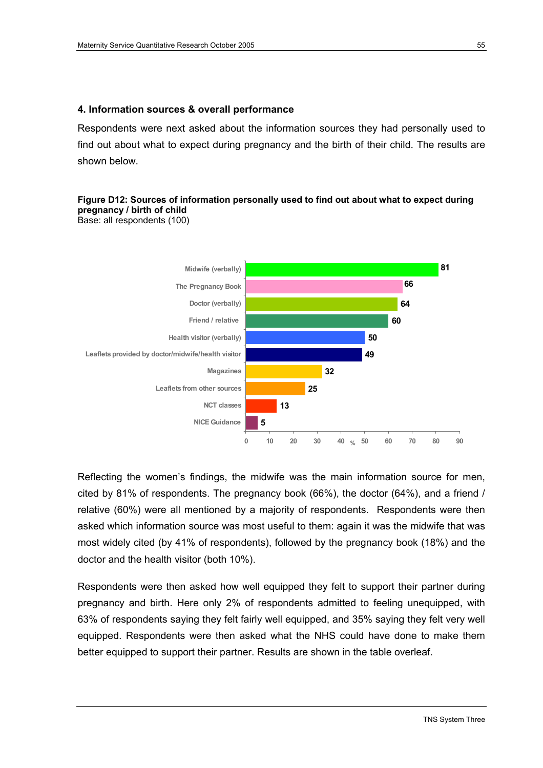## 4. Information sources & overall performance

Respondents were next asked about the information sources they had personally used to find out about what to expect during pregnancy and the birth of their child. The results are shown below.

**Figure D12: Sources of information personally used to find out about what to expect during pregnancy / birth of child**
Base: all respondents (100)

| Source | % |
|---|---|
| Midwife (verbally) | 81 |
| The Pregnancy Book | 66 |
| Doctor (verbally) | 64 |
| Friend / relative | 60 |
| Health visitor (verbally) | 50 |
| Leaflets provided by doctor/midwife/health visitor | 49 |
| Magazines | 32 |
| Leaflets from other sources | 25 |
| NCT classes | 13 |
| NICE Guidance | 5 |

Reflecting the women's findings, the midwife was the main information source for men, cited by 81% of respondents. The pregnancy book (66%), the doctor (64%), and a friend / relative (60%) were all mentioned by a majority of respondents. Respondents were then asked which information source was most useful to them: again it was the midwife that was most widely cited (by 41% of respondents), followed by the pregnancy book (18%) and the doctor and the health visitor (both 10%).

Respondents were then asked how well equipped they felt to support their partner during pregnancy and birth. Here only 2% of respondents admitted to feeling unequipped, with 63% of respondents saying they felt fairly well equipped, and 35% saying they felt very well equipped. Respondents were then asked what the NHS could have done to make them better equipped to support their partner. Results are shown in the table overleaf.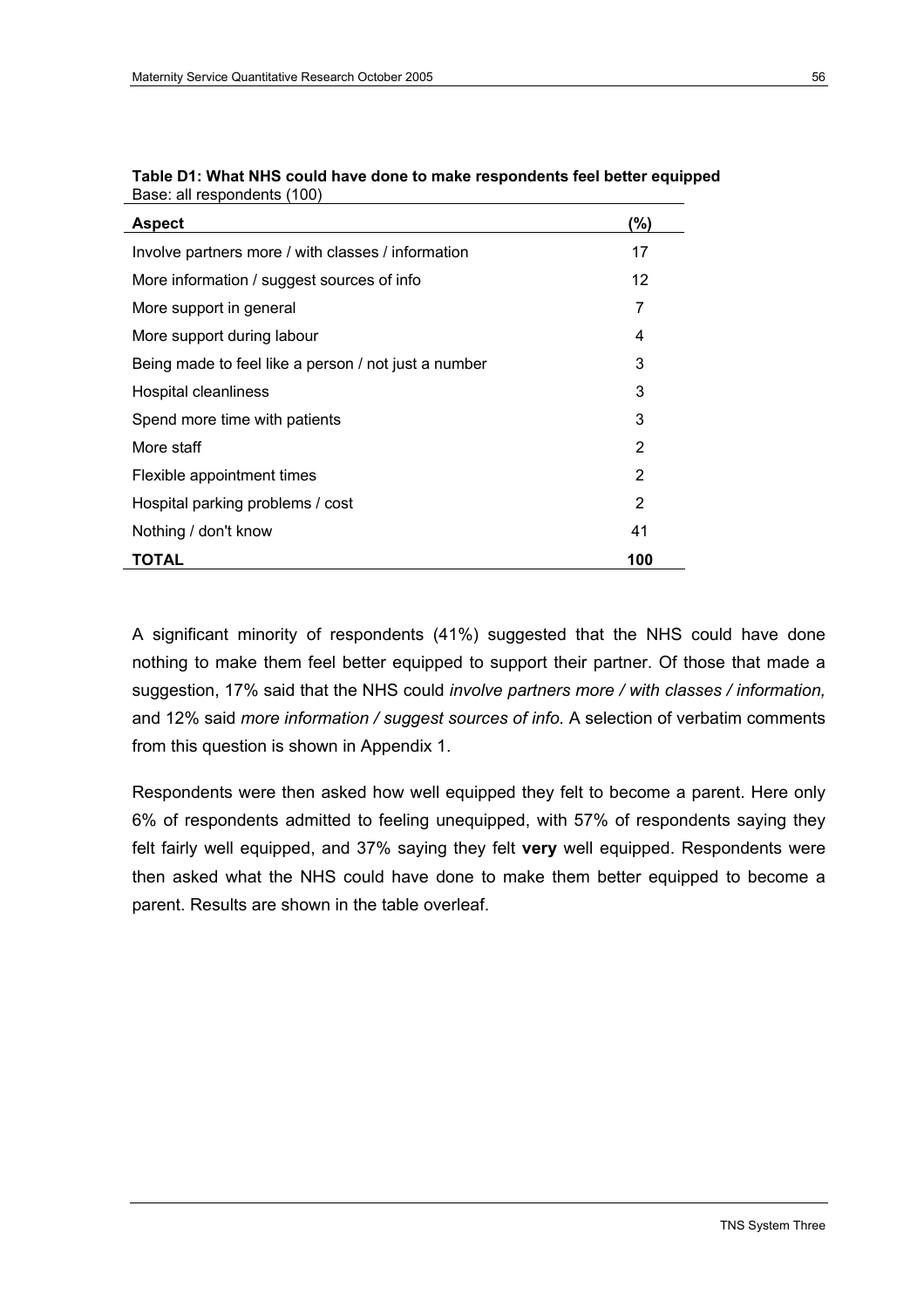**Table D1: What NHS could have done to make respondents feel better equipped**
Base: all respondents (100)

| Aspect | (%) |
|---|---|
| Involve partners more / with classes / information | 17 |
| More information / suggest sources of info | 12 |
| More support in general | 7 |
| More support during labour | 4 |
| Being made to feel like a person / not just a number | 3 |
| Hospital cleanliness | 3 |
| Spend more time with patients | 3 |
| More staff | 2 |
| Flexible appointment times | 2 |
| Hospital parking problems / cost | 2 |
| Nothing / don't know | 41 |
| **TOTAL** | **100** |

A significant minority of respondents (41%) suggested that the NHS could have done nothing to make them feel better equipped to support their partner. Of those that made a suggestion, 17% said that the NHS could *involve partners more / with classes / information,* and 12% said *more information / suggest sources of info.* A selection of verbatim comments from this question is shown in Appendix 1.

Respondents were then asked how well equipped they felt to become a parent. Here only 6% of respondents admitted to feeling unequipped, with 57% of respondents saying they felt fairly well equipped, and 37% saying they felt **very** well equipped. Respondents were then asked what the NHS could have done to make them better equipped to become a parent. Results are shown in the table overleaf.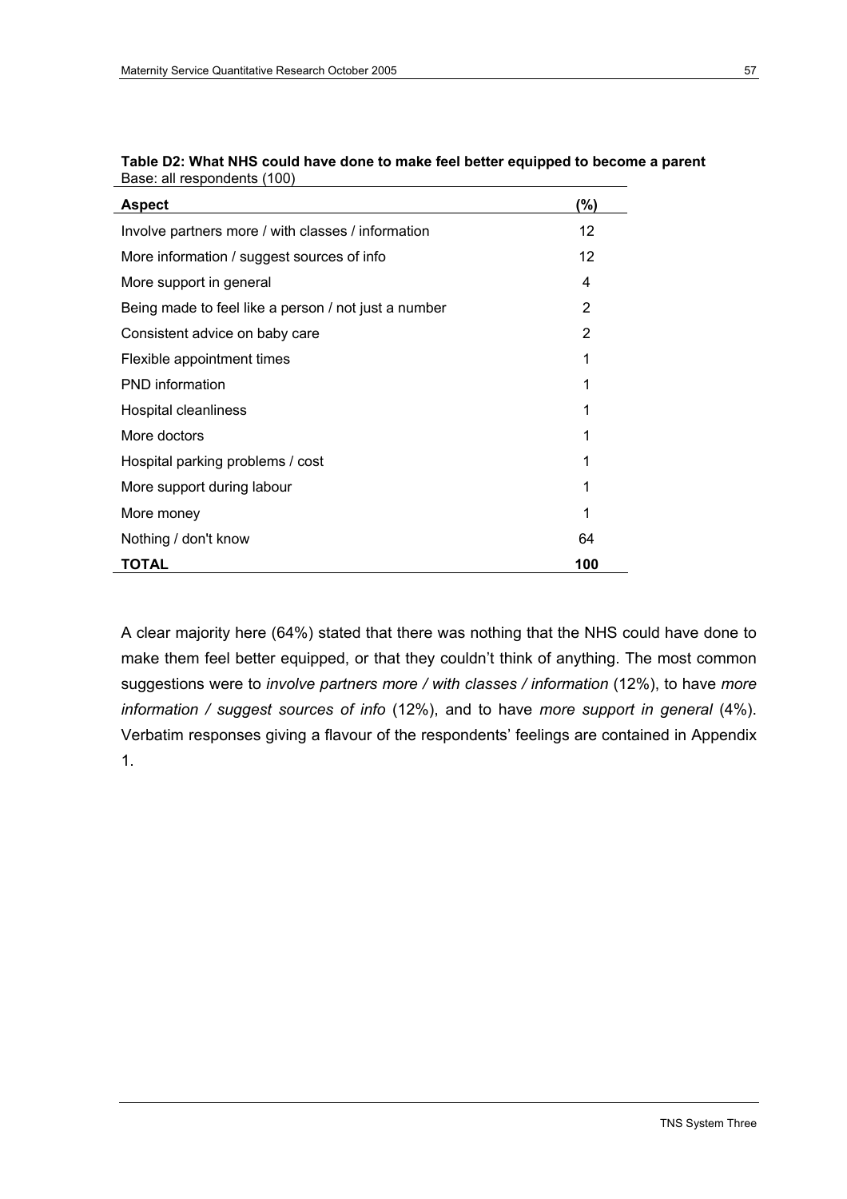**Table D2: What NHS could have done to make feel better equipped to become a parent**
Base: all respondents (100)

| Aspect | (%) |
|---|---|
| Involve partners more / with classes / information | 12 |
| More information / suggest sources of info | 12 |
| More support in general | 4 |
| Being made to feel like a person / not just a number | 2 |
| Consistent advice on baby care | 2 |
| Flexible appointment times | 1 |
| PND information | 1 |
| Hospital cleanliness | 1 |
| More doctors | 1 |
| Hospital parking problems / cost | 1 |
| More support during labour | 1 |
| More money | 1 |
| Nothing / don't know | 64 |
| **TOTAL** | **100** |

A clear majority here (64%) stated that there was nothing that the NHS could have done to make them feel better equipped, or that they couldn't think of anything. The most common suggestions were to *involve partners more / with classes / information* (12%), to have *more information / suggest sources of info* (12%), and to have *more support in general* (4%). Verbatim responses giving a flavour of the respondents' feelings are contained in Appendix 1.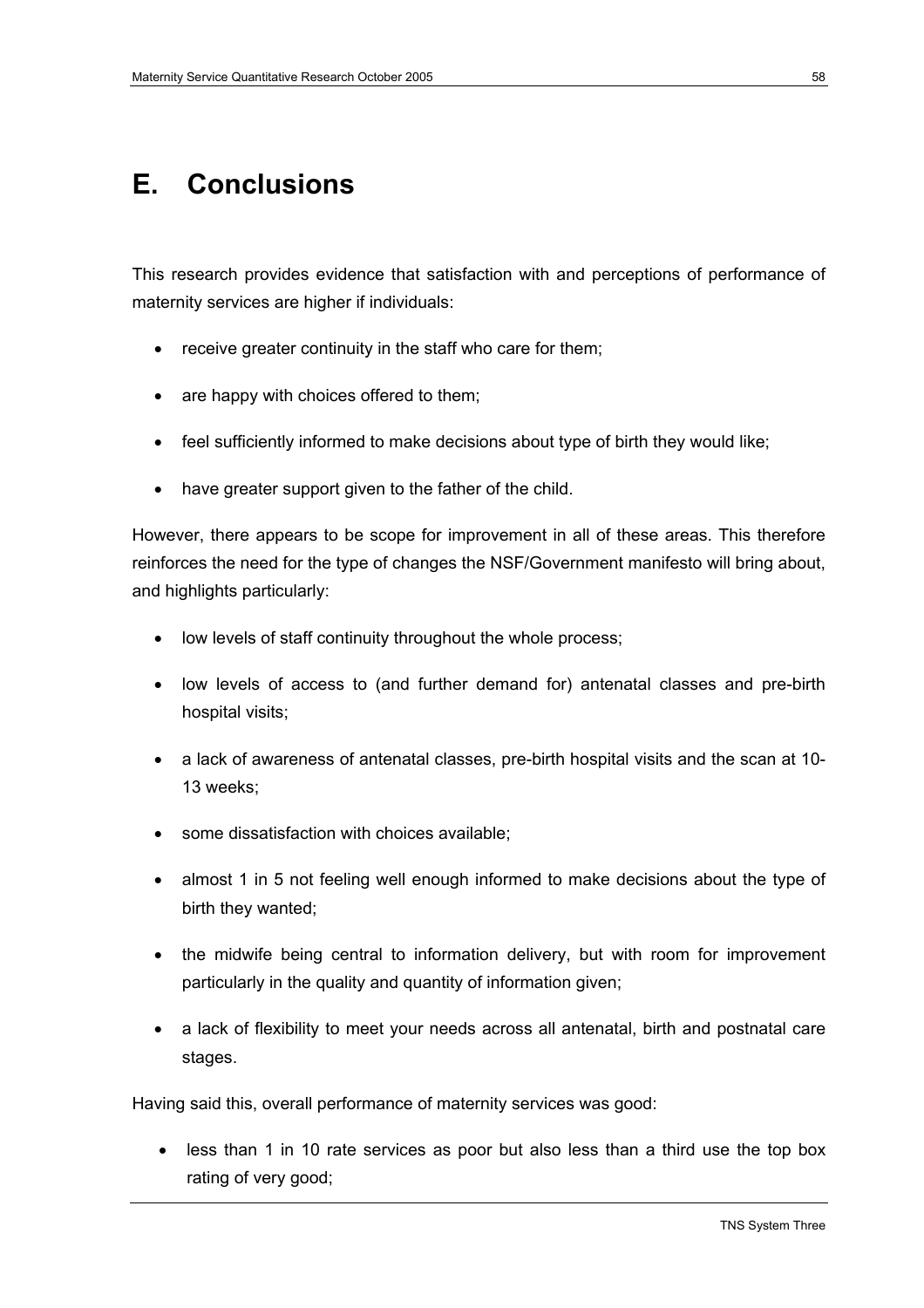# E. Conclusions

This research provides evidence that satisfaction with and perceptions of performance of maternity services are higher if individuals:

- receive greater continuity in the staff who care for them;
- are happy with choices offered to them;
- feel sufficiently informed to make decisions about type of birth they would like;
- have greater support given to the father of the child.

However, there appears to be scope for improvement in all of these areas. This therefore reinforces the need for the type of changes the NSF/Government manifesto will bring about, and highlights particularly:

- low levels of staff continuity throughout the whole process;
- low levels of access to (and further demand for) antenatal classes and pre-birth hospital visits;
- a lack of awareness of antenatal classes, pre-birth hospital visits and the scan at 10-13 weeks;
- some dissatisfaction with choices available;
- almost 1 in 5 not feeling well enough informed to make decisions about the type of birth they wanted;
- the midwife being central to information delivery, but with room for improvement particularly in the quality and quantity of information given;
- a lack of flexibility to meet your needs across all antenatal, birth and postnatal care stages.

Having said this, overall performance of maternity services was good:

- less than 1 in 10 rate services as poor but also less than a third use the top box rating of very good;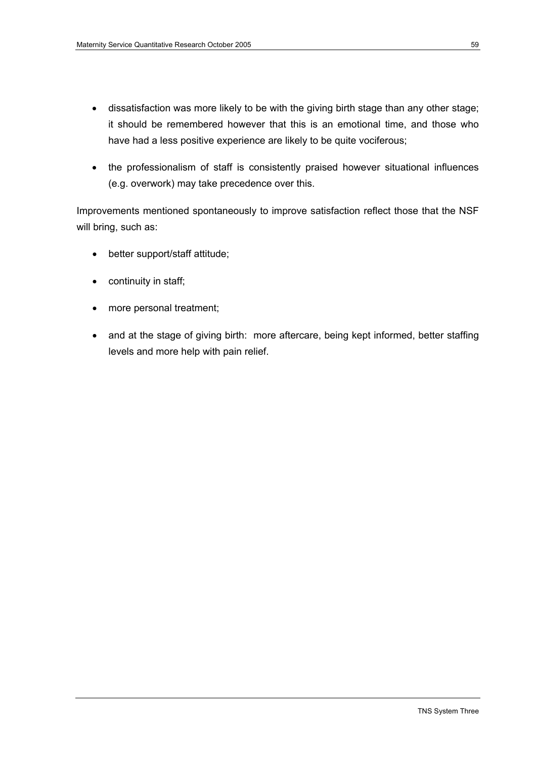- dissatisfaction was more likely to be with the giving birth stage than any other stage; it should be remembered however that this is an emotional time, and those who have had a less positive experience are likely to be quite vociferous;
- the professionalism of staff is consistently praised however situational influences (e.g. overwork) may take precedence over this.

Improvements mentioned spontaneously to improve satisfaction reflect those that the NSF will bring, such as:

- better support/staff attitude;
- continuity in staff;
- more personal treatment;
- and at the stage of giving birth: more aftercare, being kept informed, better staffing levels and more help with pain relief.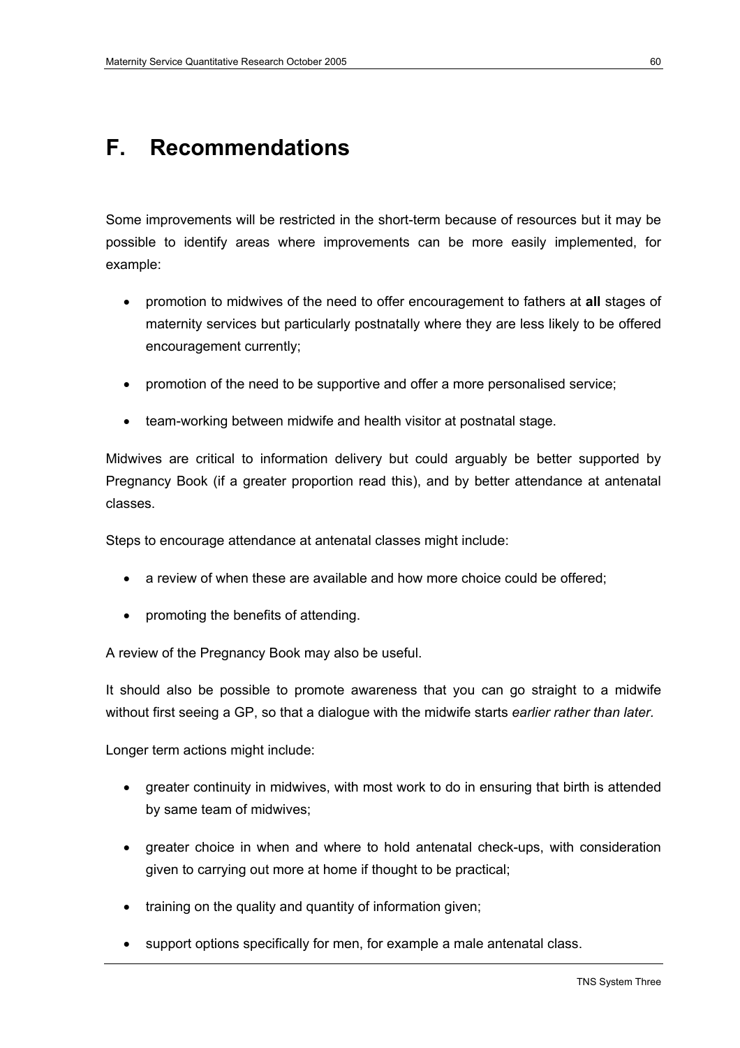# F. Recommendations

Some improvements will be restricted in the short-term because of resources but it may be possible to identify areas where improvements can be more easily implemented, for example:

- promotion to midwives of the need to offer encouragement to fathers at **all** stages of maternity services but particularly postnatally where they are less likely to be offered encouragement currently;
- promotion of the need to be supportive and offer a more personalised service;
- team-working between midwife and health visitor at postnatal stage.

Midwives are critical to information delivery but could arguably be better supported by Pregnancy Book (if a greater proportion read this), and by better attendance at antenatal classes.

Steps to encourage attendance at antenatal classes might include:

- a review of when these are available and how more choice could be offered;
- promoting the benefits of attending.

A review of the Pregnancy Book may also be useful.

It should also be possible to promote awareness that you can go straight to a midwife without first seeing a GP, so that a dialogue with the midwife starts *earlier rather than later.*

Longer term actions might include:

- greater continuity in midwives, with most work to do in ensuring that birth is attended by same team of midwives;
- greater choice in when and where to hold antenatal check-ups, with consideration given to carrying out more at home if thought to be practical;
- training on the quality and quantity of information given;
- support options specifically for men, for example a male antenatal class.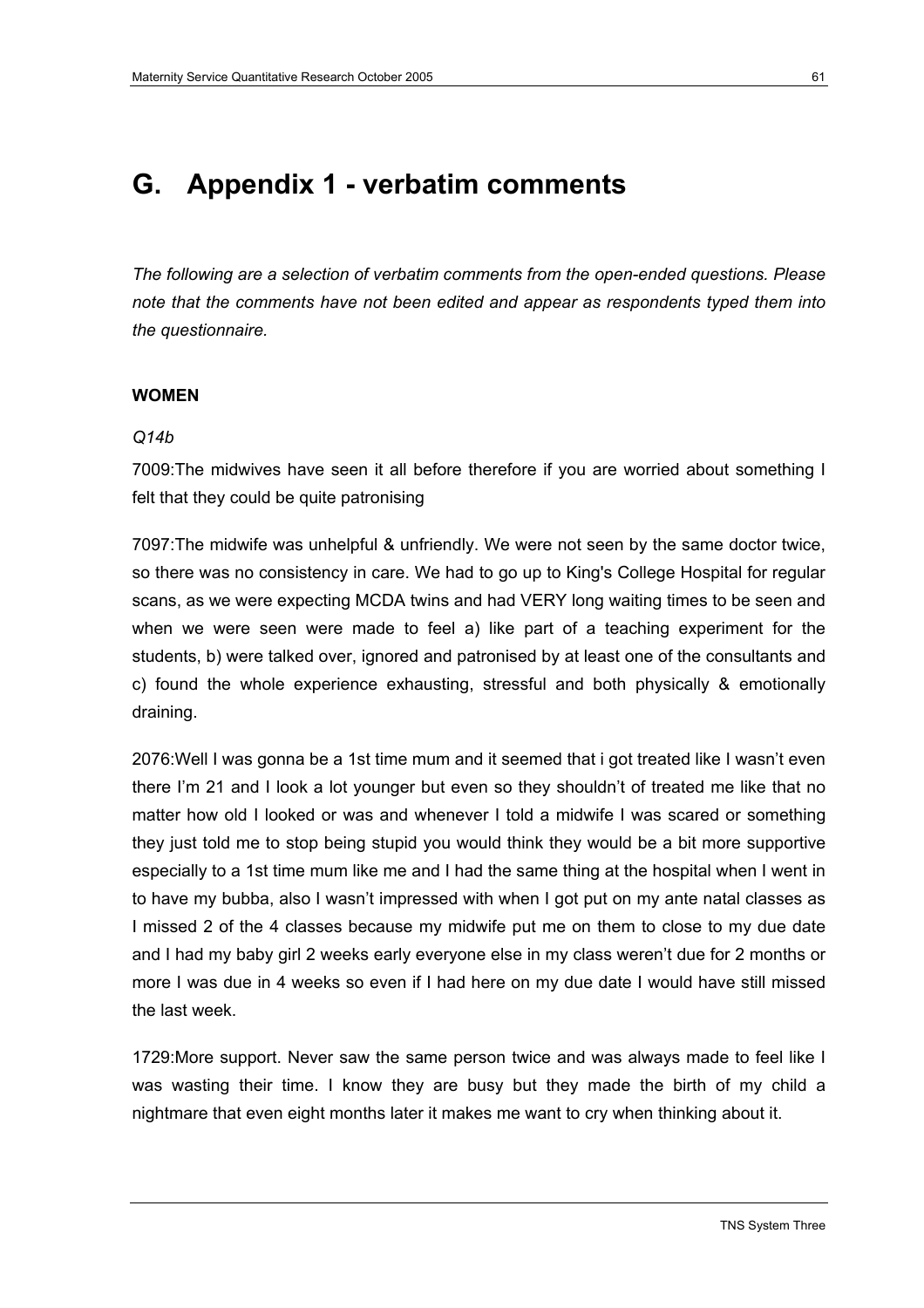# G. Appendix 1 - verbatim comments

*The following are a selection of verbatim comments from the open-ended questions. Please note that the comments have not been edited and appear as respondents typed them into the questionnaire.*

**WOMEN**

*Q14b*

7009:The midwives have seen it all before therefore if you are worried about something I felt that they could be quite patronising

7097:The midwife was unhelpful & unfriendly. We were not seen by the same doctor twice, so there was no consistency in care. We had to go up to King's College Hospital for regular scans, as we were expecting MCDA twins and had VERY long waiting times to be seen and when we were seen were made to feel a) like part of a teaching experiment for the students, b) were talked over, ignored and patronised by at least one of the consultants and c) found the whole experience exhausting, stressful and both physically & emotionally draining.

2076:Well I was gonna be a 1st time mum and it seemed that i got treated like I wasn't even there I'm 21 and I look a lot younger but even so they shouldn't of treated me like that no matter how old I looked or was and whenever I told a midwife I was scared or something they just told me to stop being stupid you would think they would be a bit more supportive especially to a 1st time mum like me and I had the same thing at the hospital when I went in to have my bubba, also I wasn't impressed with when I got put on my ante natal classes as I missed 2 of the 4 classes because my midwife put me on them to close to my due date and I had my baby girl 2 weeks early everyone else in my class weren't due for 2 months or more I was due in 4 weeks so even if I had here on my due date I would have still missed the last week.

1729:More support. Never saw the same person twice and was always made to feel like I was wasting their time. I know they are busy but they made the birth of my child a nightmare that even eight months later it makes me want to cry when thinking about it.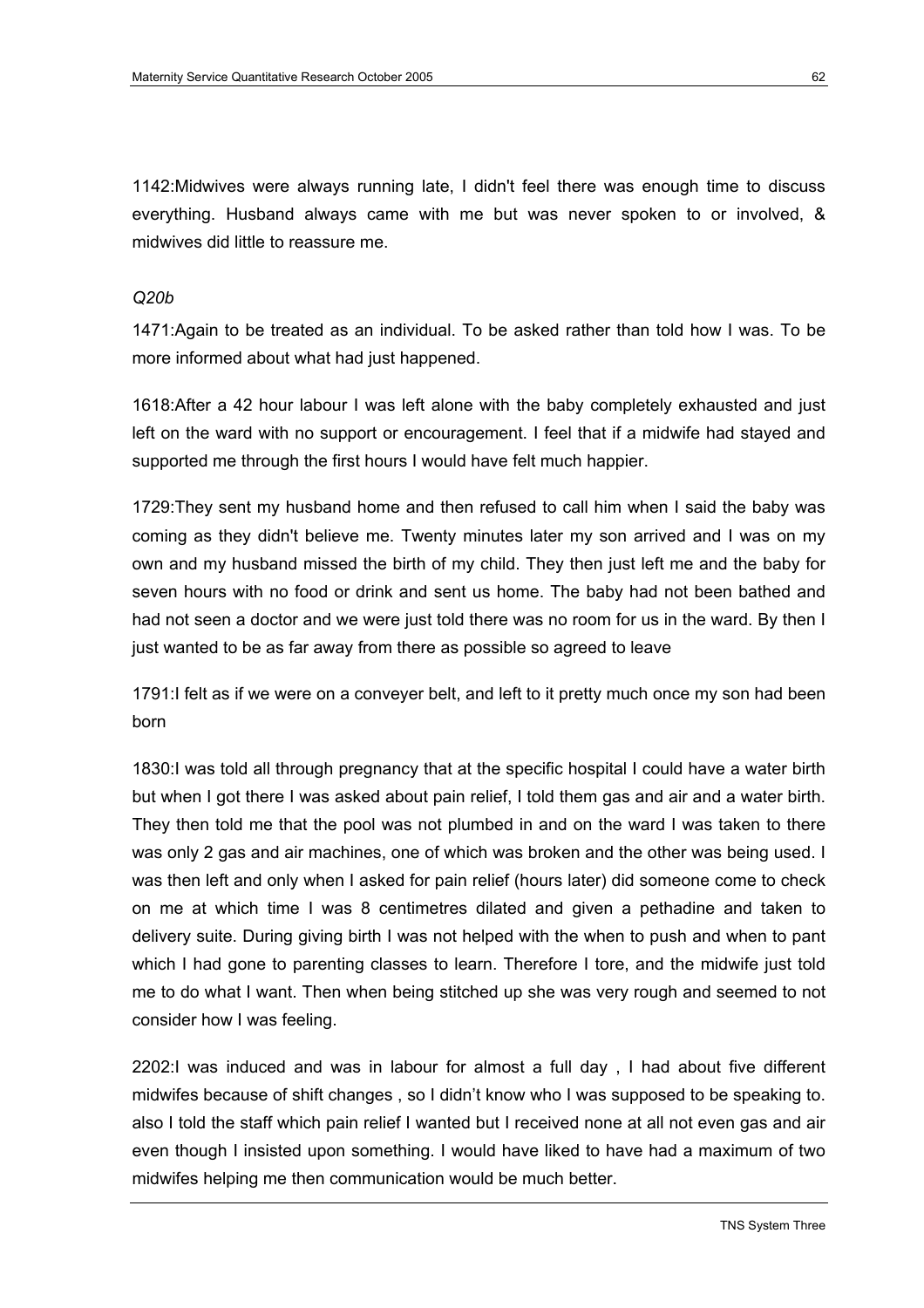1142:Midwives were always running late, I didn't feel there was enough time to discuss everything. Husband always came with me but was never spoken to or involved, & midwives did little to reassure me.

*Q20b*

1471:Again to be treated as an individual. To be asked rather than told how I was. To be more informed about what had just happened.

1618:After a 42 hour labour I was left alone with the baby completely exhausted and just left on the ward with no support or encouragement. I feel that if a midwife had stayed and supported me through the first hours I would have felt much happier.

1729:They sent my husband home and then refused to call him when I said the baby was coming as they didn't believe me. Twenty minutes later my son arrived and I was on my own and my husband missed the birth of my child. They then just left me and the baby for seven hours with no food or drink and sent us home. The baby had not been bathed and had not seen a doctor and we were just told there was no room for us in the ward. By then I just wanted to be as far away from there as possible so agreed to leave

1791:I felt as if we were on a conveyer belt, and left to it pretty much once my son had been born

1830:I was told all through pregnancy that at the specific hospital I could have a water birth but when I got there I was asked about pain relief, I told them gas and air and a water birth. They then told me that the pool was not plumbed in and on the ward I was taken to there was only 2 gas and air machines, one of which was broken and the other was being used. I was then left and only when I asked for pain relief (hours later) did someone come to check on me at which time I was 8 centimetres dilated and given a pethadine and taken to delivery suite. During giving birth I was not helped with the when to push and when to pant which I had gone to parenting classes to learn. Therefore I tore, and the midwife just told me to do what I want. Then when being stitched up she was very rough and seemed to not consider how I was feeling.

2202:I was induced and was in labour for almost a full day , I had about five different midwifes because of shift changes , so I didn't know who I was supposed to be speaking to. also I told the staff which pain relief I wanted but I received none at all not even gas and air even though I insisted upon something. I would have liked to have had a maximum of two midwifes helping me then communication would be much better.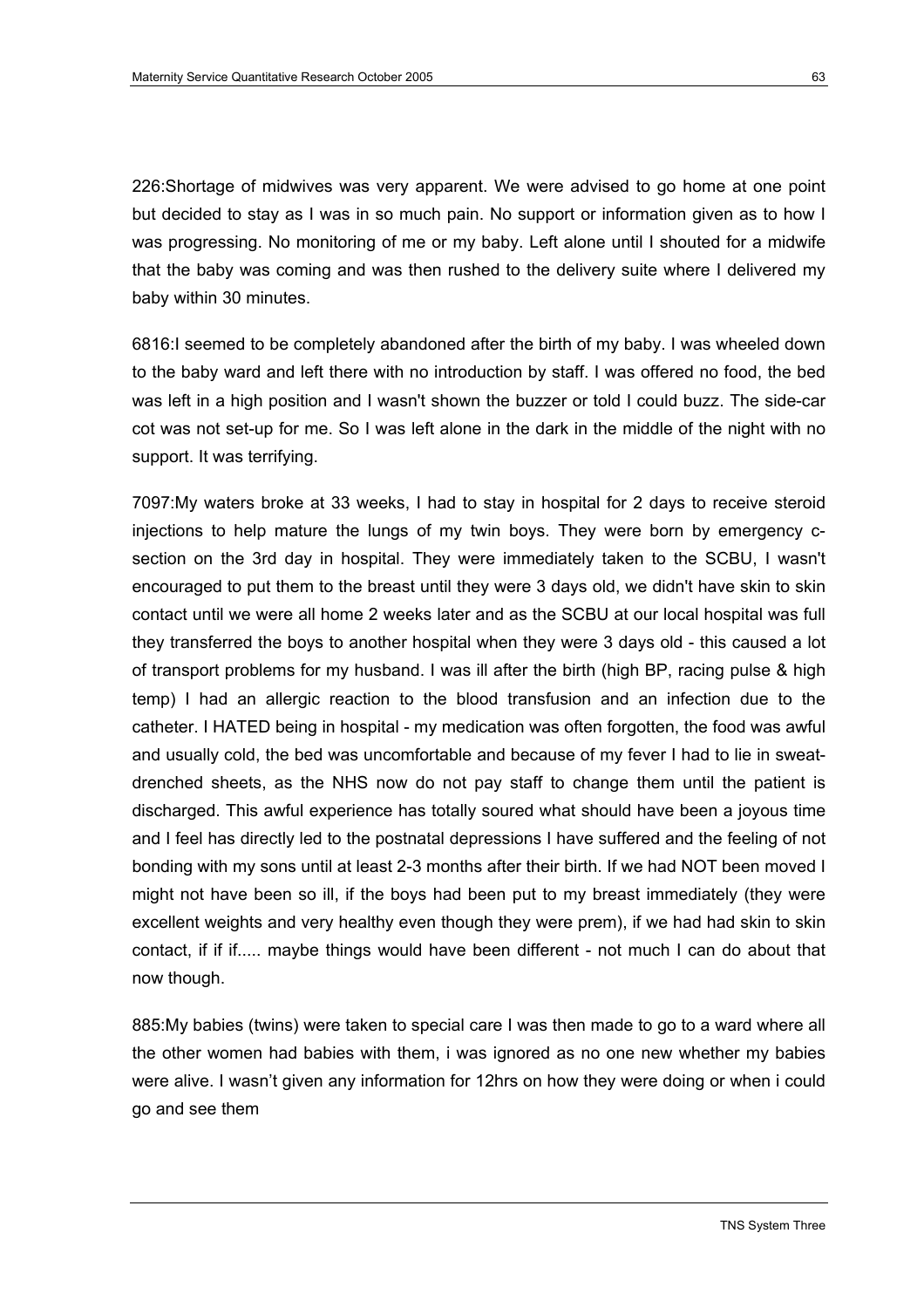226:Shortage of midwives was very apparent. We were advised to go home at one point but decided to stay as I was in so much pain. No support or information given as to how I was progressing. No monitoring of me or my baby. Left alone until I shouted for a midwife that the baby was coming and was then rushed to the delivery suite where I delivered my baby within 30 minutes.

6816:I seemed to be completely abandoned after the birth of my baby. I was wheeled down to the baby ward and left there with no introduction by staff. I was offered no food, the bed was left in a high position and I wasn't shown the buzzer or told I could buzz. The side-car cot was not set-up for me. So I was left alone in the dark in the middle of the night with no support. It was terrifying.

7097:My waters broke at 33 weeks, I had to stay in hospital for 2 days to receive steroid injections to help mature the lungs of my twin boys. They were born by emergency c-section on the 3rd day in hospital. They were immediately taken to the SCBU, I wasn't encouraged to put them to the breast until they were 3 days old, we didn't have skin to skin contact until we were all home 2 weeks later and as the SCBU at our local hospital was full they transferred the boys to another hospital when they were 3 days old - this caused a lot of transport problems for my husband. I was ill after the birth (high BP, racing pulse & high temp) I had an allergic reaction to the blood transfusion and an infection due to the catheter. I HATED being in hospital - my medication was often forgotten, the food was awful and usually cold, the bed was uncomfortable and because of my fever I had to lie in sweat-drenched sheets, as the NHS now do not pay staff to change them until the patient is discharged. This awful experience has totally soured what should have been a joyous time and I feel has directly led to the postnatal depressions I have suffered and the feeling of not bonding with my sons until at least 2-3 months after their birth. If we had NOT been moved I might not have been so ill, if the boys had been put to my breast immediately (they were excellent weights and very healthy even though they were prem), if we had had skin to skin contact, if if if..... maybe things would have been different - not much I can do about that now though.

885:My babies (twins) were taken to special care I was then made to go to a ward where all the other women had babies with them, i was ignored as no one new whether my babies were alive. I wasn't given any information for 12hrs on how they were doing or when i could go and see them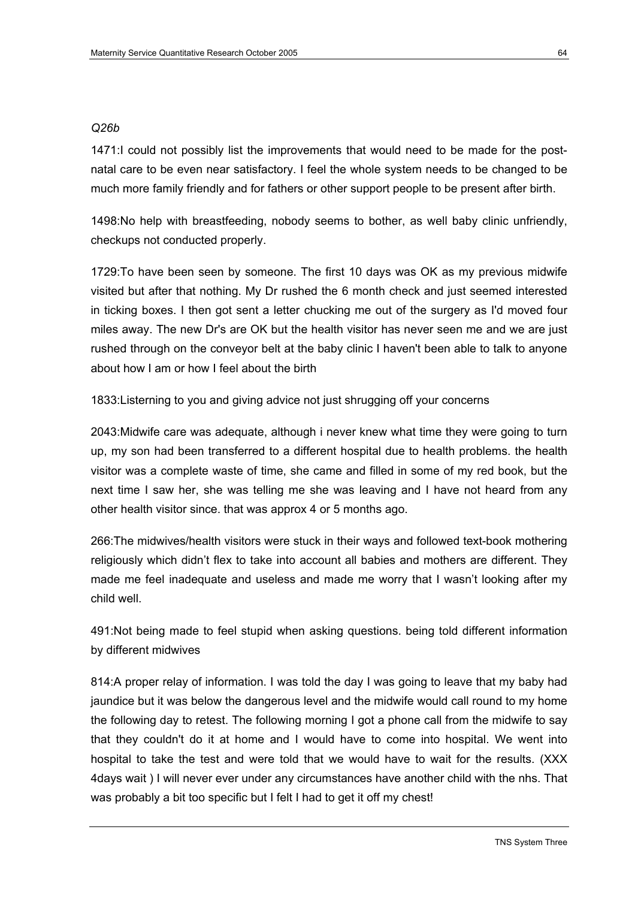*Q26b*

1471:I could not possibly list the improvements that would need to be made for the post-natal care to be even near satisfactory. I feel the whole system needs to be changed to be much more family friendly and for fathers or other support people to be present after birth.

1498:No help with breastfeeding, nobody seems to bother, as well baby clinic unfriendly, checkups not conducted properly.

1729:To have been seen by someone. The first 10 days was OK as my previous midwife visited but after that nothing. My Dr rushed the 6 month check and just seemed interested in ticking boxes. I then got sent a letter chucking me out of the surgery as I'd moved four miles away. The new Dr's are OK but the health visitor has never seen me and we are just rushed through on the conveyor belt at the baby clinic I haven't been able to talk to anyone about how I am or how I feel about the birth

1833:Listerning to you and giving advice not just shrugging off your concerns

2043:Midwife care was adequate, although i never knew what time they were going to turn up, my son had been transferred to a different hospital due to health problems. the health visitor was a complete waste of time, she came and filled in some of my red book, but the next time I saw her, she was telling me she was leaving and I have not heard from any other health visitor since. that was approx 4 or 5 months ago.

266:The midwives/health visitors were stuck in their ways and followed text-book mothering religiously which didn't flex to take into account all babies and mothers are different. They made me feel inadequate and useless and made me worry that I wasn't looking after my child well.

491:Not being made to feel stupid when asking questions. being told different information by different midwives

814:A proper relay of information. I was told the day I was going to leave that my baby had jaundice but it was below the dangerous level and the midwife would call round to my home the following day to retest. The following morning I got a phone call from the midwife to say that they couldn't do it at home and I would have to come into hospital. We went into hospital to take the test and were told that we would have to wait for the results. (XXX 4days wait ) I will never ever under any circumstances have another child with the nhs. That was probably a bit too specific but I felt I had to get it off my chest!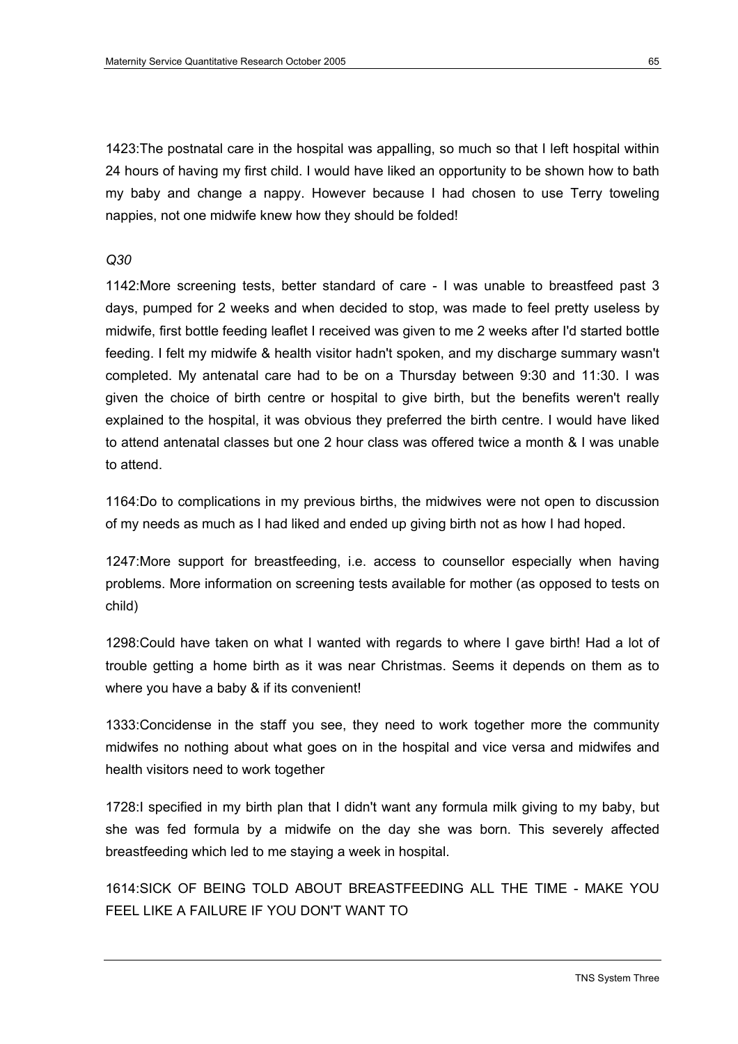1423:The postnatal care in the hospital was appalling, so much so that I left hospital within 24 hours of having my first child. I would have liked an opportunity to be shown how to bath my baby and change a nappy. However because I had chosen to use Terry toweling nappies, not one midwife knew how they should be folded!

*Q30*

1142:More screening tests, better standard of care - I was unable to breastfeed past 3 days, pumped for 2 weeks and when decided to stop, was made to feel pretty useless by midwife, first bottle feeding leaflet I received was given to me 2 weeks after I'd started bottle feeding. I felt my midwife & health visitor hadn't spoken, and my discharge summary wasn't completed. My antenatal care had to be on a Thursday between 9:30 and 11:30. I was given the choice of birth centre or hospital to give birth, but the benefits weren't really explained to the hospital, it was obvious they preferred the birth centre. I would have liked to attend antenatal classes but one 2 hour class was offered twice a month & I was unable to attend.

1164:Do to complications in my previous births, the midwives were not open to discussion of my needs as much as I had liked and ended up giving birth not as how I had hoped.

1247:More support for breastfeeding, i.e. access to counsellor especially when having problems. More information on screening tests available for mother (as opposed to tests on child)

1298:Could have taken on what I wanted with regards to where I gave birth! Had a lot of trouble getting a home birth as it was near Christmas. Seems it depends on them as to where you have a baby & if its convenient!

1333:Concidense in the staff you see, they need to work together more the community midwifes no nothing about what goes on in the hospital and vice versa and midwifes and health visitors need to work together

1728:I specified in my birth plan that I didn't want any formula milk giving to my baby, but she was fed formula by a midwife on the day she was born. This severely affected breastfeeding which led to me staying a week in hospital.

1614:SICK OF BEING TOLD ABOUT BREASTFEEDING ALL THE TIME - MAKE YOU FEEL LIKE A FAILURE IF YOU DON'T WANT TO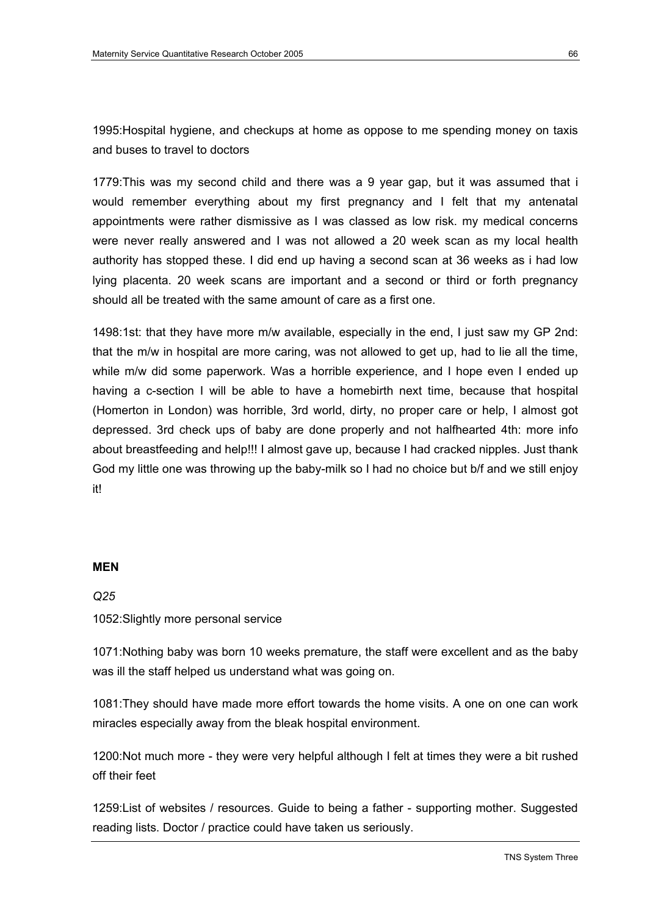1995:Hospital hygiene, and checkups at home as oppose to me spending money on taxis and buses to travel to doctors

1779:This was my second child and there was a 9 year gap, but it was assumed that i would remember everything about my first pregnancy and I felt that my antenatal appointments were rather dismissive as I was classed as low risk. my medical concerns were never really answered and I was not allowed a 20 week scan as my local health authority has stopped these. I did end up having a second scan at 36 weeks as i had low lying placenta. 20 week scans are important and a second or third or forth pregnancy should all be treated with the same amount of care as a first one.

1498:1st: that they have more m/w available, especially in the end, I just saw my GP 2nd: that the m/w in hospital are more caring, was not allowed to get up, had to lie all the time, while m/w did some paperwork. Was a horrible experience, and I hope even I ended up having a c-section I will be able to have a homebirth next time, because that hospital (Homerton in London) was horrible, 3rd world, dirty, no proper care or help, I almost got depressed. 3rd check ups of baby are done properly and not halfhearted 4th: more info about breastfeeding and help!!! I almost gave up, because I had cracked nipples. Just thank God my little one was throwing up the baby-milk so I had no choice but b/f and we still enjoy it!

**MEN**

*Q25*

1052:Slightly more personal service

1071:Nothing baby was born 10 weeks premature, the staff were excellent and as the baby was ill the staff helped us understand what was going on.

1081:They should have made more effort towards the home visits. A one on one can work miracles especially away from the bleak hospital environment.

1200:Not much more - they were very helpful although I felt at times they were a bit rushed off their feet

1259:List of websites / resources. Guide to being a father - supporting mother. Suggested reading lists. Doctor / practice could have taken us seriously.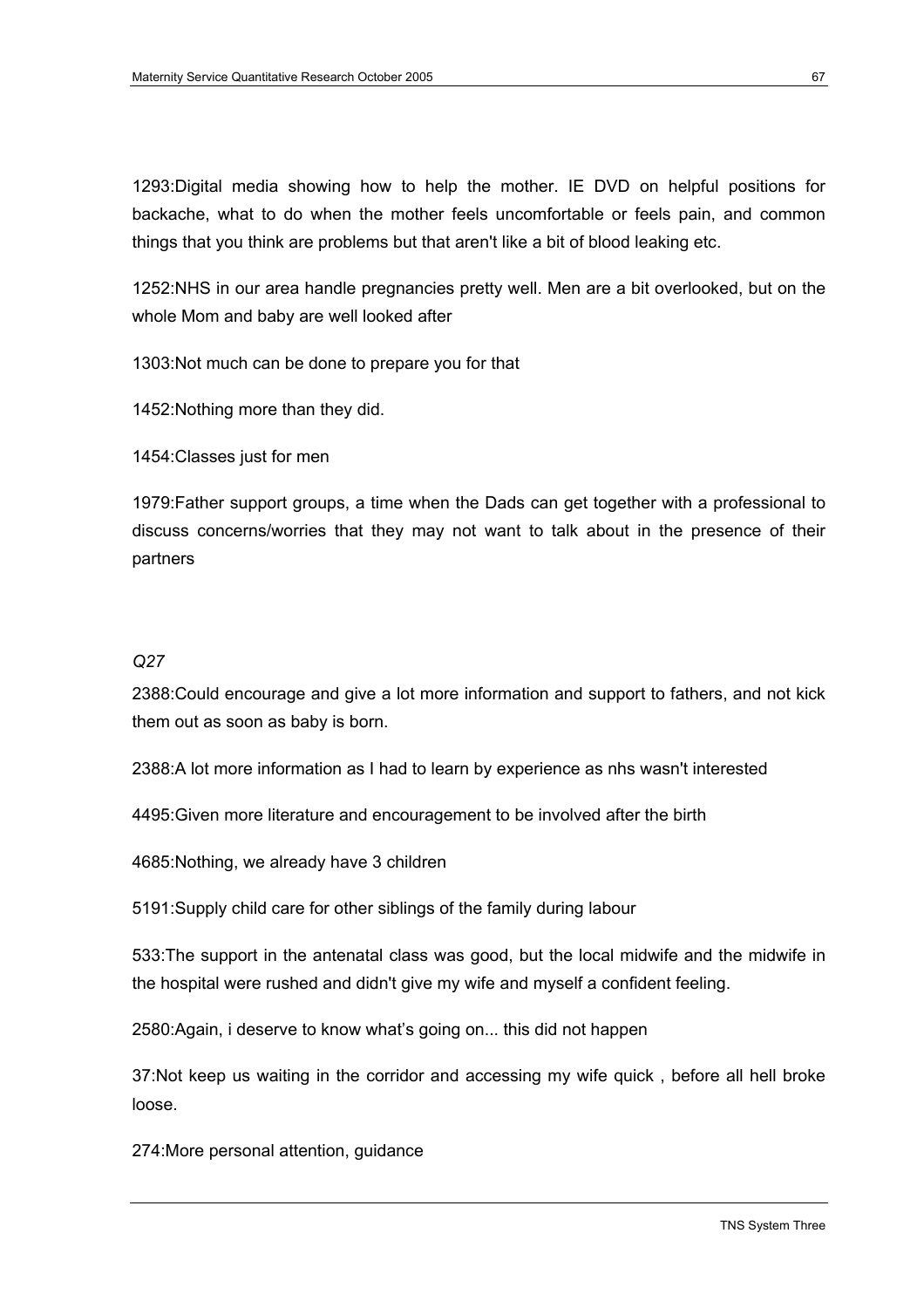1293:Digital media showing how to help the mother. IE DVD on helpful positions for backache, what to do when the mother feels uncomfortable or feels pain, and common things that you think are problems but that aren't like a bit of blood leaking etc.

1252:NHS in our area handle pregnancies pretty well. Men are a bit overlooked, but on the whole Mom and baby are well looked after

1303:Not much can be done to prepare you for that

1452:Nothing more than they did.

1454:Classes just for men

1979:Father support groups, a time when the Dads can get together with a professional to discuss concerns/worries that they may not want to talk about in the presence of their partners

*Q27*

2388:Could encourage and give a lot more information and support to fathers, and not kick them out as soon as baby is born.

2388:A lot more information as I had to learn by experience as nhs wasn't interested

4495:Given more literature and encouragement to be involved after the birth

4685:Nothing, we already have 3 children

5191:Supply child care for other siblings of the family during labour

533:The support in the antenatal class was good, but the local midwife and the midwife in the hospital were rushed and didn't give my wife and myself a confident feeling.

2580:Again, i deserve to know what's going on... this did not happen

37:Not keep us waiting in the corridor and accessing my wife quick , before all hell broke loose.

274:More personal attention, guidance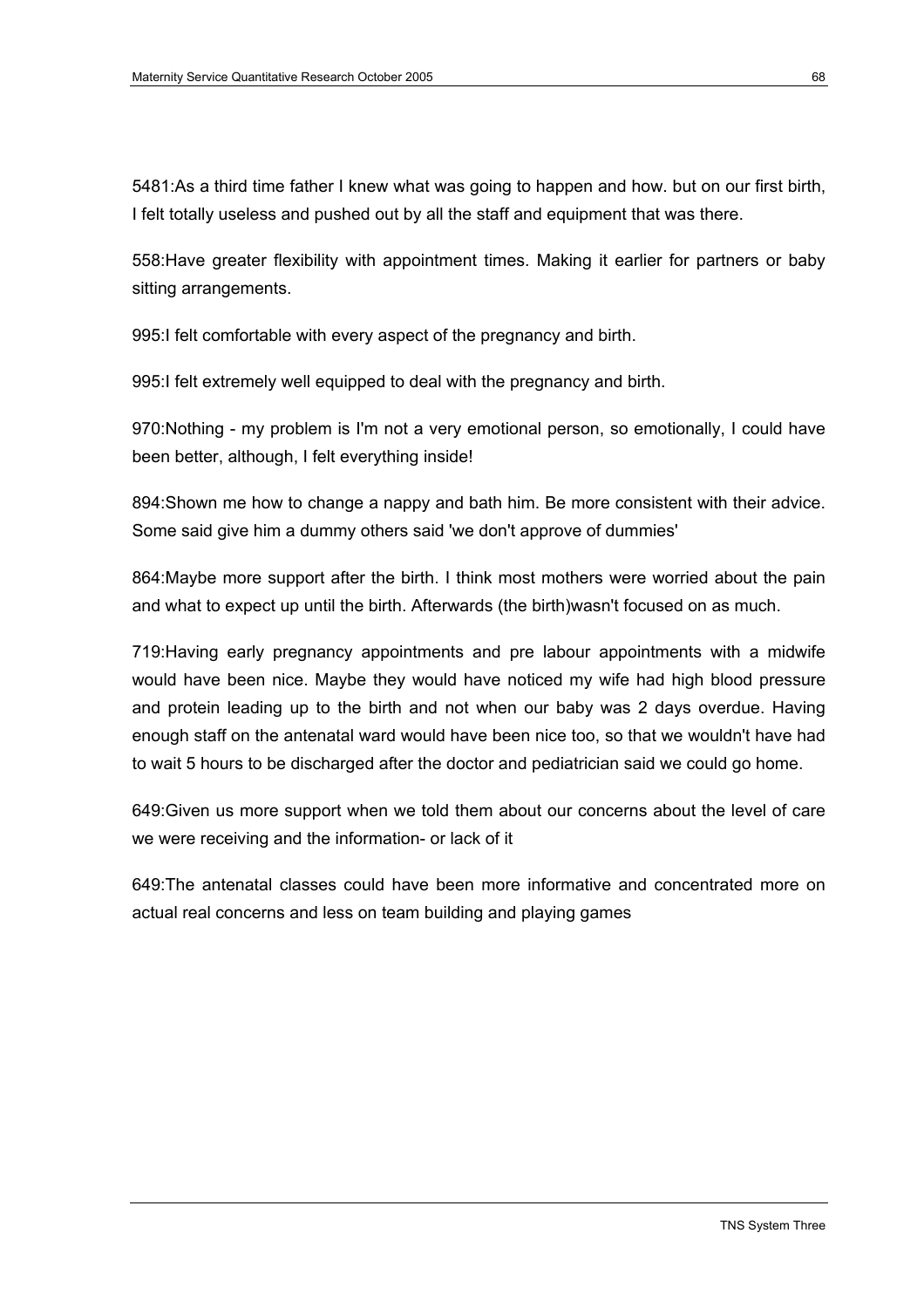5481:As a third time father I knew what was going to happen and how. but on our first birth, I felt totally useless and pushed out by all the staff and equipment that was there.

558:Have greater flexibility with appointment times. Making it earlier for partners or baby sitting arrangements.

995:I felt comfortable with every aspect of the pregnancy and birth.

995:I felt extremely well equipped to deal with the pregnancy and birth.

970:Nothing - my problem is I'm not a very emotional person, so emotionally, I could have been better, although, I felt everything inside!

894:Shown me how to change a nappy and bath him. Be more consistent with their advice. Some said give him a dummy others said 'we don't approve of dummies'

864:Maybe more support after the birth. I think most mothers were worried about the pain and what to expect up until the birth. Afterwards (the birth)wasn't focused on as much.

719:Having early pregnancy appointments and pre labour appointments with a midwife would have been nice. Maybe they would have noticed my wife had high blood pressure and protein leading up to the birth and not when our baby was 2 days overdue. Having enough staff on the antenatal ward would have been nice too, so that we wouldn't have had to wait 5 hours to be discharged after the doctor and pediatrician said we could go home.

649:Given us more support when we told them about our concerns about the level of care we were receiving and the information- or lack of it

649:The antenatal classes could have been more informative and concentrated more on actual real concerns and less on team building and playing games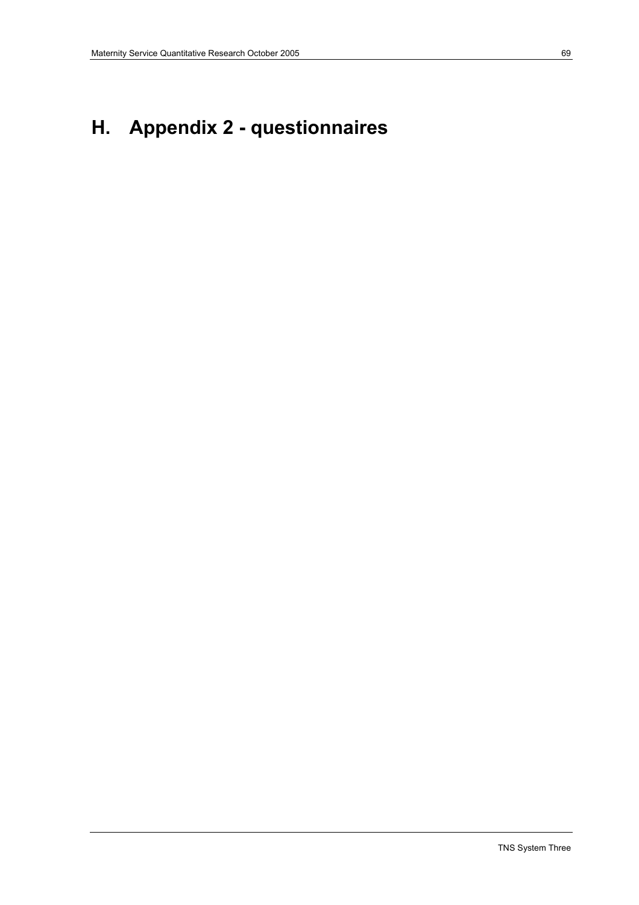# H. Appendix 2 - questionnaires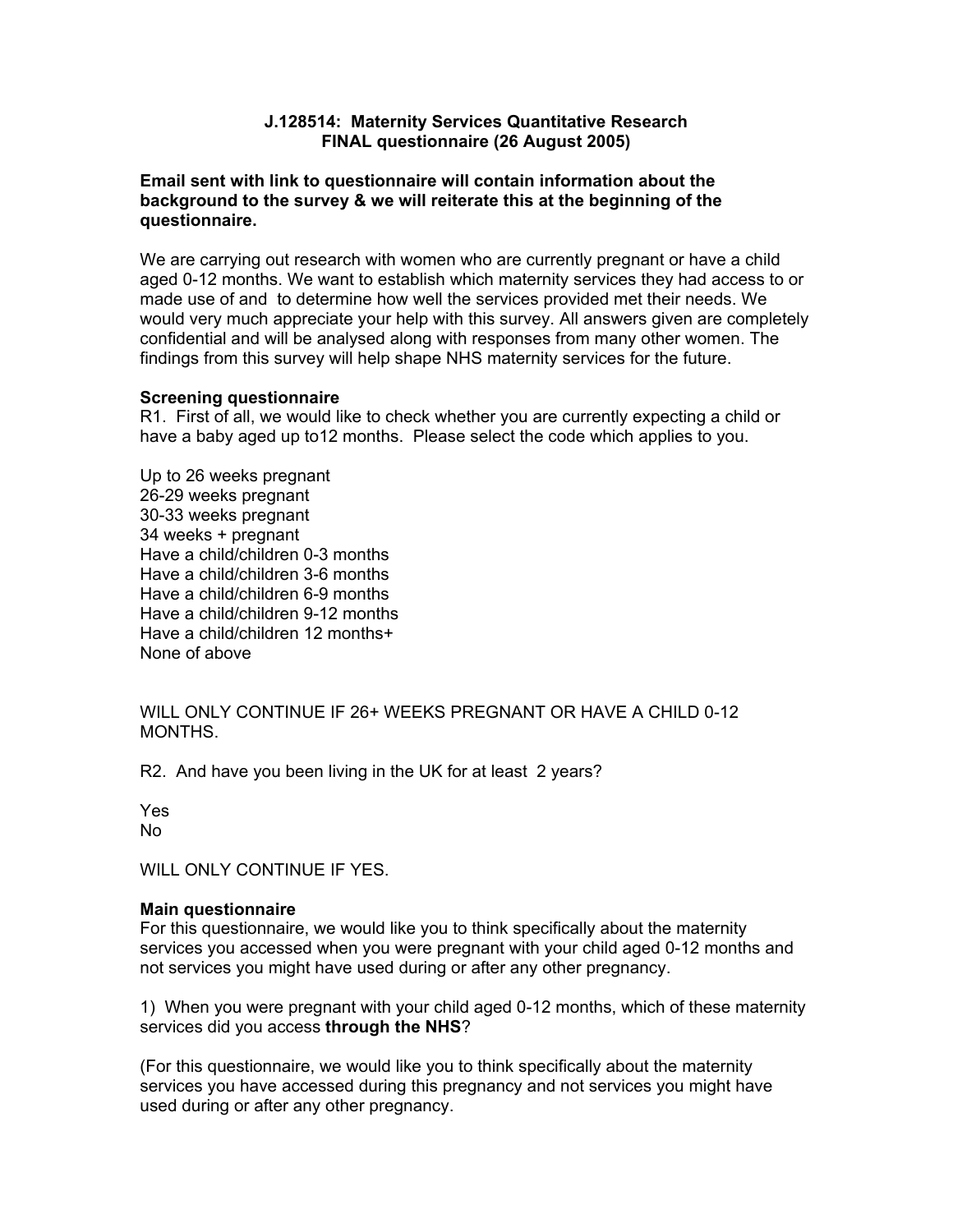**J.128514: Maternity Services Quantitative Research**
**FINAL questionnaire (26 August 2005)**

**Email sent with link to questionnaire will contain information about the background to the survey & we will reiterate this at the beginning of the questionnaire.**

We are carrying out research with women who are currently pregnant or have a child aged 0-12 months. We want to establish which maternity services they had access to or made use of and to determine how well the services provided met their needs. We would very much appreciate your help with this survey. All answers given are completely confidential and will be analysed along with responses from many other women. The findings from this survey will help shape NHS maternity services for the future.

**Screening questionnaire**

R1. First of all, we would like to check whether you are currently expecting a child or have a baby aged up to12 months. Please select the code which applies to you.

Up to 26 weeks pregnant
26-29 weeks pregnant
30-33 weeks pregnant
34 weeks + pregnant
Have a child/children 0-3 months
Have a child/children 3-6 months
Have a child/children 6-9 months
Have a child/children 9-12 months
Have a child/children 12 months+
None of above

WILL ONLY CONTINUE IF 26+ WEEKS PREGNANT OR HAVE A CHILD 0-12 MONTHS.

R2. And have you been living in the UK for at least 2 years?

Yes
No

WILL ONLY CONTINUE IF YES.

**Main questionnaire**

For this questionnaire, we would like you to think specifically about the maternity services you accessed when you were pregnant with your child aged 0-12 months and not services you might have used during or after any other pregnancy.

1) When you were pregnant with your child aged 0-12 months, which of these maternity services did you access **through the NHS**?

(For this questionnaire, we would like you to think specifically about the maternity services you have accessed during this pregnancy and not services you might have used during or after any other pregnancy.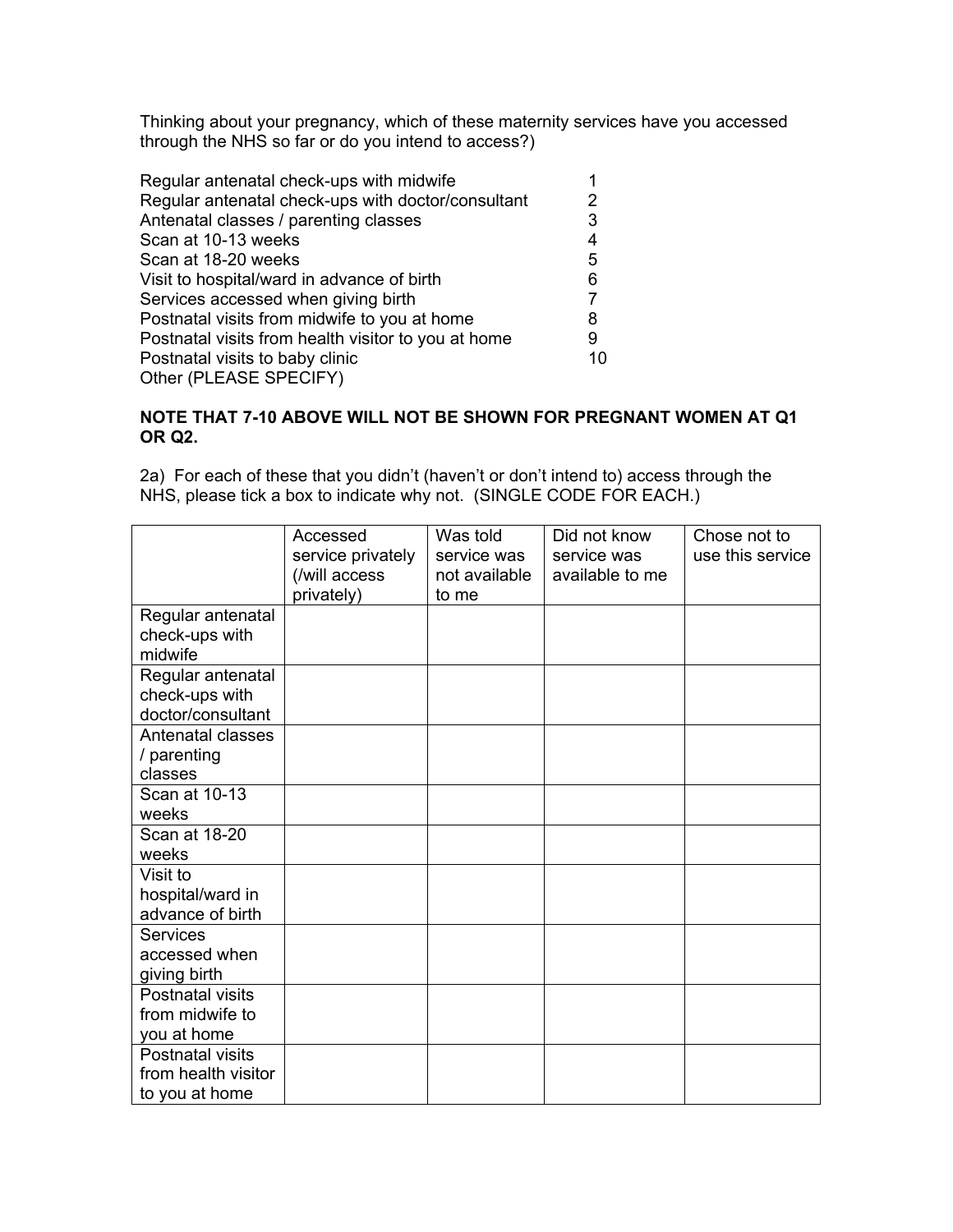Thinking about your pregnancy, which of these maternity services have you accessed through the NHS so far or do you intend to access?)

| | |
|---|---|
| Regular antenatal check-ups with midwife | 1 |
| Regular antenatal check-ups with doctor/consultant | 2 |
| Antenatal classes / parenting classes | 3 |
| Scan at 10-13 weeks | 4 |
| Scan at 18-20 weeks | 5 |
| Visit to hospital/ward in advance of birth | 6 |
| Services accessed when giving birth | 7 |
| Postnatal visits from midwife to you at home | 8 |
| Postnatal visits from health visitor to you at home | 9 |
| Postnatal visits to baby clinic | 10 |
| Other (PLEASE SPECIFY) | |

**NOTE THAT 7-10 ABOVE WILL NOT BE SHOWN FOR PREGNANT WOMEN AT Q1 OR Q2.**

2a) For each of these that you didn't (haven't or don't intend to) access through the NHS, please tick a box to indicate why not. (SINGLE CODE FOR EACH.)

| | Accessed service privately (/will access privately) | Was told service was not available to me | Did not know service was available to me | Chose not to use this service |
|---|---|---|---|---|
| Regular antenatal check-ups with midwife | | | | |
| Regular antenatal check-ups with doctor/consultant | | | | |
| Antenatal classes / parenting classes | | | | |
| Scan at 10-13 weeks | | | | |
| Scan at 18-20 weeks | | | | |
| Visit to hospital/ward in advance of birth | | | | |
| Services accessed when giving birth | | | | |
| Postnatal visits from midwife to you at home | | | | |
| Postnatal visits from health visitor to you at home | | | | |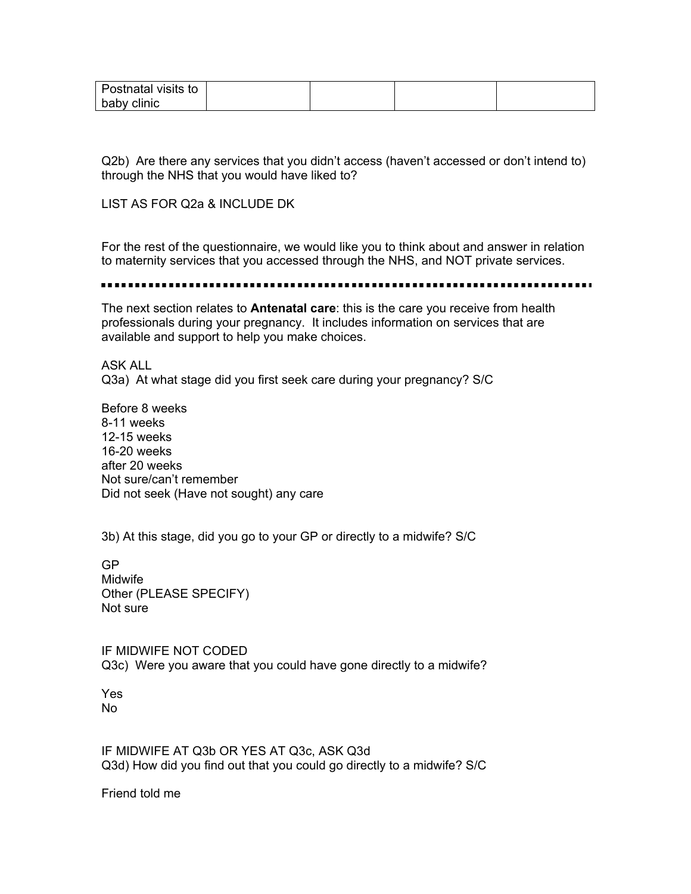| Postnatal visits to baby clinic | | | | |
|---|---|---|---|---|

Q2b) Are there any services that you didn't access (haven't accessed or don't intend to) through the NHS that you would have liked to?

LIST AS FOR Q2a & INCLUDE DK

For the rest of the questionnaire, we would like you to think about and answer in relation to maternity services that you accessed through the NHS, and NOT private services.

---

The next section relates to **Antenatal care**: this is the care you receive from health professionals during your pregnancy. It includes information on services that are available and support to help you make choices.

ASK ALL
Q3a) At what stage did you first seek care during your pregnancy? S/C

Before 8 weeks
8-11 weeks
12-15 weeks
16-20 weeks
after 20 weeks
Not sure/can't remember
Did not seek (Have not sought) any care

3b) At this stage, did you go to your GP or directly to a midwife? S/C

GP
Midwife
Other (PLEASE SPECIFY)
Not sure

IF MIDWIFE NOT CODED
Q3c) Were you aware that you could have gone directly to a midwife?

Yes
No

IF MIDWIFE AT Q3b OR YES AT Q3c, ASK Q3d
Q3d) How did you find out that you could go directly to a midwife? S/C

Friend told me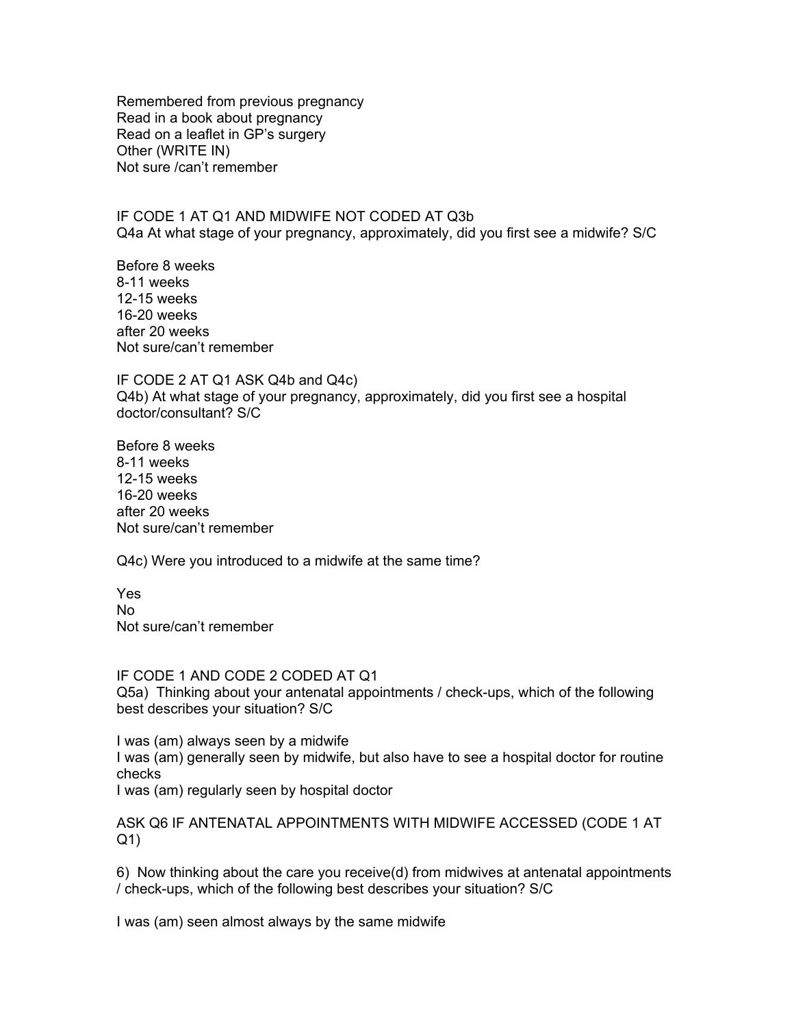Remembered from previous pregnancy
Read in a book about pregnancy
Read on a leaflet in GP's surgery
Other (WRITE IN)
Not sure /can't remember

IF CODE 1 AT Q1 AND MIDWIFE NOT CODED AT Q3b
Q4a At what stage of your pregnancy, approximately, did you first see a midwife? S/C

Before 8 weeks
8-11 weeks
12-15 weeks
16-20 weeks
after 20 weeks
Not sure/can't remember

IF CODE 2 AT Q1 ASK Q4b and Q4c)
Q4b) At what stage of your pregnancy, approximately, did you first see a hospital doctor/consultant? S/C

Before 8 weeks
8-11 weeks
12-15 weeks
16-20 weeks
after 20 weeks
Not sure/can't remember

Q4c) Were you introduced to a midwife at the same time?

Yes
No
Not sure/can't remember

IF CODE 1 AND CODE 2 CODED AT Q1
Q5a) Thinking about your antenatal appointments / check-ups, which of the following best describes your situation? S/C

I was (am) always seen by a midwife
I was (am) generally seen by midwife, but also have to see a hospital doctor for routine checks
I was (am) regularly seen by hospital doctor

ASK Q6 IF ANTENATAL APPOINTMENTS WITH MIDWIFE ACCESSED (CODE 1 AT Q1)

6) Now thinking about the care you receive(d) from midwives at antenatal appointments / check-ups, which of the following best describes your situation? S/C

I was (am) seen almost always by the same midwife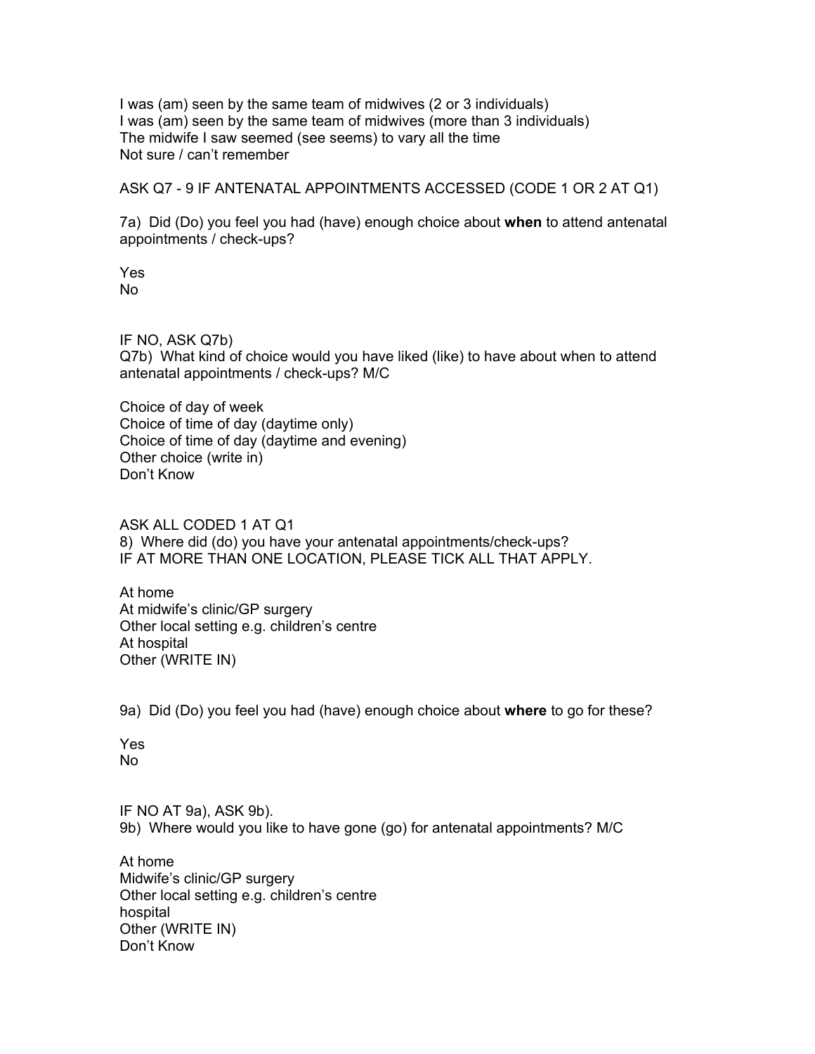I was (am) seen by the same team of midwives (2 or 3 individuals)
I was (am) seen by the same team of midwives (more than 3 individuals)
The midwife I saw seemed (see seems) to vary all the time
Not sure / can't remember

ASK Q7 - 9 IF ANTENATAL APPOINTMENTS ACCESSED (CODE 1 OR 2 AT Q1)

7a) Did (Do) you feel you had (have) enough choice about **when** to attend antenatal appointments / check-ups?

Yes
No

IF NO, ASK Q7b)
Q7b) What kind of choice would you have liked (like) to have about when to attend antenatal appointments / check-ups? M/C

Choice of day of week
Choice of time of day (daytime only)
Choice of time of day (daytime and evening)
Other choice (write in)
Don't Know

ASK ALL CODED 1 AT Q1
8) Where did (do) you have your antenatal appointments/check-ups?
IF AT MORE THAN ONE LOCATION, PLEASE TICK ALL THAT APPLY.

At home
At midwife's clinic/GP surgery
Other local setting e.g. children's centre
At hospital
Other (WRITE IN)

9a) Did (Do) you feel you had (have) enough choice about **where** to go for these?

Yes
No

IF NO AT 9a), ASK 9b).
9b) Where would you like to have gone (go) for antenatal appointments? M/C

At home
Midwife's clinic/GP surgery
Other local setting e.g. children's centre
hospital
Other (WRITE IN)
Don't Know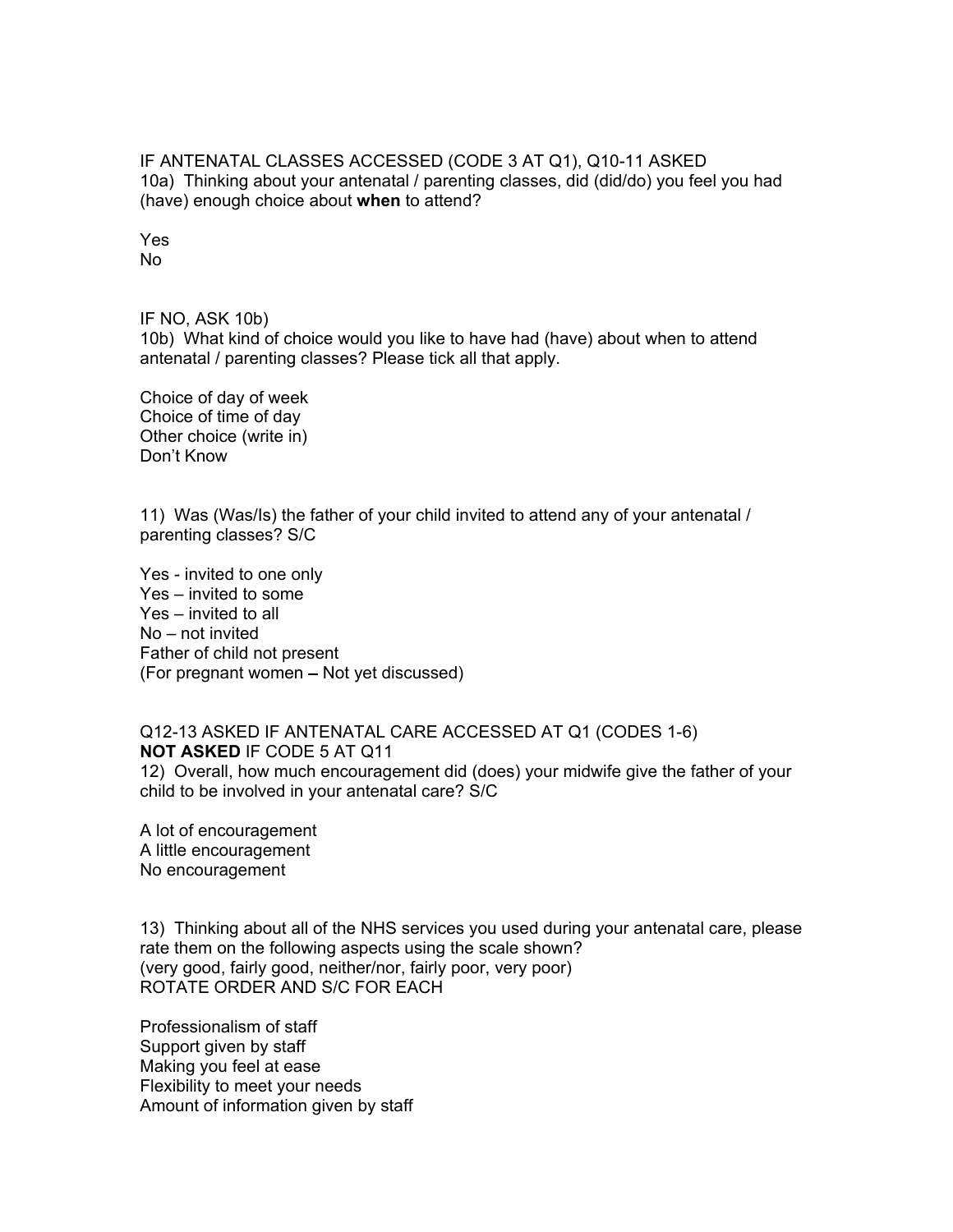IF ANTENATAL CLASSES ACCESSED (CODE 3 AT Q1), Q10-11 ASKED
10a) Thinking about your antenatal / parenting classes, did (did/do) you feel you had (have) enough choice about **when** to attend?

Yes
No

IF NO, ASK 10b)
10b) What kind of choice would you like to have had (have) about when to attend antenatal / parenting classes? Please tick all that apply.

Choice of day of week
Choice of time of day
Other choice (write in)
Don't Know

11) Was (Was/Is) the father of your child invited to attend any of your antenatal / parenting classes? S/C

Yes - invited to one only
Yes – invited to some
Yes – invited to all
No – not invited
Father of child not present
(For pregnant women – Not yet discussed)

Q12-13 ASKED IF ANTENATAL CARE ACCESSED AT Q1 (CODES 1-6)
**NOT ASKED** IF CODE 5 AT Q11
12) Overall, how much encouragement did (does) your midwife give the father of your child to be involved in your antenatal care? S/C

A lot of encouragement
A little encouragement
No encouragement

13) Thinking about all of the NHS services you used during your antenatal care, please rate them on the following aspects using the scale shown?
(very good, fairly good, neither/nor, fairly poor, very poor)
ROTATE ORDER AND S/C FOR EACH

Professionalism of staff
Support given by staff
Making you feel at ease
Flexibility to meet your needs
Amount of information given by staff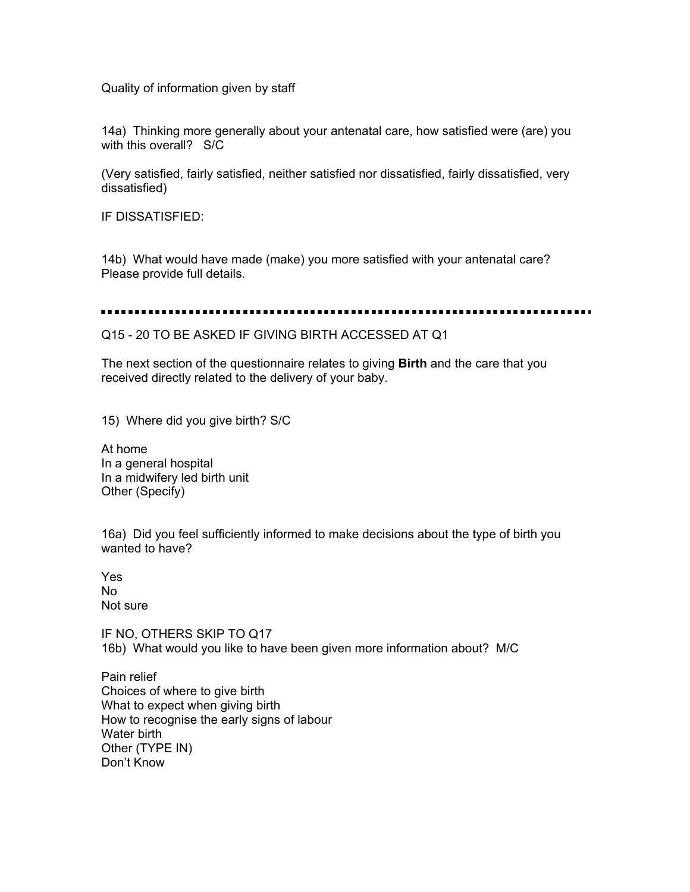Quality of information given by staff

14a) Thinking more generally about your antenatal care, how satisfied were (are) you with this overall? S/C

(Very satisfied, fairly satisfied, neither satisfied nor dissatisfied, fairly dissatisfied, very dissatisfied)

IF DISSATISFIED:

14b) What would have made (make) you more satisfied with your antenatal care? Please provide full details.

---

Q15 - 20 TO BE ASKED IF GIVING BIRTH ACCESSED AT Q1

The next section of the questionnaire relates to giving **Birth** and the care that you received directly related to the delivery of your baby.

15) Where did you give birth? S/C

At home
In a general hospital
In a midwifery led birth unit
Other (Specify)

16a) Did you feel sufficiently informed to make decisions about the type of birth you wanted to have?

Yes
No
Not sure

IF NO, OTHERS SKIP TO Q17
16b) What would you like to have been given more information about? M/C

Pain relief
Choices of where to give birth
What to expect when giving birth
How to recognise the early signs of labour
Water birth
Other (TYPE IN)
Don't Know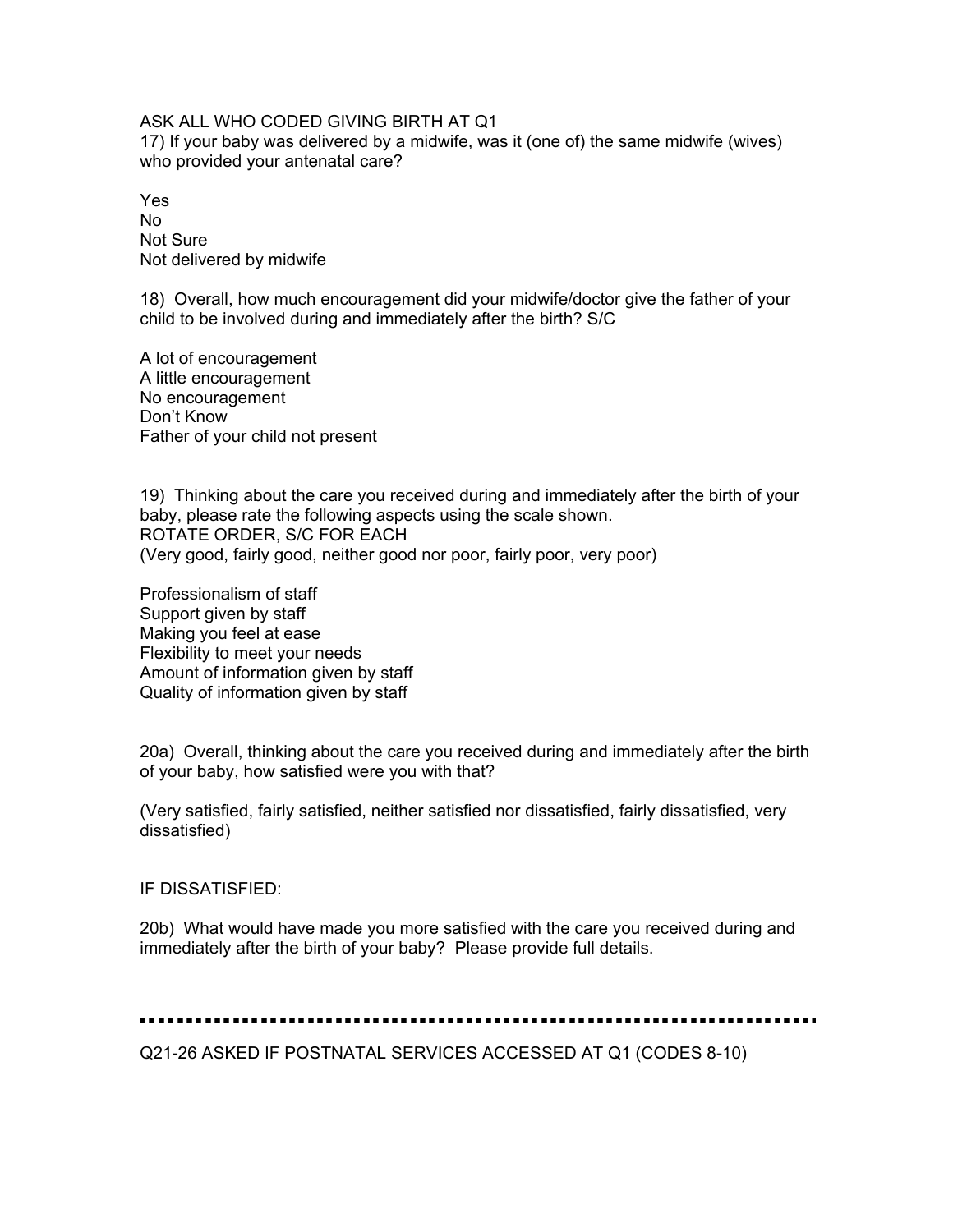ASK ALL WHO CODED GIVING BIRTH AT Q1

17) If your baby was delivered by a midwife, was it (one of) the same midwife (wives) who provided your antenatal care?

Yes
No
Not Sure
Not delivered by midwife

18) Overall, how much encouragement did your midwife/doctor give the father of your child to be involved during and immediately after the birth? S/C

A lot of encouragement
A little encouragement
No encouragement
Don't Know
Father of your child not present

19) Thinking about the care you received during and immediately after the birth of your baby, please rate the following aspects using the scale shown.
ROTATE ORDER, S/C FOR EACH
(Very good, fairly good, neither good nor poor, fairly poor, very poor)

Professionalism of staff
Support given by staff
Making you feel at ease
Flexibility to meet your needs
Amount of information given by staff
Quality of information given by staff

20a) Overall, thinking about the care you received during and immediately after the birth of your baby, how satisfied were you with that?

(Very satisfied, fairly satisfied, neither satisfied nor dissatisfied, fairly dissatisfied, very dissatisfied)

IF DISSATISFIED:

20b) What would have made you more satisfied with the care you received during and immediately after the birth of your baby? Please provide full details.

---

Q21-26 ASKED IF POSTNATAL SERVICES ACCESSED AT Q1 (CODES 8-10)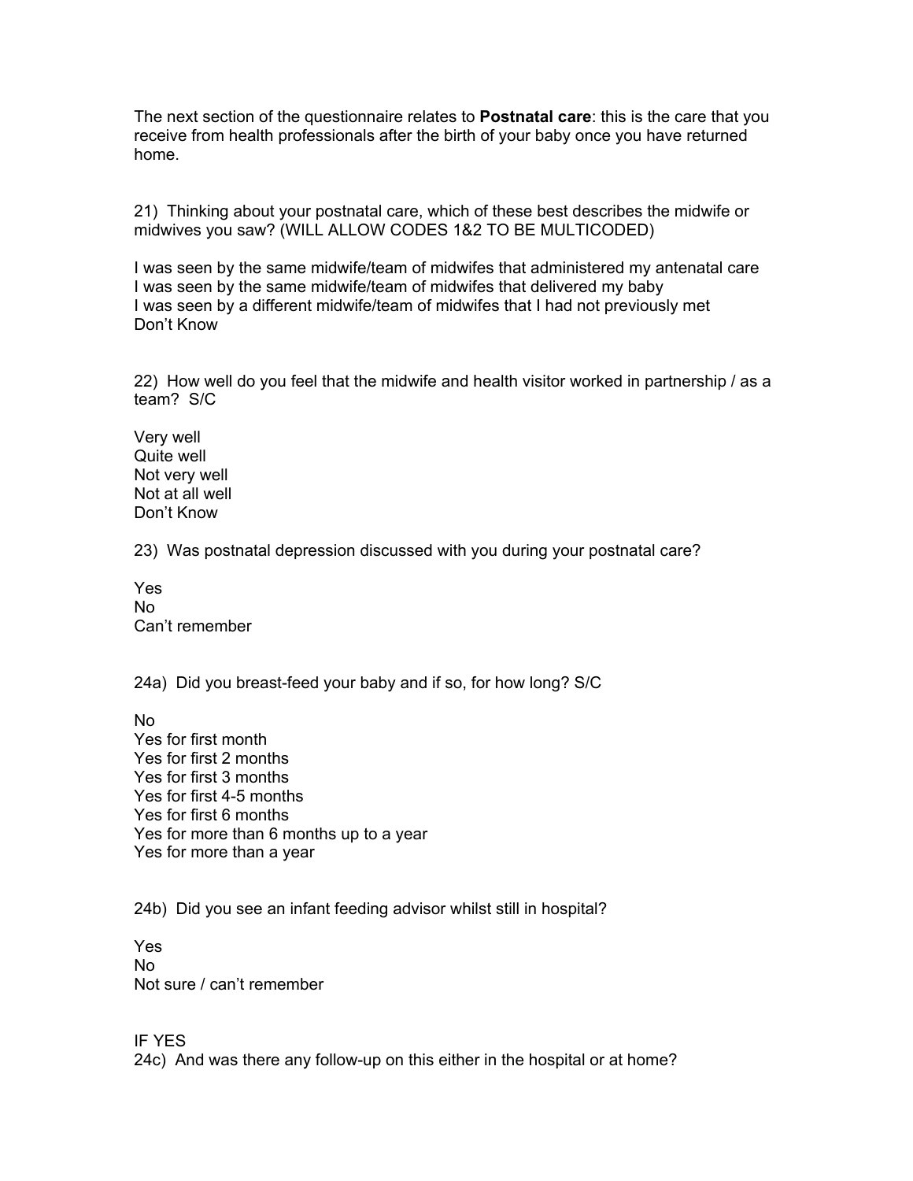The next section of the questionnaire relates to **Postnatal care**: this is the care that you receive from health professionals after the birth of your baby once you have returned home.

21) Thinking about your postnatal care, which of these best describes the midwife or midwives you saw? (WILL ALLOW CODES 1&2 TO BE MULTICODED)

I was seen by the same midwife/team of midwifes that administered my antenatal care
I was seen by the same midwife/team of midwifes that delivered my baby
I was seen by a different midwife/team of midwifes that I had not previously met
Don't Know

22) How well do you feel that the midwife and health visitor worked in partnership / as a team? S/C

Very well
Quite well
Not very well
Not at all well
Don't Know

23) Was postnatal depression discussed with you during your postnatal care?

Yes
No
Can't remember

24a) Did you breast-feed your baby and if so, for how long? S/C

No
Yes for first month
Yes for first 2 months
Yes for first 3 months
Yes for first 4-5 months
Yes for first 6 months
Yes for more than 6 months up to a year
Yes for more than a year

24b) Did you see an infant feeding advisor whilst still in hospital?

Yes
No
Not sure / can't remember

IF YES
24c) And was there any follow-up on this either in the hospital or at home?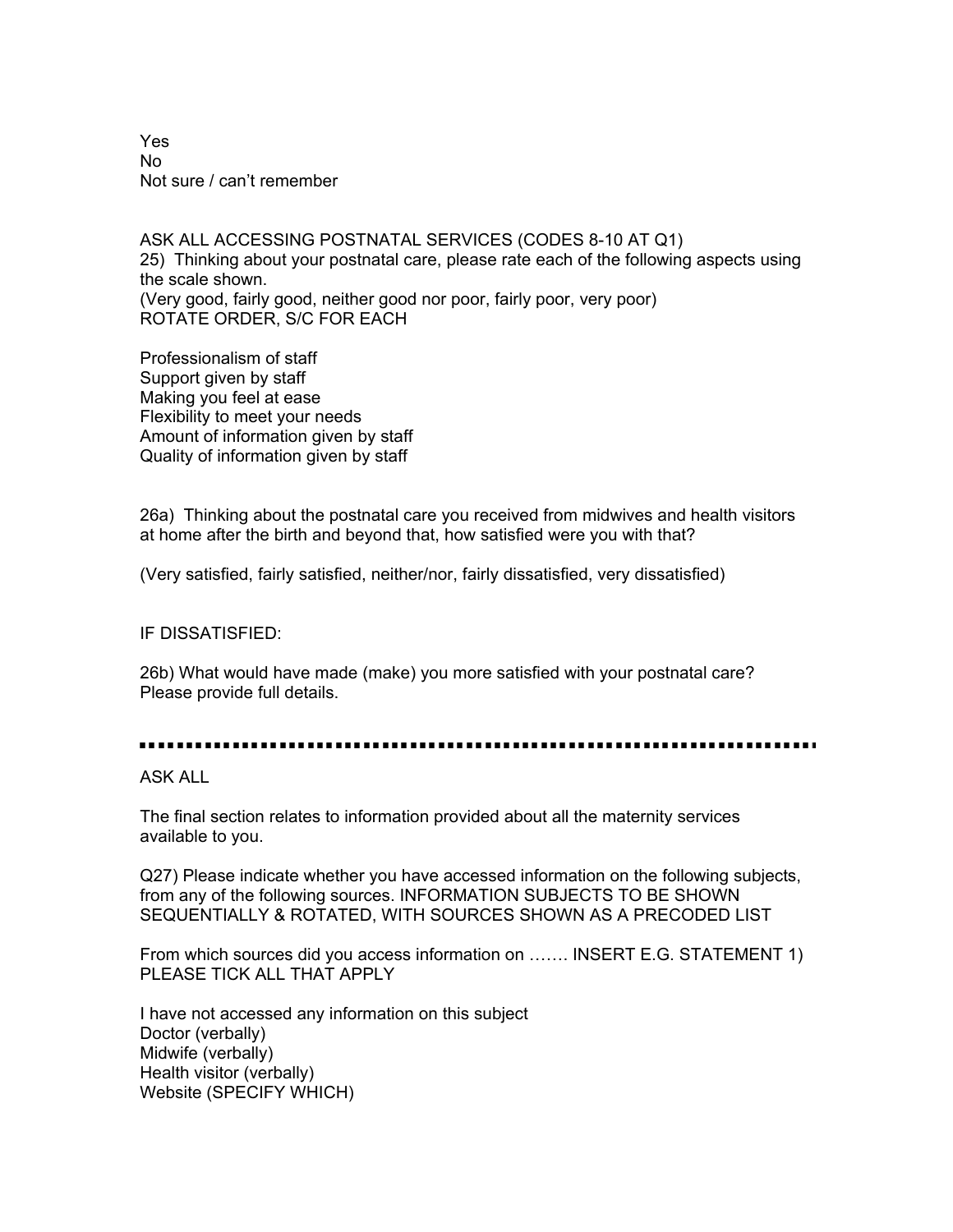Yes
No
Not sure / can't remember

ASK ALL ACCESSING POSTNATAL SERVICES (CODES 8-10 AT Q1)
25) Thinking about your postnatal care, please rate each of the following aspects using the scale shown.
(Very good, fairly good, neither good nor poor, fairly poor, very poor)
ROTATE ORDER, S/C FOR EACH

Professionalism of staff
Support given by staff
Making you feel at ease
Flexibility to meet your needs
Amount of information given by staff
Quality of information given by staff

26a) Thinking about the postnatal care you received from midwives and health visitors at home after the birth and beyond that, how satisfied were you with that?

(Very satisfied, fairly satisfied, neither/nor, fairly dissatisfied, very dissatisfied)

IF DISSATISFIED:

26b) What would have made (make) you more satisfied with your postnatal care? Please provide full details.

---

ASK ALL

The final section relates to information provided about all the maternity services available to you.

Q27) Please indicate whether you have accessed information on the following subjects, from any of the following sources. INFORMATION SUBJECTS TO BE SHOWN SEQUENTIALLY & ROTATED, WITH SOURCES SHOWN AS A PRECODED LIST

From which sources did you access information on ……. INSERT E.G. STATEMENT 1) PLEASE TICK ALL THAT APPLY

I have not accessed any information on this subject
Doctor (verbally)
Midwife (verbally)
Health visitor (verbally)
Website (SPECIFY WHICH)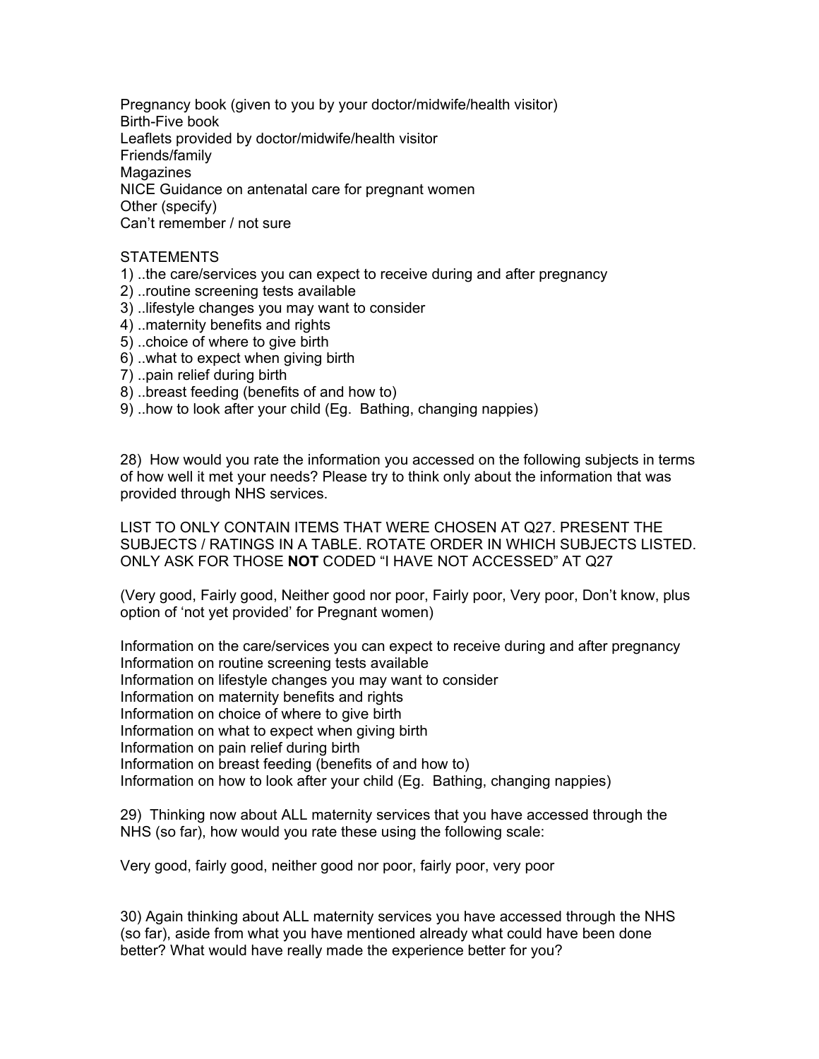Pregnancy book (given to you by your doctor/midwife/health visitor)
Birth-Five book
Leaflets provided by doctor/midwife/health visitor
Friends/family
Magazines
NICE Guidance on antenatal care for pregnant women
Other (specify)
Can't remember / not sure

STATEMENTS

1) ..the care/services you can expect to receive during and after pregnancy
2) ..routine screening tests available
3) ..lifestyle changes you may want to consider
4) ..maternity benefits and rights
5) ..choice of where to give birth
6) ..what to expect when giving birth
7) ..pain relief during birth
8) ..breast feeding (benefits of and how to)
9) ..how to look after your child (Eg. Bathing, changing nappies)

28) How would you rate the information you accessed on the following subjects in terms of how well it met your needs? Please try to think only about the information that was provided through NHS services.

LIST TO ONLY CONTAIN ITEMS THAT WERE CHOSEN AT Q27. PRESENT THE SUBJECTS / RATINGS IN A TABLE. ROTATE ORDER IN WHICH SUBJECTS LISTED. ONLY ASK FOR THOSE **NOT** CODED "I HAVE NOT ACCESSED" AT Q27

(Very good, Fairly good, Neither good nor poor, Fairly poor, Very poor, Don't know, plus option of 'not yet provided' for Pregnant women)

Information on the care/services you can expect to receive during and after pregnancy
Information on routine screening tests available
Information on lifestyle changes you may want to consider
Information on maternity benefits and rights
Information on choice of where to give birth
Information on what to expect when giving birth
Information on pain relief during birth
Information on breast feeding (benefits of and how to)
Information on how to look after your child (Eg. Bathing, changing nappies)

29) Thinking now about ALL maternity services that you have accessed through the NHS (so far), how would you rate these using the following scale:

Very good, fairly good, neither good nor poor, fairly poor, very poor

30) Again thinking about ALL maternity services you have accessed through the NHS (so far), aside from what you have mentioned already what could have been done better? What would have really made the experience better for you?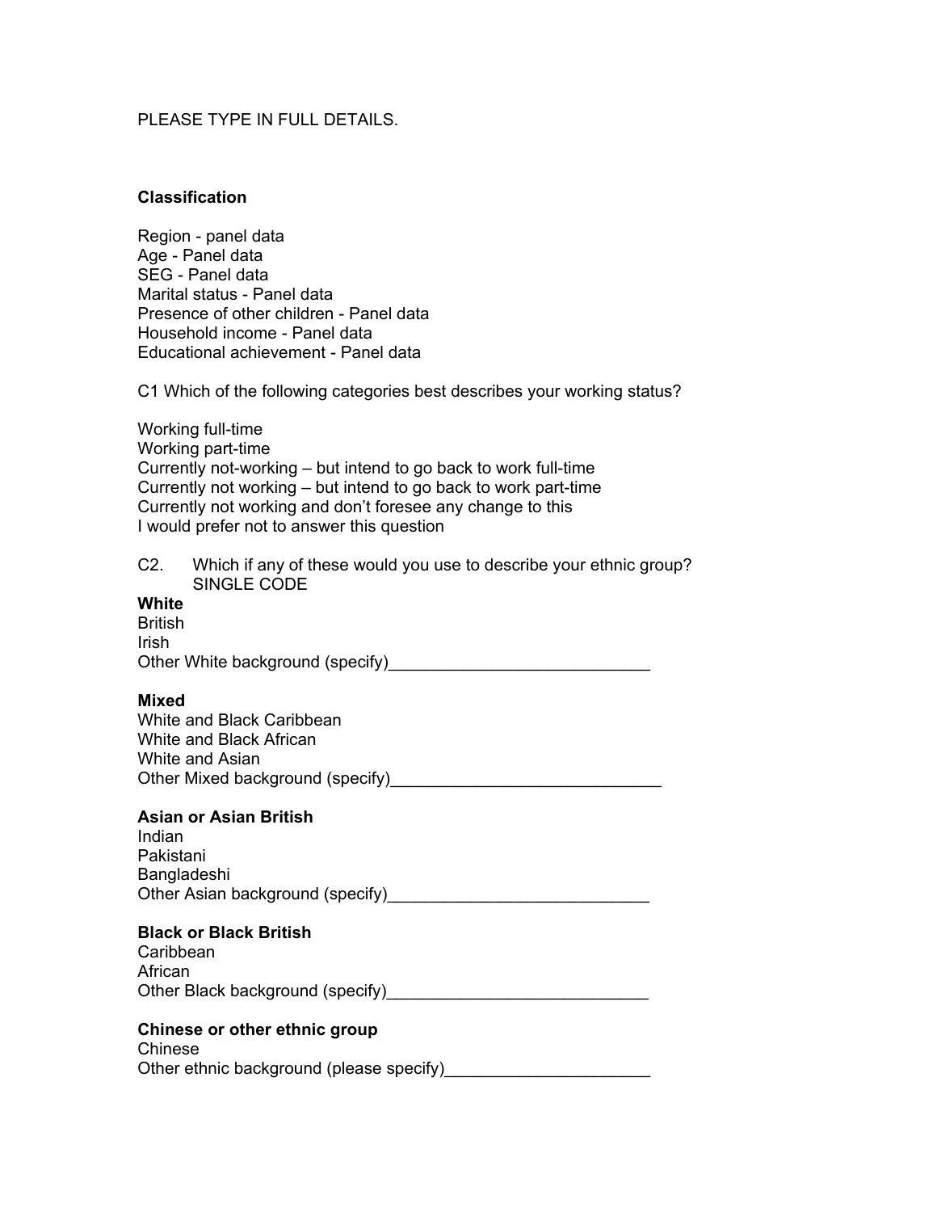PLEASE TYPE IN FULL DETAILS.

**Classification**

Region - panel data
Age - Panel data
SEG - Panel data
Marital status - Panel data
Presence of other children - Panel data
Household income - Panel data
Educational achievement - Panel data

C1 Which of the following categories best describes your working status?

Working full-time
Working part-time
Currently not-working – but intend to go back to work full-time
Currently not working – but intend to go back to work part-time
Currently not working and don't foresee any change to this
I would prefer not to answer this question

C2. Which if any of these would you use to describe your ethnic group?
SINGLE CODE

**White**
British
Irish
Other White background (specify)____________________________

**Mixed**
White and Black Caribbean
White and Black African
White and Asian
Other Mixed background (specify)_____________________________

**Asian or Asian British**
Indian
Pakistani
Bangladeshi
Other Asian background (specify)____________________________

**Black or Black British**
Caribbean
African
Other Black background (specify)____________________________

**Chinese or other ethnic group**
Chinese
Other ethnic background (please specify)______________________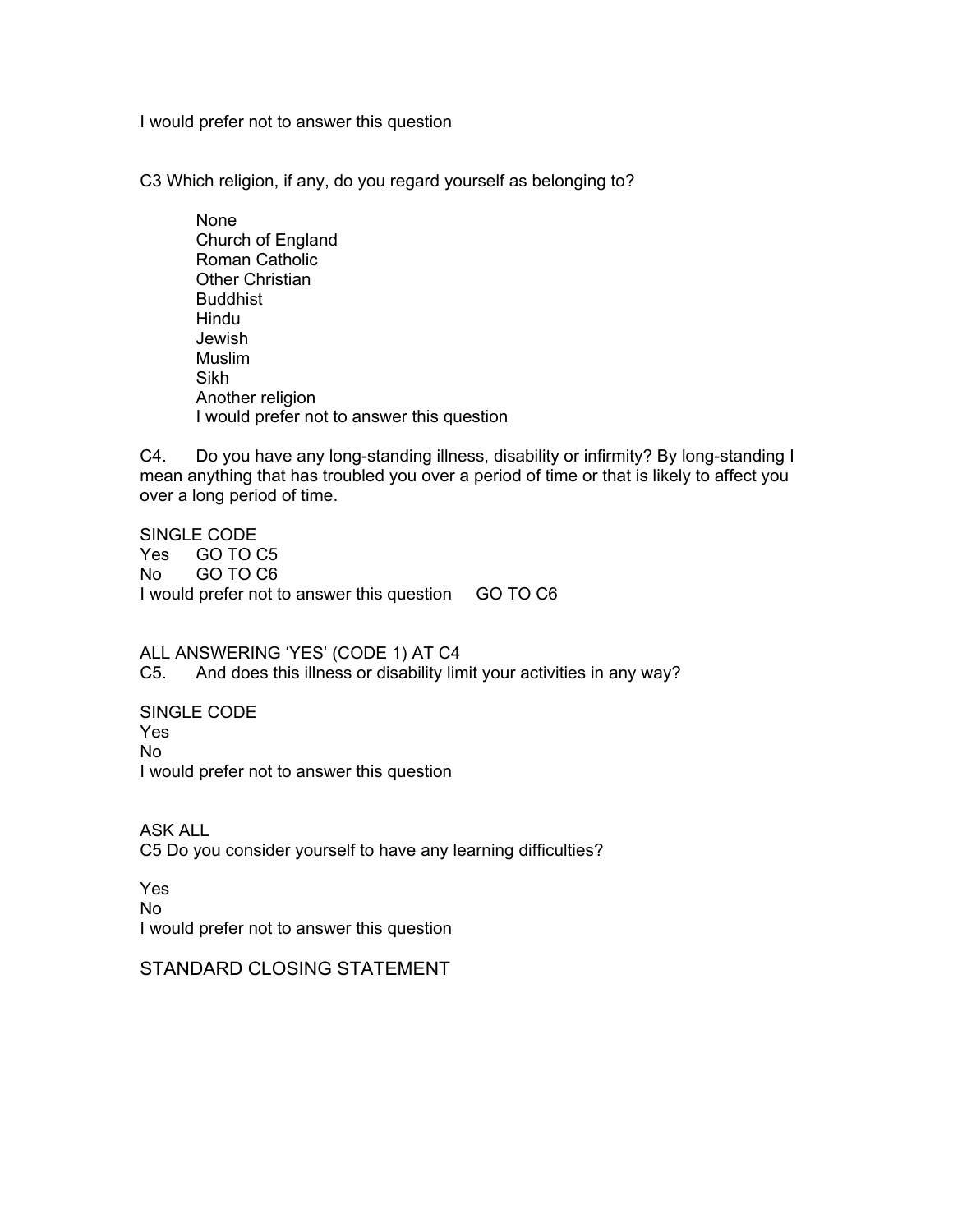I would prefer not to answer this question

C3 Which religion, if any, do you regard yourself as belonging to?

- None
- Church of England
- Roman Catholic
- Other Christian
- Buddhist
- Hindu
- Jewish
- Muslim
- Sikh
- Another religion
- I would prefer not to answer this question

C4. Do you have any long-standing illness, disability or infirmity? By long-standing I mean anything that has troubled you over a period of time or that is likely to affect you over a long period of time.

SINGLE CODE
Yes GO TO C5
No GO TO C6
I would prefer not to answer this question GO TO C6

ALL ANSWERING 'YES' (CODE 1) AT C4
C5. And does this illness or disability limit your activities in any way?

SINGLE CODE
Yes
No
I would prefer not to answer this question

ASK ALL
C5 Do you consider yourself to have any learning difficulties?

Yes
No
I would prefer not to answer this question

STANDARD CLOSING STATEMENT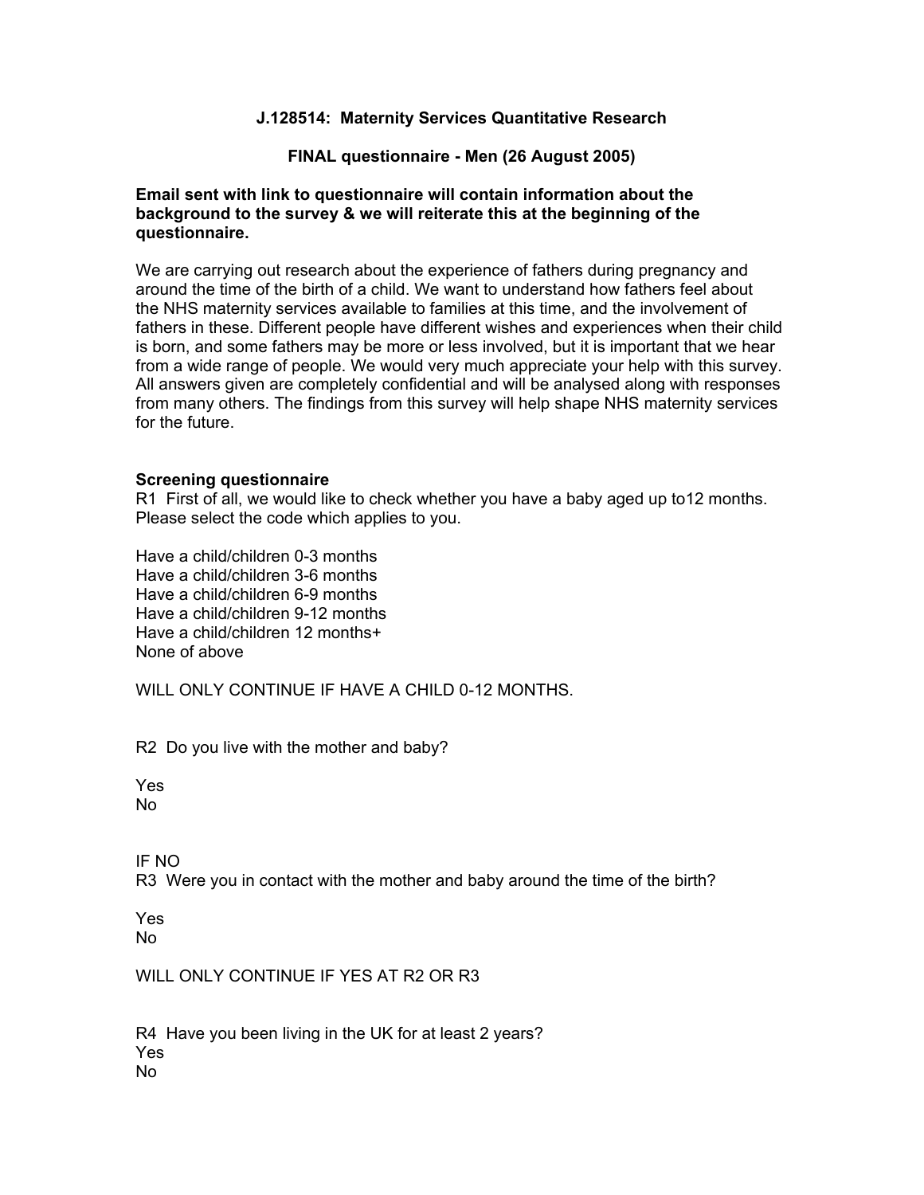**J.128514: Maternity Services Quantitative Research**

**FINAL questionnaire - Men (26 August 2005)**

**Email sent with link to questionnaire will contain information about the background to the survey & we will reiterate this at the beginning of the questionnaire.**

We are carrying out research about the experience of fathers during pregnancy and around the time of the birth of a child. We want to understand how fathers feel about the NHS maternity services available to families at this time, and the involvement of fathers in these. Different people have different wishes and experiences when their child is born, and some fathers may be more or less involved, but it is important that we hear from a wide range of people. We would very much appreciate your help with this survey. All answers given are completely confidential and will be analysed along with responses from many others. The findings from this survey will help shape NHS maternity services for the future.

**Screening questionnaire**

R1 First of all, we would like to check whether you have a baby aged up to12 months. Please select the code which applies to you.

Have a child/children 0-3 months
Have a child/children 3-6 months
Have a child/children 6-9 months
Have a child/children 9-12 months
Have a child/children 12 months+
None of above

WILL ONLY CONTINUE IF HAVE A CHILD 0-12 MONTHS.

R2 Do you live with the mother and baby?

Yes
No

IF NO
R3 Were you in contact with the mother and baby around the time of the birth?

Yes
No

WILL ONLY CONTINUE IF YES AT R2 OR R3

R4 Have you been living in the UK for at least 2 years?
Yes
No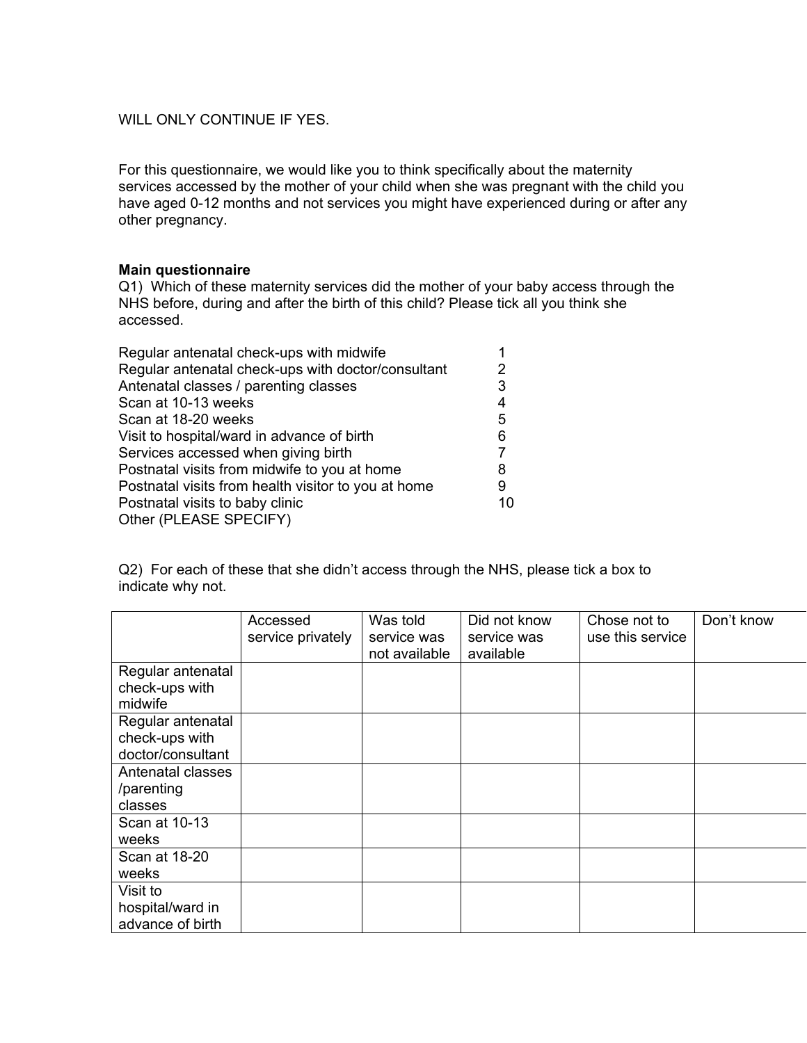WILL ONLY CONTINUE IF YES.

For this questionnaire, we would like you to think specifically about the maternity services accessed by the mother of your child when she was pregnant with the child you have aged 0-12 months and not services you might have experienced during or after any other pregnancy.

**Main questionnaire**

Q1) Which of these maternity services did the mother of your baby access through the NHS before, during and after the birth of this child? Please tick all you think she accessed.

| | |
|---|---|
| Regular antenatal check-ups with midwife | 1 |
| Regular antenatal check-ups with doctor/consultant | 2 |
| Antenatal classes / parenting classes | 3 |
| Scan at 10-13 weeks | 4 |
| Scan at 18-20 weeks | 5 |
| Visit to hospital/ward in advance of birth | 6 |
| Services accessed when giving birth | 7 |
| Postnatal visits from midwife to you at home | 8 |
| Postnatal visits from health visitor to you at home | 9 |
| Postnatal visits to baby clinic | 10 |
| Other (PLEASE SPECIFY) | |

Q2) For each of these that she didn't access through the NHS, please tick a box to indicate why not.

| | Accessed service privately | Was told service was not available | Did not know service was available | Chose not to use this service | Don't know |
|---|---|---|---|---|---|
| Regular antenatal check-ups with midwife | | | | | |
| Regular antenatal check-ups with doctor/consultant | | | | | |
| Antenatal classes /parenting classes | | | | | |
| Scan at 10-13 weeks | | | | | |
| Scan at 18-20 weeks | | | | | |
| Visit to hospital/ward in advance of birth | | | | | |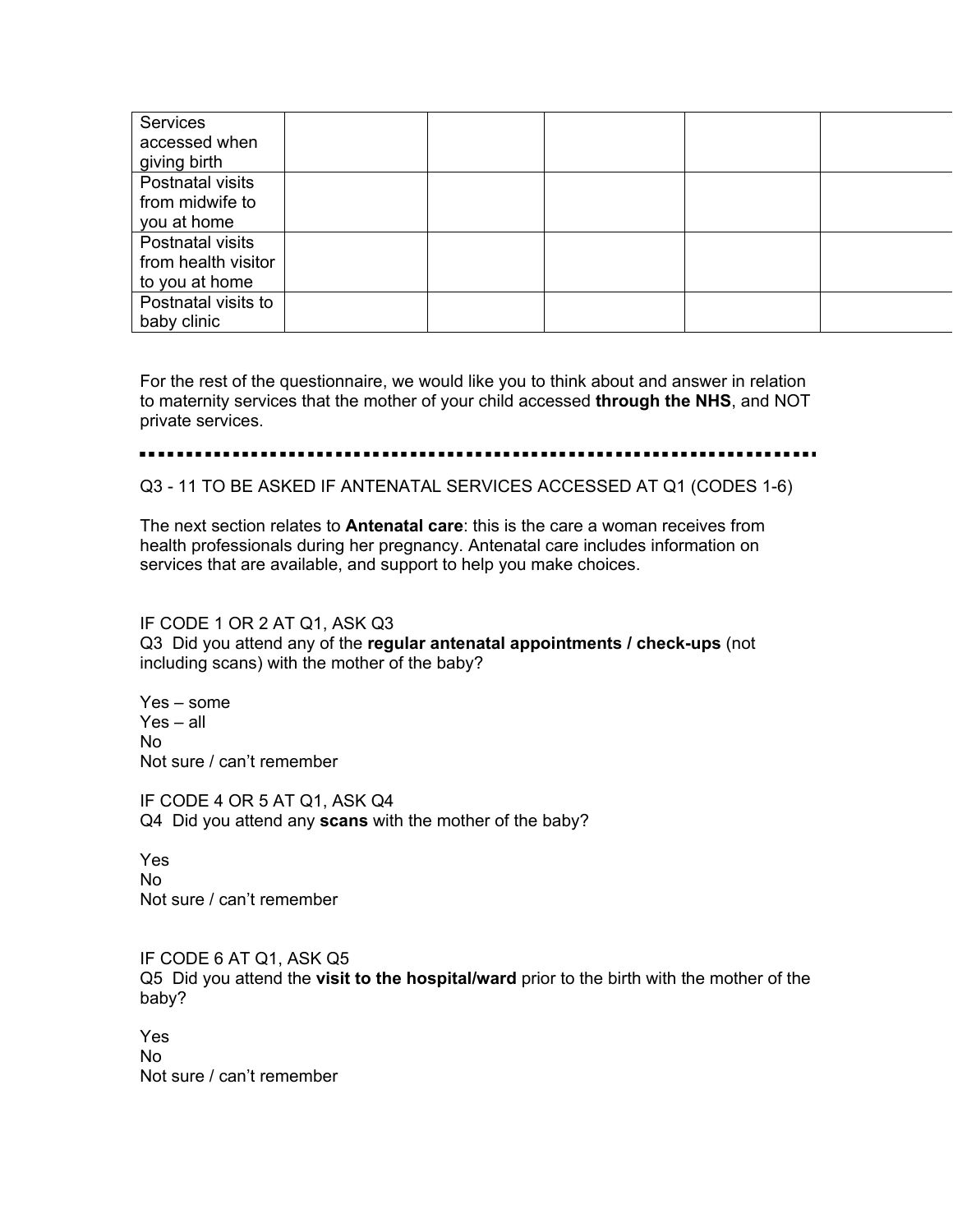| | | | | | |
|---|---|---|---|---|---|
| Services accessed when giving birth | | | | | |
| Postnatal visits from midwife to you at home | | | | | |
| Postnatal visits from health visitor to you at home | | | | | |
| Postnatal visits to baby clinic | | | | | |

For the rest of the questionnaire, we would like you to think about and answer in relation to maternity services that the mother of your child accessed **through the NHS**, and NOT private services.

---

Q3 - 11 TO BE ASKED IF ANTENATAL SERVICES ACCESSED AT Q1 (CODES 1-6)

The next section relates to **Antenatal care**: this is the care a woman receives from health professionals during her pregnancy. Antenatal care includes information on services that are available, and support to help you make choices.

IF CODE 1 OR 2 AT Q1, ASK Q3

Q3 Did you attend any of the **regular antenatal appointments / check-ups** (not including scans) with the mother of the baby?

Yes – some
Yes – all
No
Not sure / can't remember

IF CODE 4 OR 5 AT Q1, ASK Q4

Q4 Did you attend any **scans** with the mother of the baby?

Yes
No
Not sure / can't remember

IF CODE 6 AT Q1, ASK Q5

Q5 Did you attend the **visit to the hospital/ward** prior to the birth with the mother of the baby?

Yes
No
Not sure / can't remember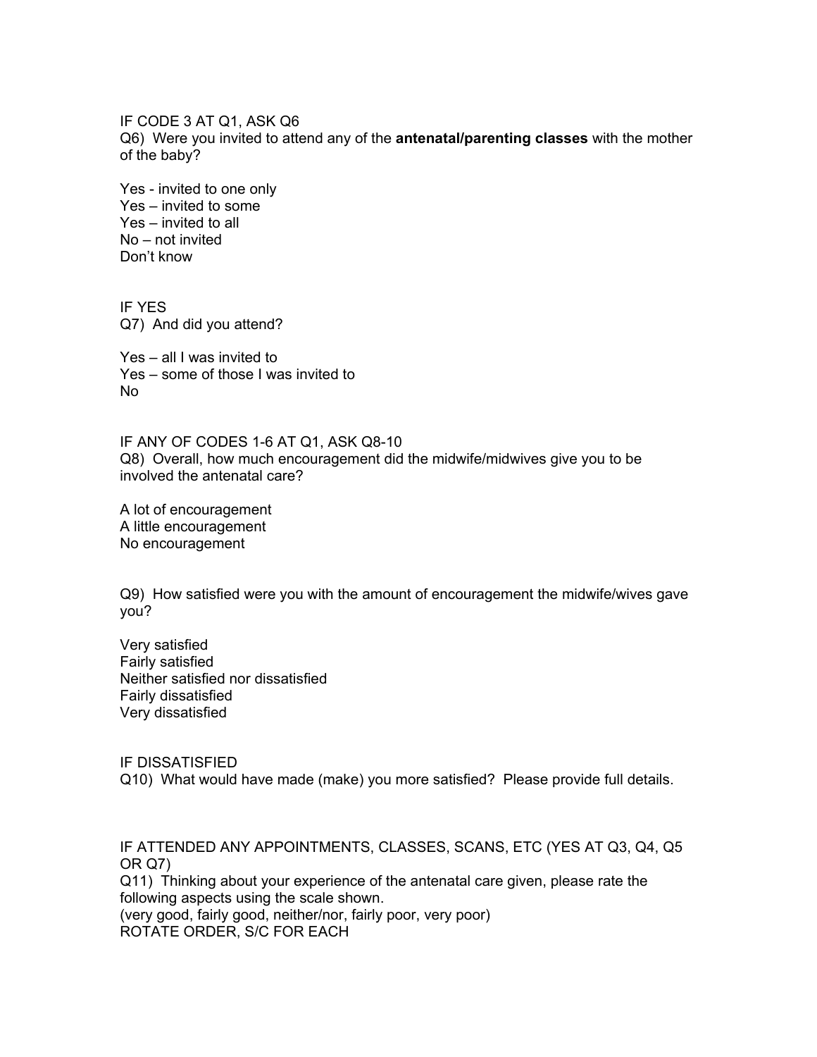IF CODE 3 AT Q1, ASK Q6

Q6) Were you invited to attend any of the **antenatal/parenting classes** with the mother of the baby?

Yes - invited to one only
Yes – invited to some
Yes – invited to all
No – not invited
Don't know

IF YES

Q7) And did you attend?

Yes – all I was invited to
Yes – some of those I was invited to
No

IF ANY OF CODES 1-6 AT Q1, ASK Q8-10

Q8) Overall, how much encouragement did the midwife/midwives give you to be involved the antenatal care?

A lot of encouragement
A little encouragement
No encouragement

Q9) How satisfied were you with the amount of encouragement the midwife/wives gave you?

Very satisfied
Fairly satisfied
Neither satisfied nor dissatisfied
Fairly dissatisfied
Very dissatisfied

IF DISSATISFIED

Q10) What would have made (make) you more satisfied? Please provide full details.

IF ATTENDED ANY APPOINTMENTS, CLASSES, SCANS, ETC (YES AT Q3, Q4, Q5 OR Q7)

Q11) Thinking about your experience of the antenatal care given, please rate the following aspects using the scale shown.
(very good, fairly good, neither/nor, fairly poor, very poor)
ROTATE ORDER, S/C FOR EACH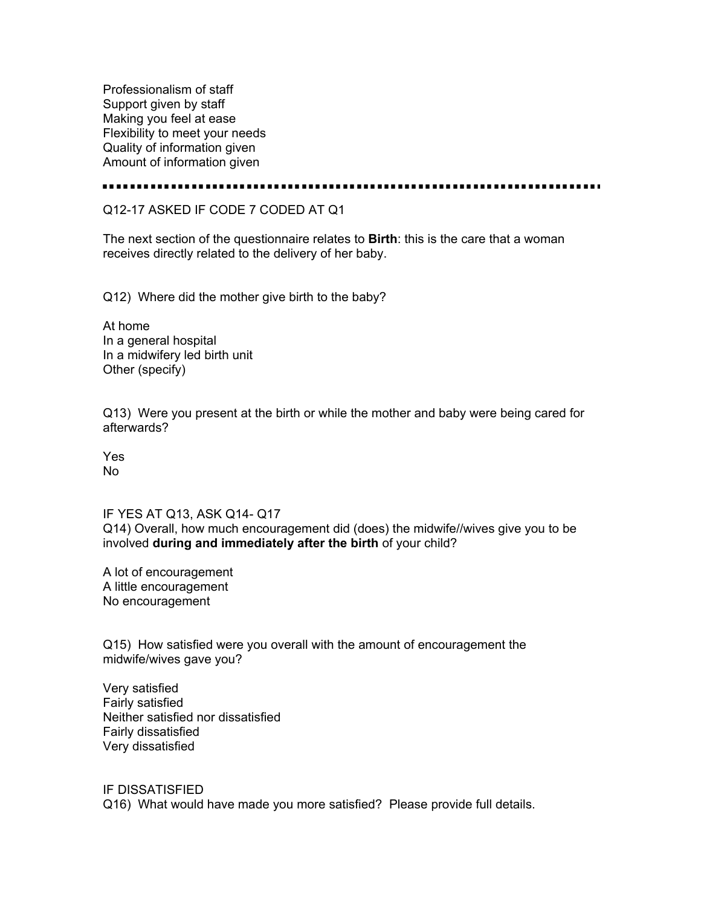Professionalism of staff
Support given by staff
Making you feel at ease
Flexibility to meet your needs
Quality of information given
Amount of information given

---

Q12-17 ASKED IF CODE 7 CODED AT Q1

The next section of the questionnaire relates to **Birth**: this is the care that a woman receives directly related to the delivery of her baby.

Q12) Where did the mother give birth to the baby?

At home
In a general hospital
In a midwifery led birth unit
Other (specify)

Q13) Were you present at the birth or while the mother and baby were being cared for afterwards?

Yes
No

IF YES AT Q13, ASK Q14- Q17
Q14) Overall, how much encouragement did (does) the midwife//wives give you to be involved **during and immediately after the birth** of your child?

A lot of encouragement
A little encouragement
No encouragement

Q15) How satisfied were you overall with the amount of encouragement the midwife/wives gave you?

Very satisfied
Fairly satisfied
Neither satisfied nor dissatisfied
Fairly dissatisfied
Very dissatisfied

IF DISSATISFIED
Q16) What would have made you more satisfied? Please provide full details.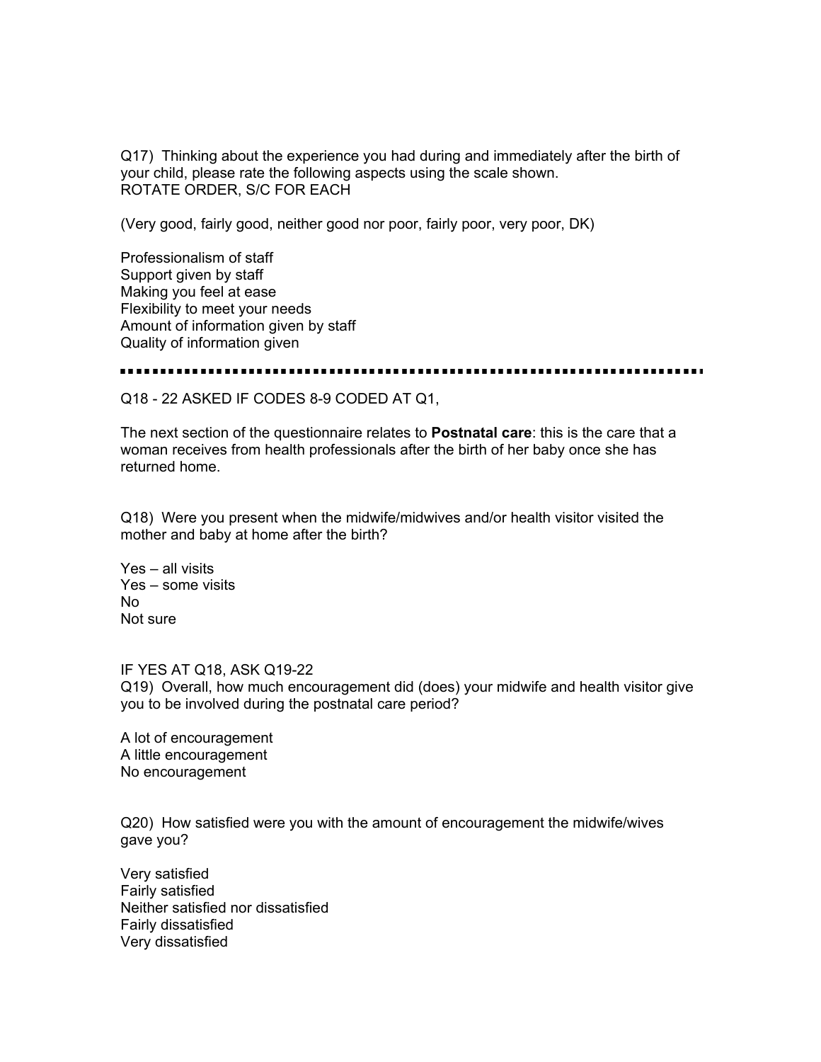Q17) Thinking about the experience you had during and immediately after the birth of your child, please rate the following aspects using the scale shown.
ROTATE ORDER, S/C FOR EACH

(Very good, fairly good, neither good nor poor, fairly poor, very poor, DK)

Professionalism of staff
Support given by staff
Making you feel at ease
Flexibility to meet your needs
Amount of information given by staff
Quality of information given

---

Q18 - 22 ASKED IF CODES 8-9 CODED AT Q1,

The next section of the questionnaire relates to **Postnatal care**: this is the care that a woman receives from health professionals after the birth of her baby once she has returned home.

Q18) Were you present when the midwife/midwives and/or health visitor visited the mother and baby at home after the birth?

Yes – all visits
Yes – some visits
No
Not sure

IF YES AT Q18, ASK Q19-22
Q19) Overall, how much encouragement did (does) your midwife and health visitor give you to be involved during the postnatal care period?

A lot of encouragement
A little encouragement
No encouragement

Q20) How satisfied were you with the amount of encouragement the midwife/wives gave you?

Very satisfied
Fairly satisfied
Neither satisfied nor dissatisfied
Fairly dissatisfied
Very dissatisfied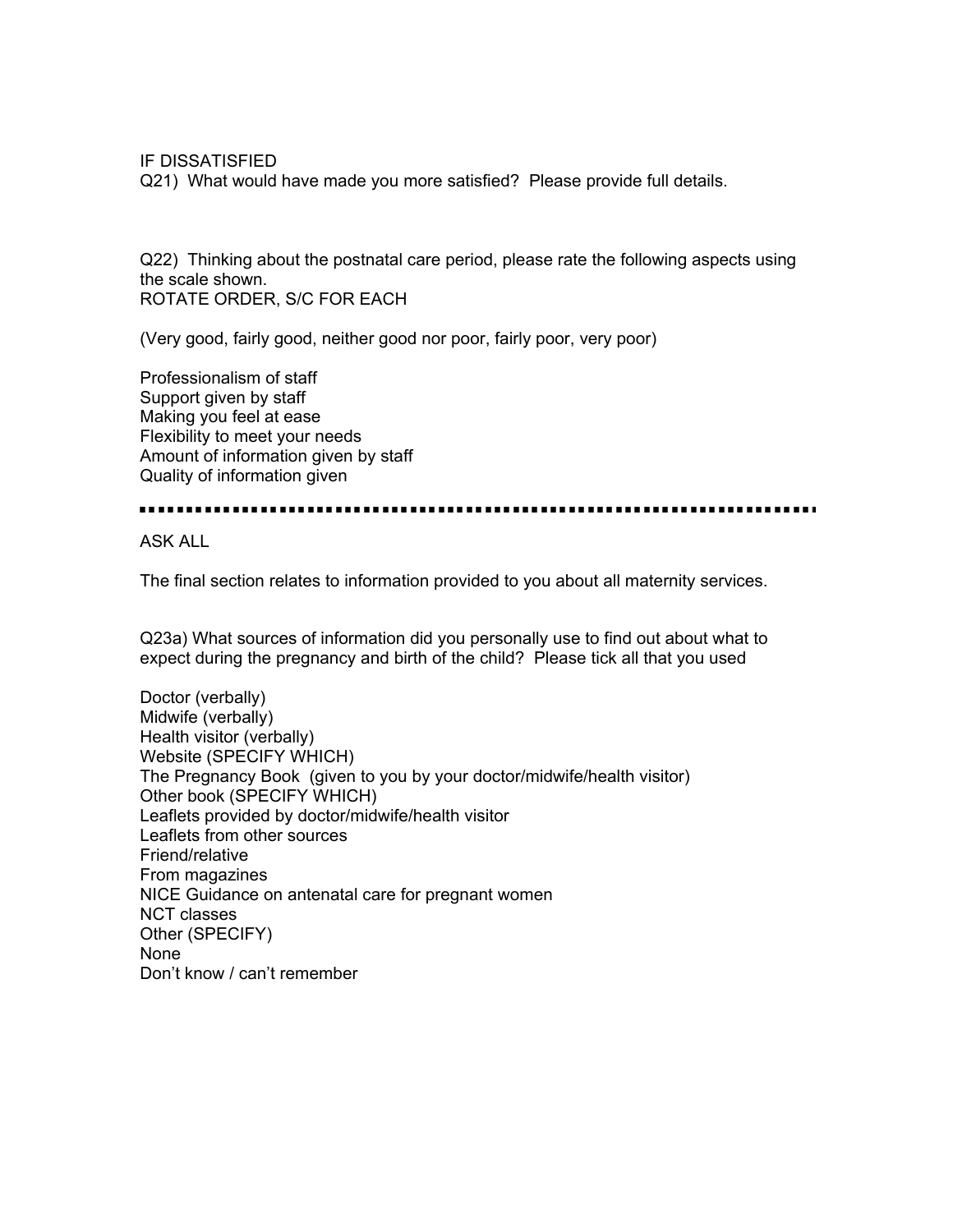IF DISSATISFIED

Q21) What would have made you more satisfied? Please provide full details.

Q22) Thinking about the postnatal care period, please rate the following aspects using the scale shown.
ROTATE ORDER, S/C FOR EACH

(Very good, fairly good, neither good nor poor, fairly poor, very poor)

Professionalism of staff
Support given by staff
Making you feel at ease
Flexibility to meet your needs
Amount of information given by staff
Quality of information given

---

ASK ALL

The final section relates to information provided to you about all maternity services.

Q23a) What sources of information did you personally use to find out about what to expect during the pregnancy and birth of the child? Please tick all that you used

Doctor (verbally)
Midwife (verbally)
Health visitor (verbally)
Website (SPECIFY WHICH)
The Pregnancy Book (given to you by your doctor/midwife/health visitor)
Other book (SPECIFY WHICH)
Leaflets provided by doctor/midwife/health visitor
Leaflets from other sources
Friend/relative
From magazines
NICE Guidance on antenatal care for pregnant women
NCT classes
Other (SPECIFY)
None
Don't know / can't remember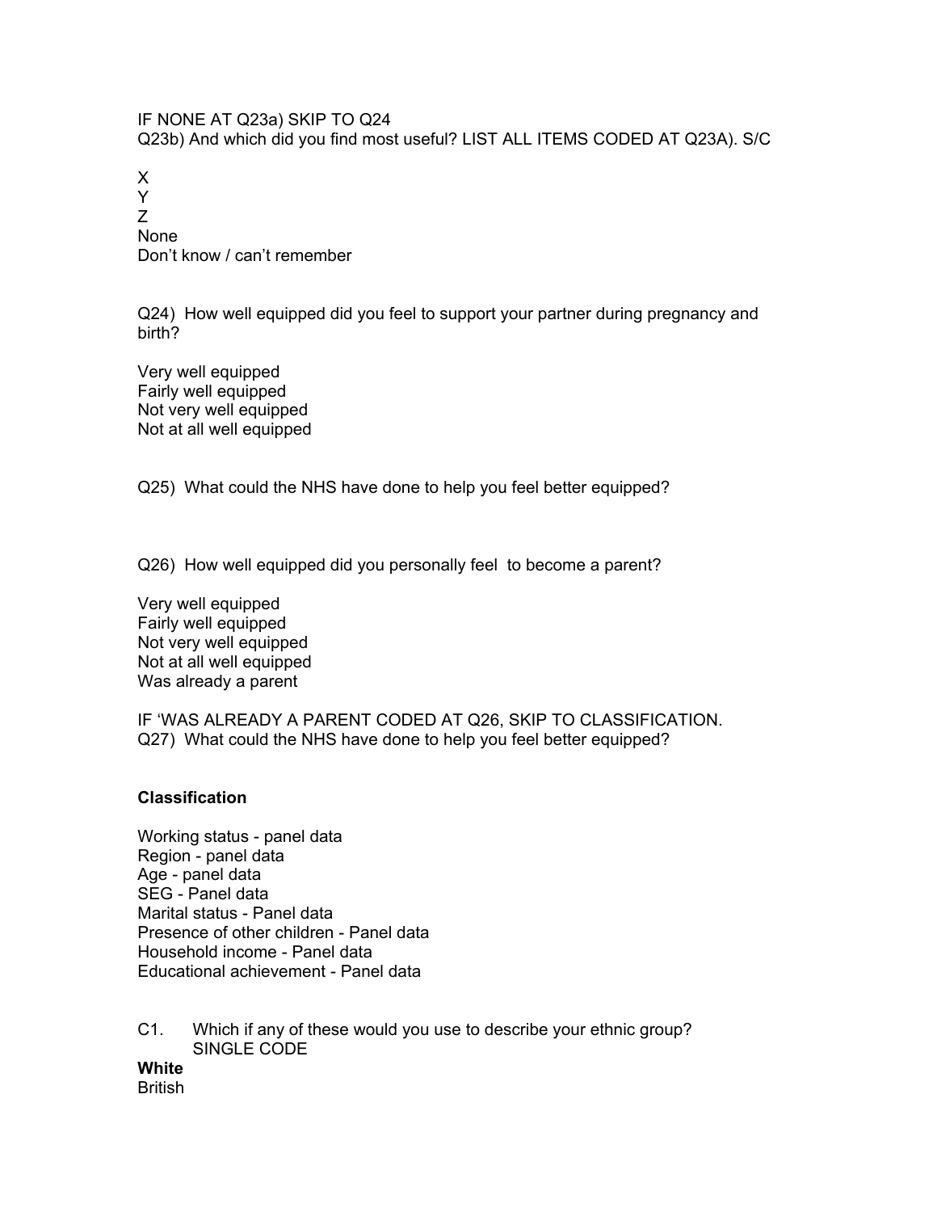IF NONE AT Q23a) SKIP TO Q24
Q23b) And which did you find most useful? LIST ALL ITEMS CODED AT Q23A). S/C

X
Y
Z
None
Don't know / can't remember

Q24) How well equipped did you feel to support your partner during pregnancy and birth?

Very well equipped
Fairly well equipped
Not very well equipped
Not at all well equipped

Q25) What could the NHS have done to help you feel better equipped?

Q26) How well equipped did you personally feel to become a parent?

Very well equipped
Fairly well equipped
Not very well equipped
Not at all well equipped
Was already a parent

IF 'WAS ALREADY A PARENT CODED AT Q26, SKIP TO CLASSIFICATION.
Q27) What could the NHS have done to help you feel better equipped?

**Classification**

Working status - panel data
Region - panel data
Age - panel data
SEG - Panel data
Marital status - Panel data
Presence of other children - Panel data
Household income - Panel data
Educational achievement - Panel data

C1. Which if any of these would you use to describe your ethnic group? SINGLE CODE

**White**
British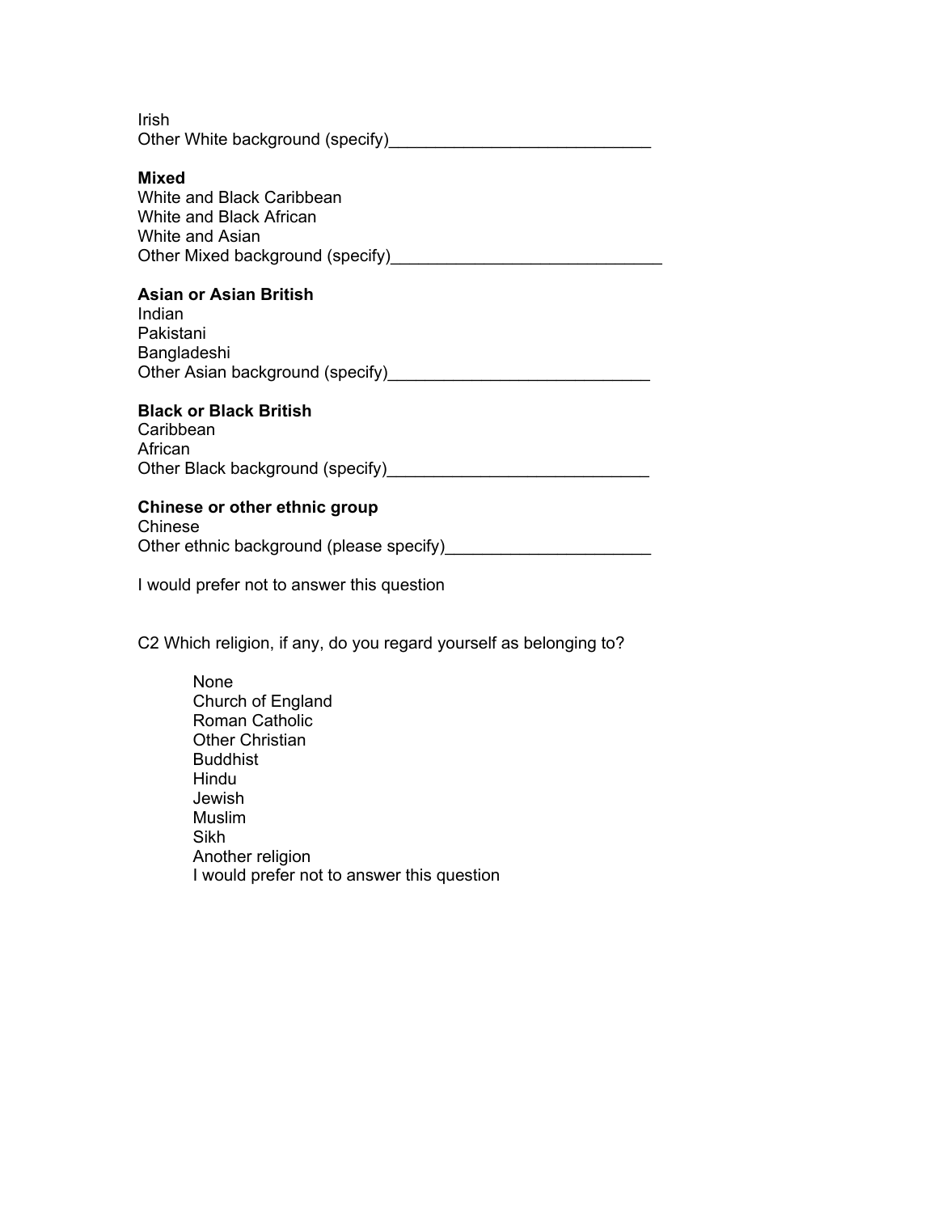Irish
Other White background (specify)____________________________

**Mixed**
White and Black Caribbean
White and Black African
White and Asian
Other Mixed background (specify)_____________________________

**Asian or Asian British**
Indian
Pakistani
Bangladeshi
Other Asian background (specify)____________________________

**Black or Black British**
Caribbean
African
Other Black background (specify)____________________________

**Chinese or other ethnic group**
Chinese
Other ethnic background (please specify)______________________

I would prefer not to answer this question

C2 Which religion, if any, do you regard yourself as belonging to?

None
Church of England
Roman Catholic
Other Christian
Buddhist
Hindu
Jewish
Muslim
Sikh
Another religion
I would prefer not to answer this question